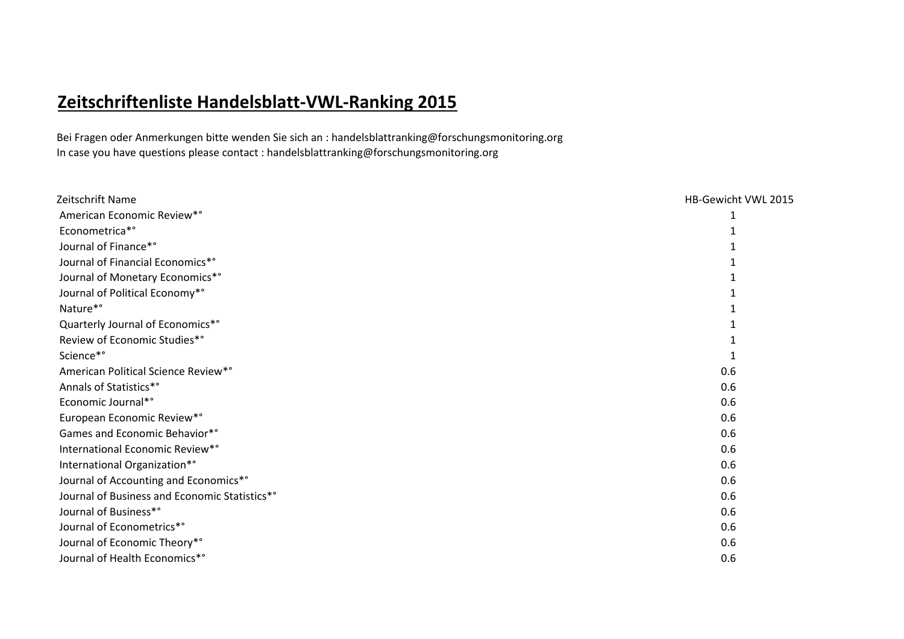# Zeitschriftenliste Handelsblatt-VWL-Ranking 2015

Bei Fragen oder Anmerkungen bitte wenden Sie sich an : handelsblattranking@forschungsmonitoring.org
In case you have questions please contact : handelsblattranking@forschungsmonitoring.org

| Zeitschrift Name | HB-Gewicht VWL 2015 |
| --- | --- |
| American Economic Review*° | 1 |
| Econometrica*° | 1 |
| Journal of Finance*° | 1 |
| Journal of Financial Economics*° | 1 |
| Journal of Monetary Economics*° | 1 |
| Journal of Political Economy*° | 1 |
| Nature*° | 1 |
| Quarterly Journal of Economics*° | 1 |
| Review of Economic Studies*° | 1 |
| Science*° | 1 |
| American Political Science Review*° | 0.6 |
| Annals of Statistics*° | 0.6 |
| Economic Journal*° | 0.6 |
| European Economic Review*° | 0.6 |
| Games and Economic Behavior*° | 0.6 |
| International Economic Review*° | 0.6 |
| International Organization*° | 0.6 |
| Journal of Accounting and Economics*° | 0.6 |
| Journal of Business and Economic Statistics*° | 0.6 |
| Journal of Business*° | 0.6 |
| Journal of Econometrics*° | 0.6 |
| Journal of Economic Theory*° | 0.6 |
| Journal of Health Economics*° | 0.6 |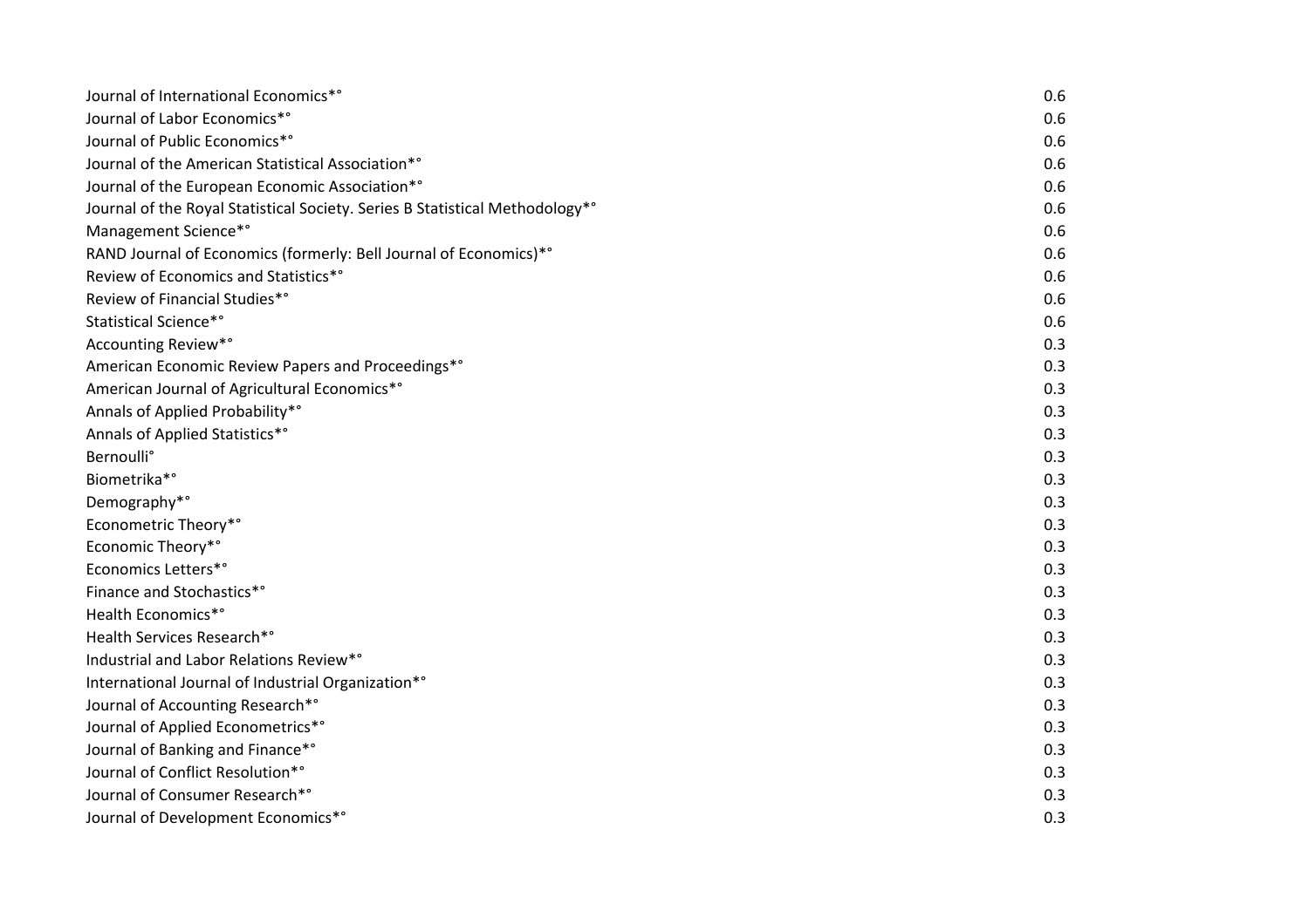| | |
|---|---|
| Journal of International Economics*° | 0.6 |
| Journal of Labor Economics*° | 0.6 |
| Journal of Public Economics*° | 0.6 |
| Journal of the American Statistical Association*° | 0.6 |
| Journal of the European Economic Association*° | 0.6 |
| Journal of the Royal Statistical Society. Series B Statistical Methodology*° | 0.6 |
| Management Science*° | 0.6 |
| RAND Journal of Economics (formerly: Bell Journal of Economics)*° | 0.6 |
| Review of Economics and Statistics*° | 0.6 |
| Review of Financial Studies*° | 0.6 |
| Statistical Science*° | 0.6 |
| Accounting Review*° | 0.3 |
| American Economic Review Papers and Proceedings*° | 0.3 |
| American Journal of Agricultural Economics*° | 0.3 |
| Annals of Applied Probability*° | 0.3 |
| Annals of Applied Statistics*° | 0.3 |
| Bernoulli° | 0.3 |
| Biometrika*° | 0.3 |
| Demography*° | 0.3 |
| Econometric Theory*° | 0.3 |
| Economic Theory*° | 0.3 |
| Economics Letters*° | 0.3 |
| Finance and Stochastics*° | 0.3 |
| Health Economics*° | 0.3 |
| Health Services Research*° | 0.3 |
| Industrial and Labor Relations Review*° | 0.3 |
| International Journal of Industrial Organization*° | 0.3 |
| Journal of Accounting Research*° | 0.3 |
| Journal of Applied Econometrics*° | 0.3 |
| Journal of Banking and Finance*° | 0.3 |
| Journal of Conflict Resolution*° | 0.3 |
| Journal of Consumer Research*° | 0.3 |
| Journal of Development Economics*° | 0.3 |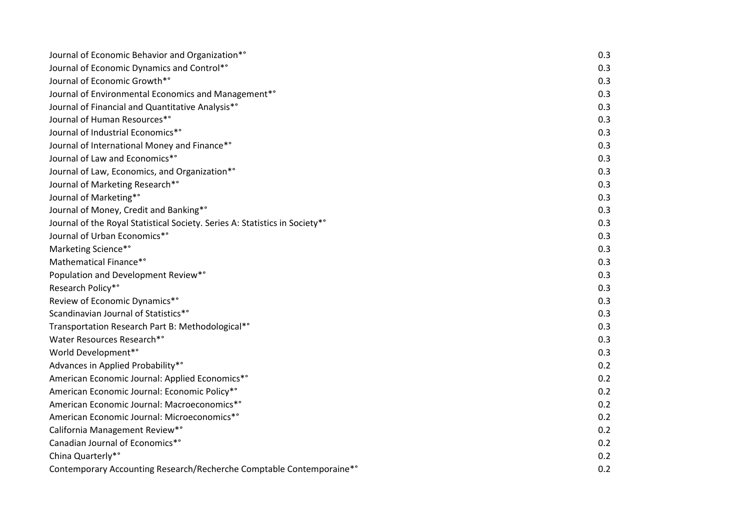| | |
|---|---|
| Journal of Economic Behavior and Organization*° | 0.3 |
| Journal of Economic Dynamics and Control*° | 0.3 |
| Journal of Economic Growth*° | 0.3 |
| Journal of Environmental Economics and Management*° | 0.3 |
| Journal of Financial and Quantitative Analysis*° | 0.3 |
| Journal of Human Resources*° | 0.3 |
| Journal of Industrial Economics*° | 0.3 |
| Journal of International Money and Finance*° | 0.3 |
| Journal of Law and Economics*° | 0.3 |
| Journal of Law, Economics, and Organization*° | 0.3 |
| Journal of Marketing Research*° | 0.3 |
| Journal of Marketing*° | 0.3 |
| Journal of Money, Credit and Banking*° | 0.3 |
| Journal of the Royal Statistical Society. Series A: Statistics in Society*° | 0.3 |
| Journal of Urban Economics*° | 0.3 |
| Marketing Science*° | 0.3 |
| Mathematical Finance*° | 0.3 |
| Population and Development Review*° | 0.3 |
| Research Policy*° | 0.3 |
| Review of Economic Dynamics*° | 0.3 |
| Scandinavian Journal of Statistics*° | 0.3 |
| Transportation Research Part B: Methodological*° | 0.3 |
| Water Resources Research*° | 0.3 |
| World Development*° | 0.3 |
| Advances in Applied Probability*° | 0.2 |
| American Economic Journal: Applied Economics*° | 0.2 |
| American Economic Journal: Economic Policy*° | 0.2 |
| American Economic Journal: Macroeconomics*° | 0.2 |
| American Economic Journal: Microeconomics*° | 0.2 |
| California Management Review*° | 0.2 |
| Canadian Journal of Economics*° | 0.2 |
| China Quarterly*° | 0.2 |
| Contemporary Accounting Research/Recherche Comptable Contemporaine*° | 0.2 |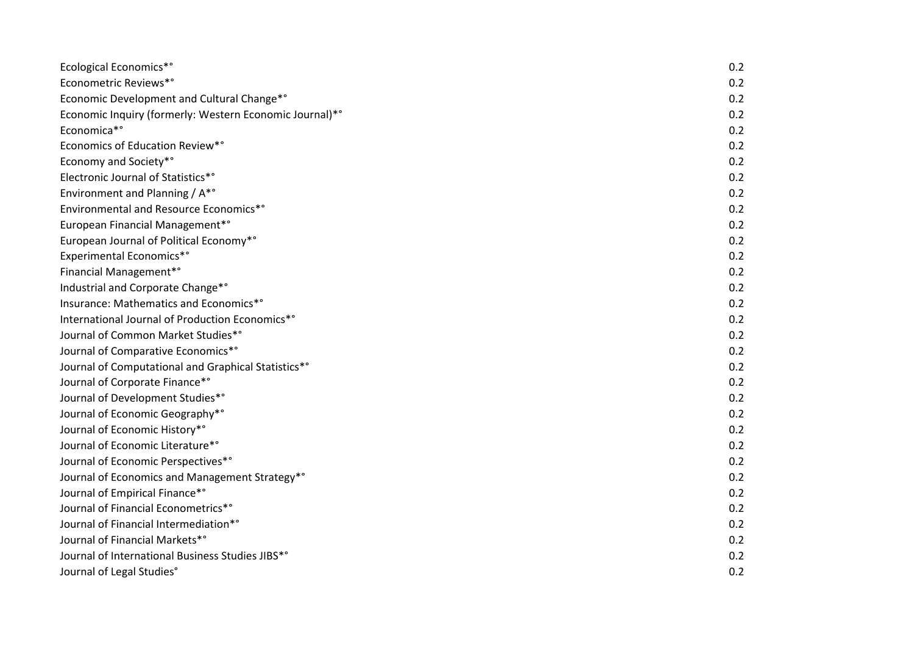| | |
|---|---|
| Ecological Economics*° | 0.2 |
| Econometric Reviews*° | 0.2 |
| Economic Development and Cultural Change*° | 0.2 |
| Economic Inquiry (formerly: Western Economic Journal)*° | 0.2 |
| Economica*° | 0.2 |
| Economics of Education Review*° | 0.2 |
| Economy and Society*° | 0.2 |
| Electronic Journal of Statistics*° | 0.2 |
| Environment and Planning / A*° | 0.2 |
| Environmental and Resource Economics*° | 0.2 |
| European Financial Management*° | 0.2 |
| European Journal of Political Economy*° | 0.2 |
| Experimental Economics*° | 0.2 |
| Financial Management*° | 0.2 |
| Industrial and Corporate Change*° | 0.2 |
| Insurance: Mathematics and Economics*° | 0.2 |
| International Journal of Production Economics*° | 0.2 |
| Journal of Common Market Studies*° | 0.2 |
| Journal of Comparative Economics*° | 0.2 |
| Journal of Computational and Graphical Statistics*° | 0.2 |
| Journal of Corporate Finance*° | 0.2 |
| Journal of Development Studies*° | 0.2 |
| Journal of Economic Geography*° | 0.2 |
| Journal of Economic History*° | 0.2 |
| Journal of Economic Literature*° | 0.2 |
| Journal of Economic Perspectives*° | 0.2 |
| Journal of Economics and Management Strategy*° | 0.2 |
| Journal of Empirical Finance*° | 0.2 |
| Journal of Financial Econometrics*° | 0.2 |
| Journal of Financial Intermediation*° | 0.2 |
| Journal of Financial Markets*° | 0.2 |
| Journal of International Business Studies JIBS*° | 0.2 |
| Journal of Legal Studies° | 0.2 |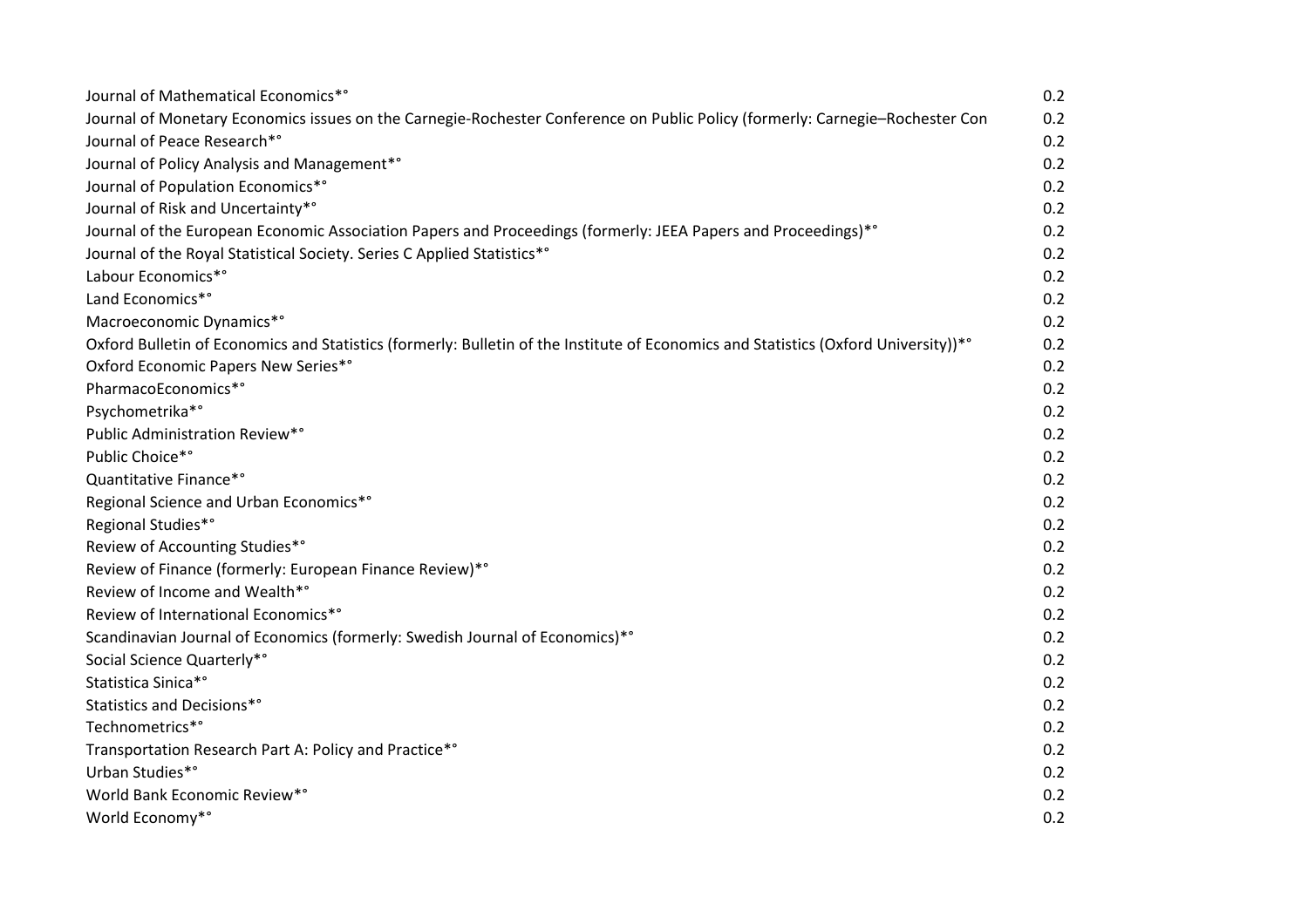| | |
|---|---|
| Journal of Mathematical Economics*° | 0.2 |
| Journal of Monetary Economics issues on the Carnegie-Rochester Conference on Public Policy (formerly: Carnegie–Rochester Con | 0.2 |
| Journal of Peace Research*° | 0.2 |
| Journal of Policy Analysis and Management*° | 0.2 |
| Journal of Population Economics*° | 0.2 |
| Journal of Risk and Uncertainty*° | 0.2 |
| Journal of the European Economic Association Papers and Proceedings (formerly: JEEA Papers and Proceedings)*° | 0.2 |
| Journal of the Royal Statistical Society. Series C Applied Statistics*° | 0.2 |
| Labour Economics*° | 0.2 |
| Land Economics*° | 0.2 |
| Macroeconomic Dynamics*° | 0.2 |
| Oxford Bulletin of Economics and Statistics (formerly: Bulletin of the Institute of Economics and Statistics (Oxford University))*° | 0.2 |
| Oxford Economic Papers New Series*° | 0.2 |
| PharmacoEconomics*° | 0.2 |
| Psychometrika*° | 0.2 |
| Public Administration Review*° | 0.2 |
| Public Choice*° | 0.2 |
| Quantitative Finance*° | 0.2 |
| Regional Science and Urban Economics*° | 0.2 |
| Regional Studies*° | 0.2 |
| Review of Accounting Studies*° | 0.2 |
| Review of Finance (formerly: European Finance Review)*° | 0.2 |
| Review of Income and Wealth*° | 0.2 |
| Review of International Economics*° | 0.2 |
| Scandinavian Journal of Economics (formerly: Swedish Journal of Economics)*° | 0.2 |
| Social Science Quarterly*° | 0.2 |
| Statistica Sinica*° | 0.2 |
| Statistics and Decisions*° | 0.2 |
| Technometrics*° | 0.2 |
| Transportation Research Part A: Policy and Practice*° | 0.2 |
| Urban Studies*° | 0.2 |
| World Bank Economic Review*° | 0.2 |
| World Economy*° | 0.2 |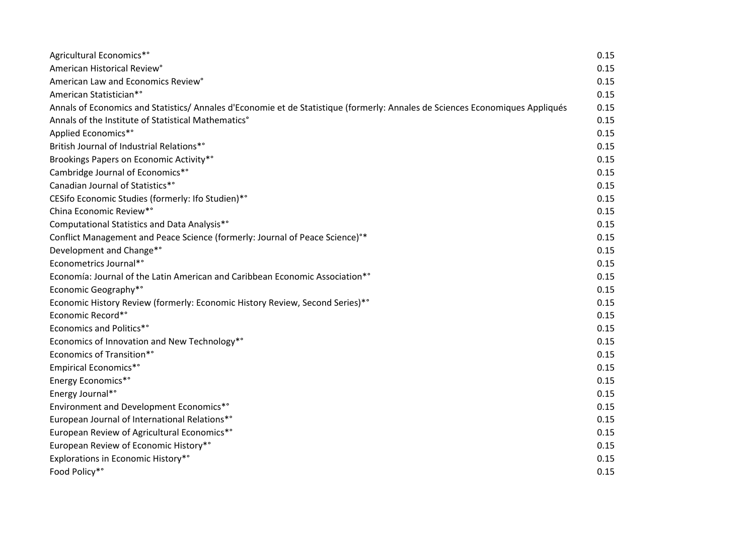| | |
|---|---|
| Agricultural Economics*° | 0.15 |
| American Historical Review° | 0.15 |
| American Law and Economics Review° | 0.15 |
| American Statistician*° | 0.15 |
| Annals of Economics and Statistics/ Annales d'Economie et de Statistique (formerly: Annales de Sciences Economiques Appliqués | 0.15 |
| Annals of the Institute of Statistical Mathematics° | 0.15 |
| Applied Economics*° | 0.15 |
| British Journal of Industrial Relations*° | 0.15 |
| Brookings Papers on Economic Activity*° | 0.15 |
| Cambridge Journal of Economics*° | 0.15 |
| Canadian Journal of Statistics*° | 0.15 |
| CESifo Economic Studies (formerly: Ifo Studien)*° | 0.15 |
| China Economic Review*° | 0.15 |
| Computational Statistics and Data Analysis*° | 0.15 |
| Conflict Management and Peace Science (formerly: Journal of Peace Science)°* | 0.15 |
| Development and Change*° | 0.15 |
| Econometrics Journal*° | 0.15 |
| Economía: Journal of the Latin American and Caribbean Economic Association*° | 0.15 |
| Economic Geography*° | 0.15 |
| Economic History Review (formerly: Economic History Review, Second Series)*° | 0.15 |
| Economic Record*° | 0.15 |
| Economics and Politics*° | 0.15 |
| Economics of Innovation and New Technology*° | 0.15 |
| Economics of Transition*° | 0.15 |
| Empirical Economics*° | 0.15 |
| Energy Economics*° | 0.15 |
| Energy Journal*° | 0.15 |
| Environment and Development Economics*° | 0.15 |
| European Journal of International Relations*° | 0.15 |
| European Review of Agricultural Economics*° | 0.15 |
| European Review of Economic History*° | 0.15 |
| Explorations in Economic History*° | 0.15 |
| Food Policy*° | 0.15 |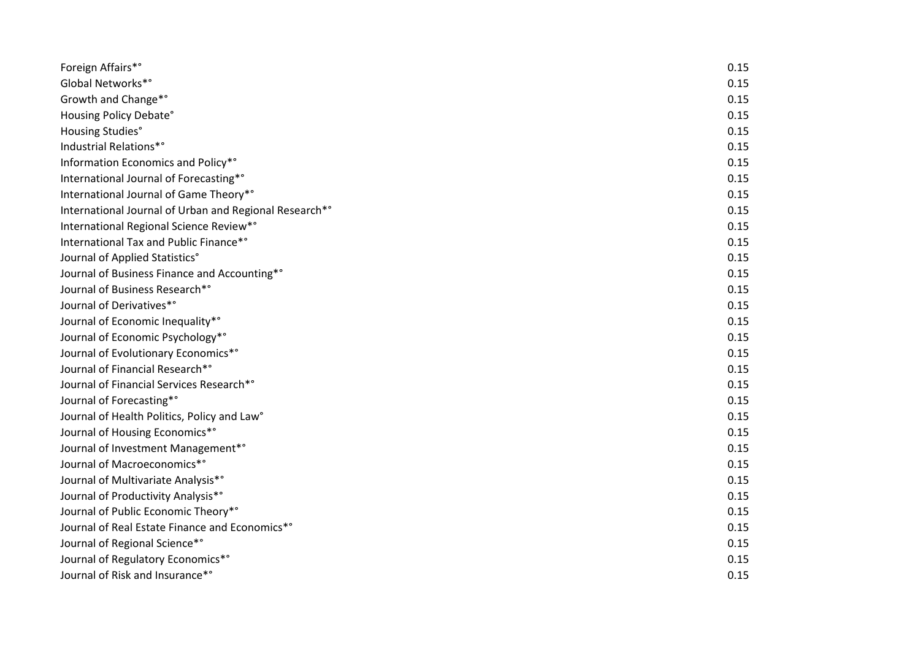| | |
|---|---|
| Foreign Affairs*° | 0.15 |
| Global Networks*° | 0.15 |
| Growth and Change*° | 0.15 |
| Housing Policy Debate° | 0.15 |
| Housing Studies° | 0.15 |
| Industrial Relations*° | 0.15 |
| Information Economics and Policy*° | 0.15 |
| International Journal of Forecasting*° | 0.15 |
| International Journal of Game Theory*° | 0.15 |
| International Journal of Urban and Regional Research*° | 0.15 |
| International Regional Science Review*° | 0.15 |
| International Tax and Public Finance*° | 0.15 |
| Journal of Applied Statistics° | 0.15 |
| Journal of Business Finance and Accounting*° | 0.15 |
| Journal of Business Research*° | 0.15 |
| Journal of Derivatives*° | 0.15 |
| Journal of Economic Inequality*° | 0.15 |
| Journal of Economic Psychology*° | 0.15 |
| Journal of Evolutionary Economics*° | 0.15 |
| Journal of Financial Research*° | 0.15 |
| Journal of Financial Services Research*° | 0.15 |
| Journal of Forecasting*° | 0.15 |
| Journal of Health Politics, Policy and Law° | 0.15 |
| Journal of Housing Economics*° | 0.15 |
| Journal of Investment Management*° | 0.15 |
| Journal of Macroeconomics*° | 0.15 |
| Journal of Multivariate Analysis*° | 0.15 |
| Journal of Productivity Analysis*° | 0.15 |
| Journal of Public Economic Theory*° | 0.15 |
| Journal of Real Estate Finance and Economics*° | 0.15 |
| Journal of Regional Science*° | 0.15 |
| Journal of Regulatory Economics*° | 0.15 |
| Journal of Risk and Insurance*° | 0.15 |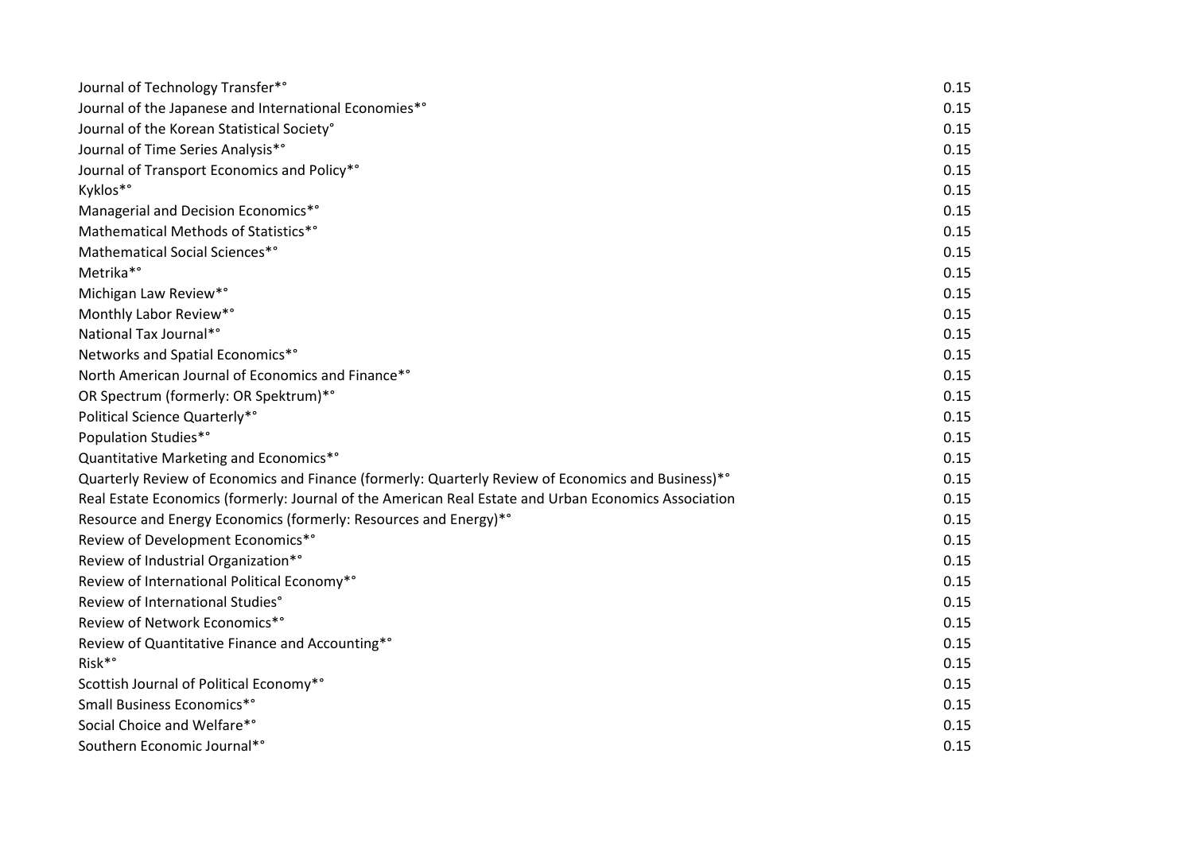| | |
|---|---|
| Journal of Technology Transfer*° | 0.15 |
| Journal of the Japanese and International Economies*° | 0.15 |
| Journal of the Korean Statistical Society° | 0.15 |
| Journal of Time Series Analysis*° | 0.15 |
| Journal of Transport Economics and Policy*° | 0.15 |
| Kyklos*° | 0.15 |
| Managerial and Decision Economics*° | 0.15 |
| Mathematical Methods of Statistics*° | 0.15 |
| Mathematical Social Sciences*° | 0.15 |
| Metrika*° | 0.15 |
| Michigan Law Review*° | 0.15 |
| Monthly Labor Review*° | 0.15 |
| National Tax Journal*° | 0.15 |
| Networks and Spatial Economics*° | 0.15 |
| North American Journal of Economics and Finance*° | 0.15 |
| OR Spectrum (formerly: OR Spektrum)*° | 0.15 |
| Political Science Quarterly*° | 0.15 |
| Population Studies*° | 0.15 |
| Quantitative Marketing and Economics*° | 0.15 |
| Quarterly Review of Economics and Finance (formerly: Quarterly Review of Economics and Business)*° | 0.15 |
| Real Estate Economics (formerly: Journal of the American Real Estate and Urban Economics Association | 0.15 |
| Resource and Energy Economics (formerly: Resources and Energy)*° | 0.15 |
| Review of Development Economics*° | 0.15 |
| Review of Industrial Organization*° | 0.15 |
| Review of International Political Economy*° | 0.15 |
| Review of International Studies° | 0.15 |
| Review of Network Economics*° | 0.15 |
| Review of Quantitative Finance and Accounting*° | 0.15 |
| Risk*° | 0.15 |
| Scottish Journal of Political Economy*° | 0.15 |
| Small Business Economics*° | 0.15 |
| Social Choice and Welfare*° | 0.15 |
| Southern Economic Journal*° | 0.15 |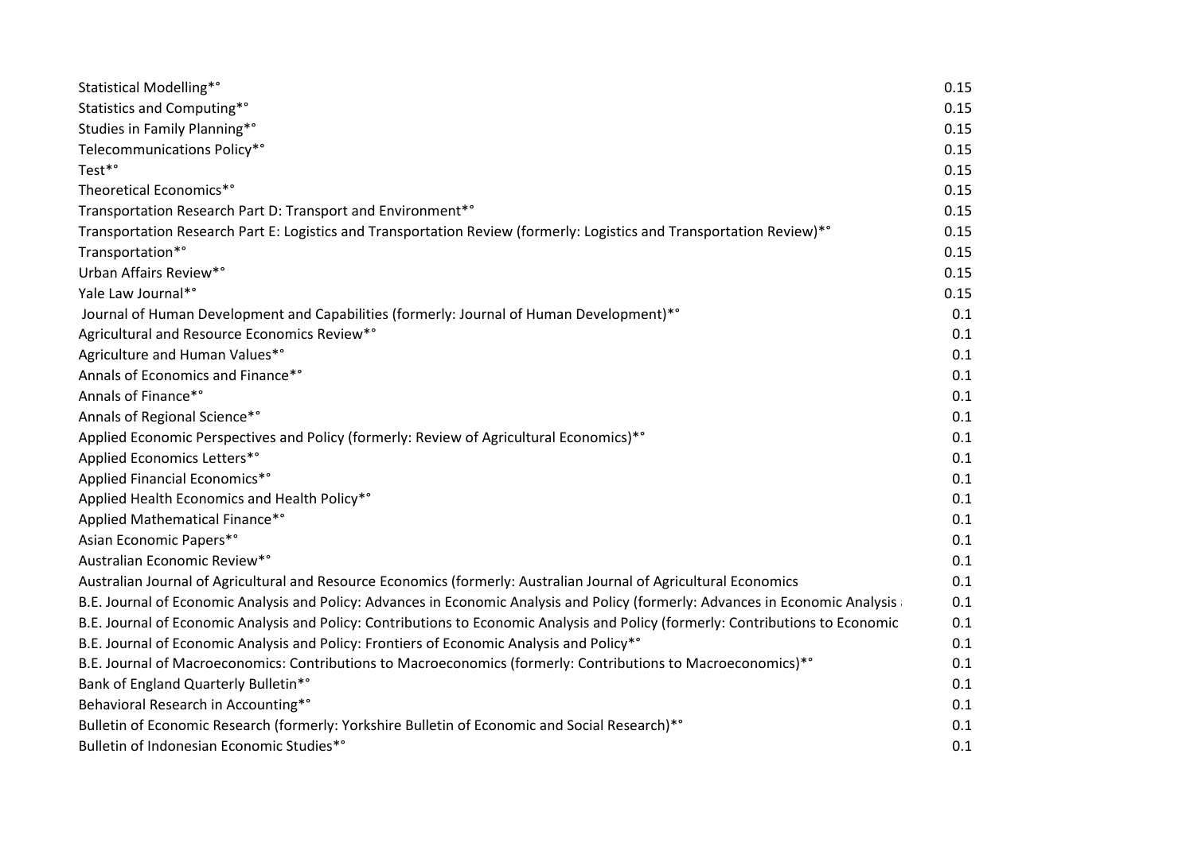| | |
|---|---|
| Statistical Modelling*° | 0.15 |
| Statistics and Computing*° | 0.15 |
| Studies in Family Planning*° | 0.15 |
| Telecommunications Policy*° | 0.15 |
| Test*° | 0.15 |
| Theoretical Economics*° | 0.15 |
| Transportation Research Part D: Transport and Environment*° | 0.15 |
| Transportation Research Part E: Logistics and Transportation Review (formerly: Logistics and Transportation Review)*° | 0.15 |
| Transportation*° | 0.15 |
| Urban Affairs Review*° | 0.15 |
| Yale Law Journal*° | 0.15 |
| Journal of Human Development and Capabilities (formerly: Journal of Human Development)*° | 0.1 |
| Agricultural and Resource Economics Review*° | 0.1 |
| Agriculture and Human Values*° | 0.1 |
| Annals of Economics and Finance*° | 0.1 |
| Annals of Finance*° | 0.1 |
| Annals of Regional Science*° | 0.1 |
| Applied Economic Perspectives and Policy (formerly: Review of Agricultural Economics)*° | 0.1 |
| Applied Economics Letters*° | 0.1 |
| Applied Financial Economics*° | 0.1 |
| Applied Health Economics and Health Policy*° | 0.1 |
| Applied Mathematical Finance*° | 0.1 |
| Asian Economic Papers*° | 0.1 |
| Australian Economic Review*° | 0.1 |
| Australian Journal of Agricultural and Resource Economics (formerly: Australian Journal of Agricultural Economics | 0.1 |
| B.E. Journal of Economic Analysis and Policy: Advances in Economic Analysis and Policy (formerly: Advances in Economic Analysis | 0.1 |
| B.E. Journal of Economic Analysis and Policy: Contributions to Economic Analysis and Policy (formerly: Contributions to Economic | 0.1 |
| B.E. Journal of Economic Analysis and Policy: Frontiers of Economic Analysis and Policy*° | 0.1 |
| B.E. Journal of Macroeconomics: Contributions to Macroeconomics (formerly: Contributions to Macroeconomics)*° | 0.1 |
| Bank of England Quarterly Bulletin*° | 0.1 |
| Behavioral Research in Accounting*° | 0.1 |
| Bulletin of Economic Research (formerly: Yorkshire Bulletin of Economic and Social Research)*° | 0.1 |
| Bulletin of Indonesian Economic Studies*° | 0.1 |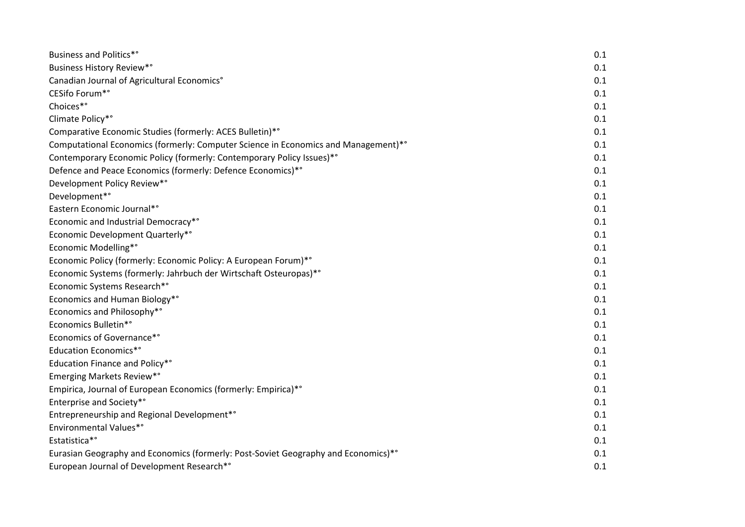| | |
|---|---|
| Business and Politics*° | 0.1 |
| Business History Review*° | 0.1 |
| Canadian Journal of Agricultural Economics° | 0.1 |
| CESifo Forum*° | 0.1 |
| Choices*° | 0.1 |
| Climate Policy*° | 0.1 |
| Comparative Economic Studies (formerly: ACES Bulletin)*° | 0.1 |
| Computational Economics (formerly: Computer Science in Economics and Management)*° | 0.1 |
| Contemporary Economic Policy (formerly: Contemporary Policy Issues)*° | 0.1 |
| Defence and Peace Economics (formerly: Defence Economics)*° | 0.1 |
| Development Policy Review*° | 0.1 |
| Development*° | 0.1 |
| Eastern Economic Journal*° | 0.1 |
| Economic and Industrial Democracy*° | 0.1 |
| Economic Development Quarterly*° | 0.1 |
| Economic Modelling*° | 0.1 |
| Economic Policy (formerly: Economic Policy: A European Forum)*° | 0.1 |
| Economic Systems (formerly: Jahrbuch der Wirtschaft Osteuropas)*° | 0.1 |
| Economic Systems Research*° | 0.1 |
| Economics and Human Biology*° | 0.1 |
| Economics and Philosophy*° | 0.1 |
| Economics Bulletin*° | 0.1 |
| Economics of Governance*° | 0.1 |
| Education Economics*° | 0.1 |
| Education Finance and Policy*° | 0.1 |
| Emerging Markets Review*° | 0.1 |
| Empirica, Journal of European Economics (formerly: Empirica)*° | 0.1 |
| Enterprise and Society*° | 0.1 |
| Entrepreneurship and Regional Development*° | 0.1 |
| Environmental Values*° | 0.1 |
| Estatistica*° | 0.1 |
| Eurasian Geography and Economics (formerly: Post-Soviet Geography and Economics)*° | 0.1 |
| European Journal of Development Research*° | 0.1 |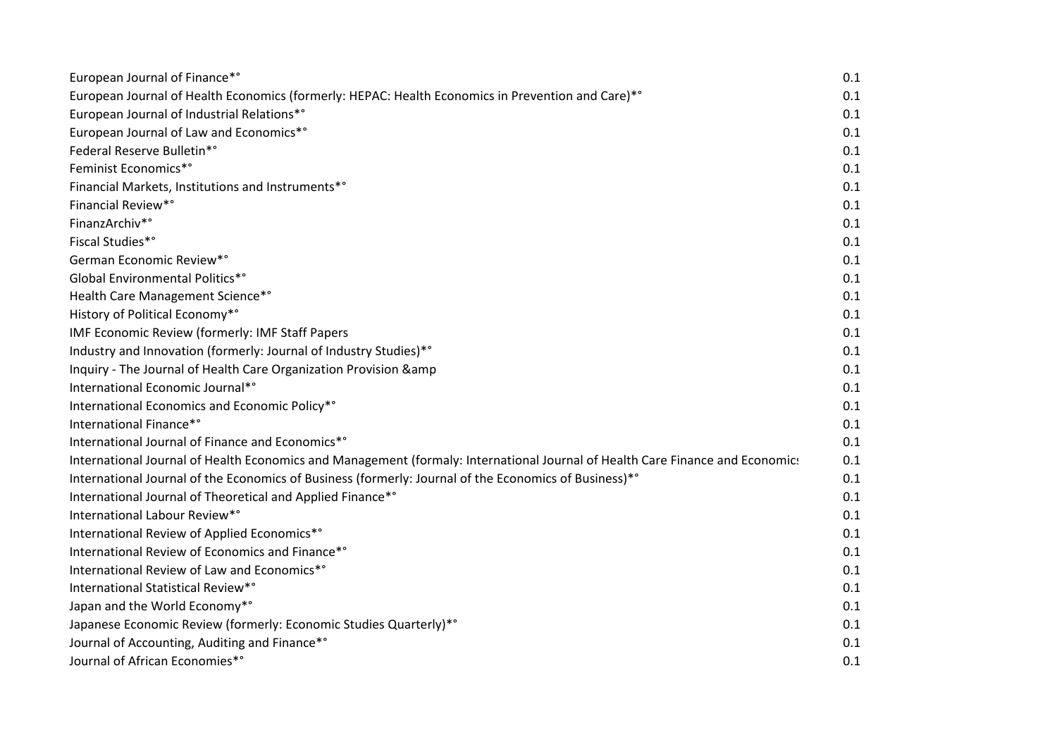| | |
|---|---|
| European Journal of Finance*° | 0.1 |
| European Journal of Health Economics (formerly: HEPAC: Health Economics in Prevention and Care)*° | 0.1 |
| European Journal of Industrial Relations*° | 0.1 |
| European Journal of Law and Economics*° | 0.1 |
| Federal Reserve Bulletin*° | 0.1 |
| Feminist Economics*° | 0.1 |
| Financial Markets, Institutions and Instruments*° | 0.1 |
| Financial Review*° | 0.1 |
| FinanzArchiv*° | 0.1 |
| Fiscal Studies*° | 0.1 |
| German Economic Review*° | 0.1 |
| Global Environmental Politics*° | 0.1 |
| Health Care Management Science*° | 0.1 |
| History of Political Economy*° | 0.1 |
| IMF Economic Review (formerly: IMF Staff Papers | 0.1 |
| Industry and Innovation (formerly: Journal of Industry Studies)*° | 0.1 |
| Inquiry - The Journal of Health Care Organization Provision &amp | 0.1 |
| International Economic Journal*° | 0.1 |
| International Economics and Economic Policy*° | 0.1 |
| International Finance*° | 0.1 |
| International Journal of Finance and Economics*° | 0.1 |
| International Journal of Health Economics and Management (formaly: International Journal of Health Care Finance and Economics | 0.1 |
| International Journal of the Economics of Business (formerly: Journal of the Economics of Business)*° | 0.1 |
| International Journal of Theoretical and Applied Finance*° | 0.1 |
| International Labour Review*° | 0.1 |
| International Review of Applied Economics*° | 0.1 |
| International Review of Economics and Finance*° | 0.1 |
| International Review of Law and Economics*° | 0.1 |
| International Statistical Review*° | 0.1 |
| Japan and the World Economy*° | 0.1 |
| Japanese Economic Review (formerly: Economic Studies Quarterly)*° | 0.1 |
| Journal of Accounting, Auditing and Finance*° | 0.1 |
| Journal of African Economies*° | 0.1 |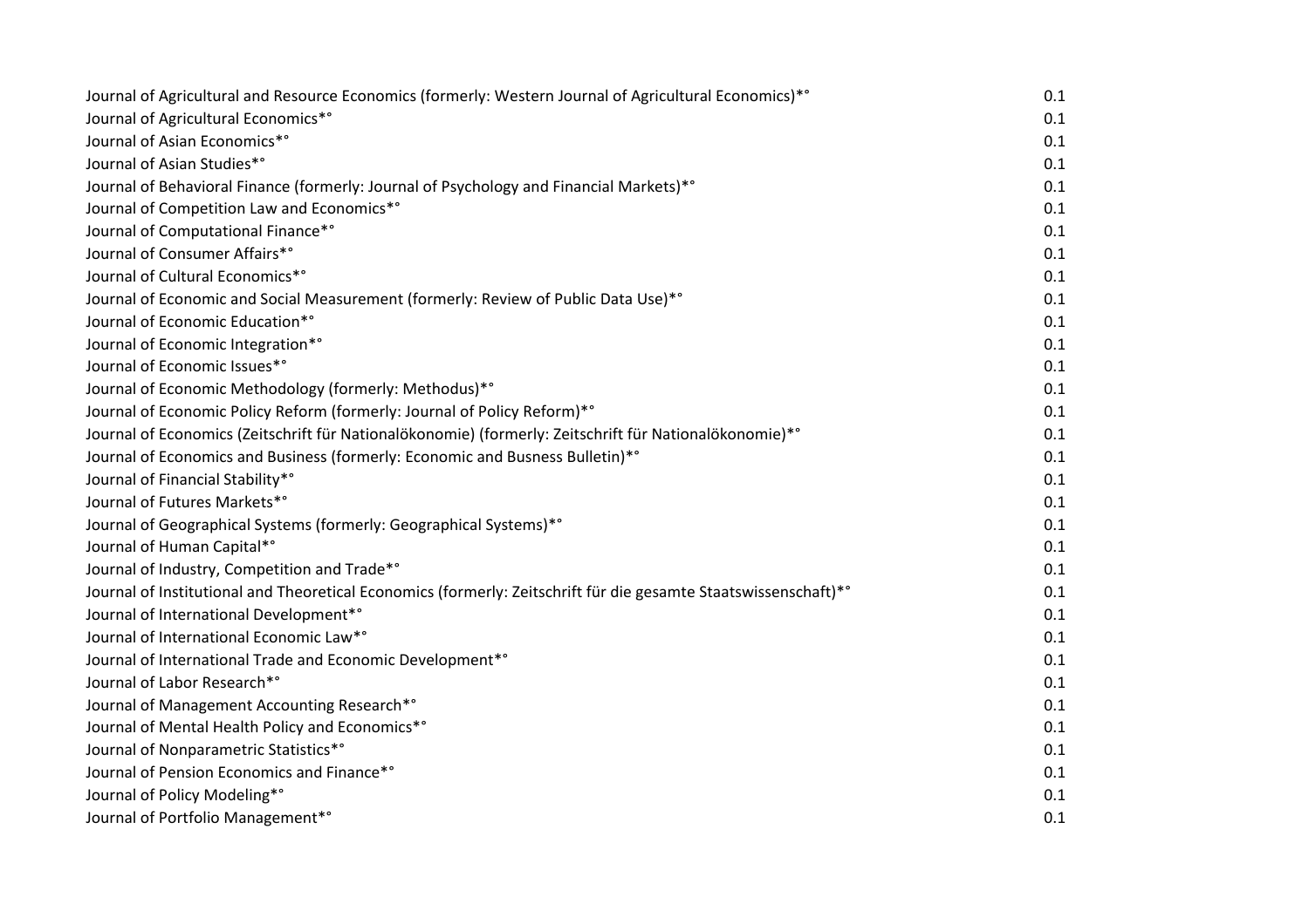| | |
|---|---|
| Journal of Agricultural and Resource Economics (formerly: Western Journal of Agricultural Economics)*° | 0.1 |
| Journal of Agricultural Economics*° | 0.1 |
| Journal of Asian Economics*° | 0.1 |
| Journal of Asian Studies*° | 0.1 |
| Journal of Behavioral Finance (formerly: Journal of Psychology and Financial Markets)*° | 0.1 |
| Journal of Competition Law and Economics*° | 0.1 |
| Journal of Computational Finance*° | 0.1 |
| Journal of Consumer Affairs*° | 0.1 |
| Journal of Cultural Economics*° | 0.1 |
| Journal of Economic and Social Measurement (formerly: Review of Public Data Use)*° | 0.1 |
| Journal of Economic Education*° | 0.1 |
| Journal of Economic Integration*° | 0.1 |
| Journal of Economic Issues*° | 0.1 |
| Journal of Economic Methodology (formerly: Methodus)*° | 0.1 |
| Journal of Economic Policy Reform (formerly: Journal of Policy Reform)*° | 0.1 |
| Journal of Economics (Zeitschrift für Nationalökonomie) (formerly: Zeitschrift für Nationalökonomie)*° | 0.1 |
| Journal of Economics and Business (formerly: Economic and Busness Bulletin)*° | 0.1 |
| Journal of Financial Stability*° | 0.1 |
| Journal of Futures Markets*° | 0.1 |
| Journal of Geographical Systems (formerly: Geographical Systems)*° | 0.1 |
| Journal of Human Capital*° | 0.1 |
| Journal of Industry, Competition and Trade*° | 0.1 |
| Journal of Institutional and Theoretical Economics (formerly: Zeitschrift für die gesamte Staatswissenschaft)*° | 0.1 |
| Journal of International Development*° | 0.1 |
| Journal of International Economic Law*° | 0.1 |
| Journal of International Trade and Economic Development*° | 0.1 |
| Journal of Labor Research*° | 0.1 |
| Journal of Management Accounting Research*° | 0.1 |
| Journal of Mental Health Policy and Economics*° | 0.1 |
| Journal of Nonparametric Statistics*° | 0.1 |
| Journal of Pension Economics and Finance*° | 0.1 |
| Journal of Policy Modeling*° | 0.1 |
| Journal of Portfolio Management*° | 0.1 |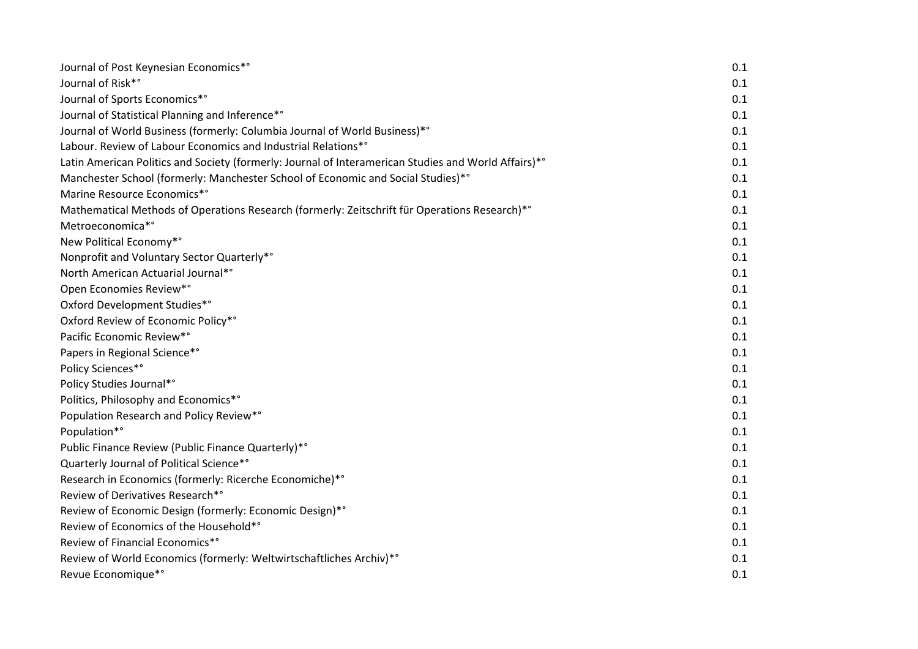| | |
|---|---|
| Journal of Post Keynesian Economics*° | 0.1 |
| Journal of Risk*° | 0.1 |
| Journal of Sports Economics*° | 0.1 |
| Journal of Statistical Planning and Inference*° | 0.1 |
| Journal of World Business (formerly: Columbia Journal of World Business)*° | 0.1 |
| Labour. Review of Labour Economics and Industrial Relations*° | 0.1 |
| Latin American Politics and Society (formerly: Journal of Interamerican Studies and World Affairs)*° | 0.1 |
| Manchester School (formerly: Manchester School of Economic and Social Studies)*° | 0.1 |
| Marine Resource Economics*° | 0.1 |
| Mathematical Methods of Operations Research (formerly: Zeitschrift für Operations Research)*° | 0.1 |
| Metroeconomica*° | 0.1 |
| New Political Economy*° | 0.1 |
| Nonprofit and Voluntary Sector Quarterly*° | 0.1 |
| North American Actuarial Journal*° | 0.1 |
| Open Economies Review*° | 0.1 |
| Oxford Development Studies*° | 0.1 |
| Oxford Review of Economic Policy*° | 0.1 |
| Pacific Economic Review*° | 0.1 |
| Papers in Regional Science*° | 0.1 |
| Policy Sciences*° | 0.1 |
| Policy Studies Journal*° | 0.1 |
| Politics, Philosophy and Economics*° | 0.1 |
| Population Research and Policy Review*° | 0.1 |
| Population*° | 0.1 |
| Public Finance Review (Public Finance Quarterly)*° | 0.1 |
| Quarterly Journal of Political Science*° | 0.1 |
| Research in Economics (formerly: Ricerche Economiche)*° | 0.1 |
| Review of Derivatives Research*° | 0.1 |
| Review of Economic Design (formerly: Economic Design)*° | 0.1 |
| Review of Economics of the Household*° | 0.1 |
| Review of Financial Economics*° | 0.1 |
| Review of World Economics (formerly: Weltwirtschaftliches Archiv)*° | 0.1 |
| Revue Economique*° | 0.1 |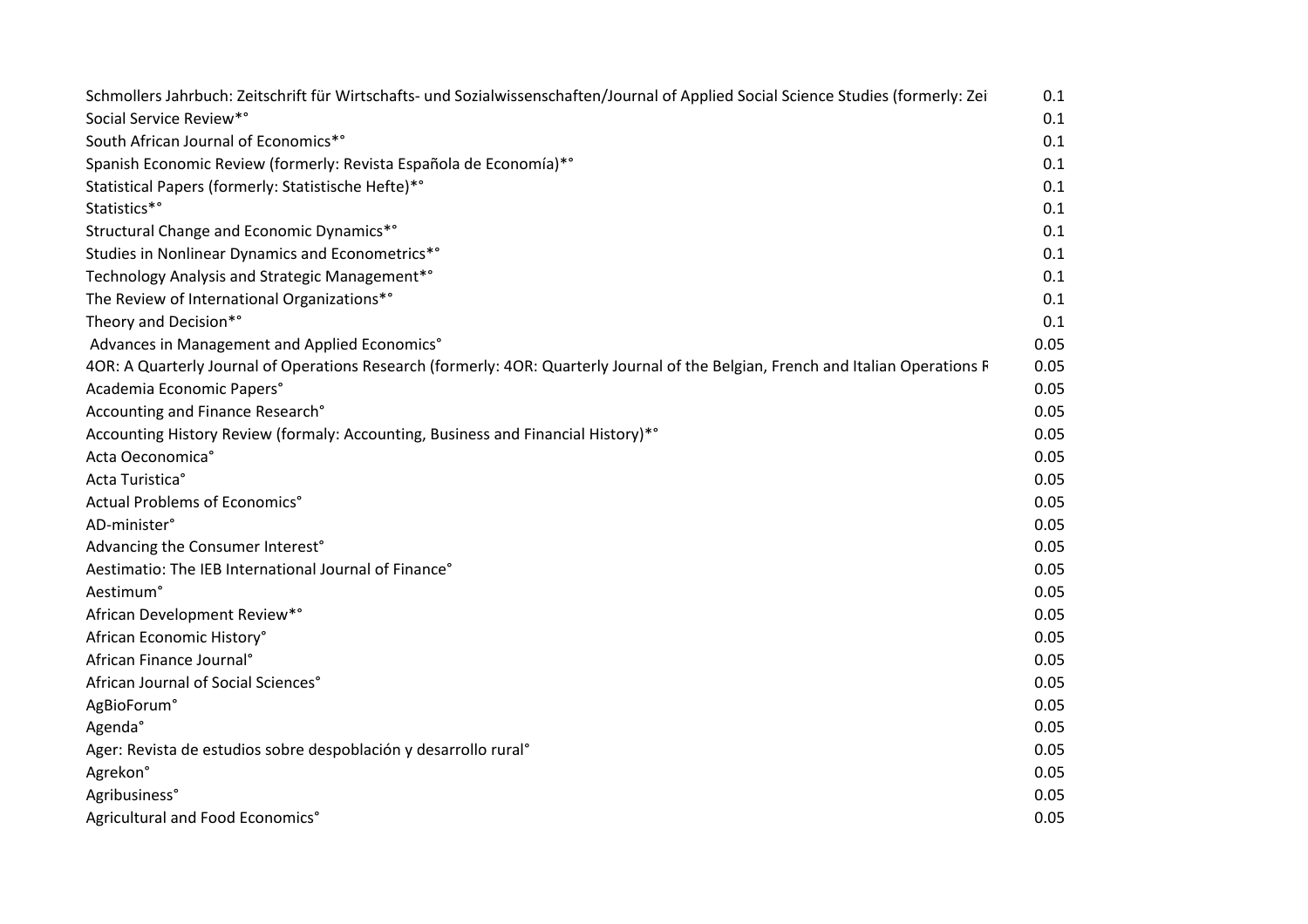| | |
|---|---|
| Schmollers Jahrbuch: Zeitschrift für Wirtschafts- und Sozialwissenschaften/Journal of Applied Social Science Studies (formerly: Zei | 0.1 |
| Social Service Review*° | 0.1 |
| South African Journal of Economics*° | 0.1 |
| Spanish Economic Review (formerly: Revista Española de Economía)*° | 0.1 |
| Statistical Papers (formerly: Statistische Hefte)*° | 0.1 |
| Statistics*° | 0.1 |
| Structural Change and Economic Dynamics*° | 0.1 |
| Studies in Nonlinear Dynamics and Econometrics*° | 0.1 |
| Technology Analysis and Strategic Management*° | 0.1 |
| The Review of International Organizations*° | 0.1 |
| Theory and Decision*° | 0.1 |
| Advances in Management and Applied Economics° | 0.05 |
| 4OR: A Quarterly Journal of Operations Research (formerly: 4OR: Quarterly Journal of the Belgian, French and Italian Operations R | 0.05 |
| Academia Economic Papers° | 0.05 |
| Accounting and Finance Research° | 0.05 |
| Accounting History Review (formaly: Accounting, Business and Financial History)*° | 0.05 |
| Acta Oeconomica° | 0.05 |
| Acta Turistica° | 0.05 |
| Actual Problems of Economics° | 0.05 |
| AD-minister° | 0.05 |
| Advancing the Consumer Interest° | 0.05 |
| Aestimatio: The IEB International Journal of Finance° | 0.05 |
| Aestimum° | 0.05 |
| African Development Review*° | 0.05 |
| African Economic History° | 0.05 |
| African Finance Journal° | 0.05 |
| African Journal of Social Sciences° | 0.05 |
| AgBioForum° | 0.05 |
| Agenda° | 0.05 |
| Ager: Revista de estudios sobre despoblación y desarrollo rural° | 0.05 |
| Agrekon° | 0.05 |
| Agribusiness° | 0.05 |
| Agricultural and Food Economics° | 0.05 |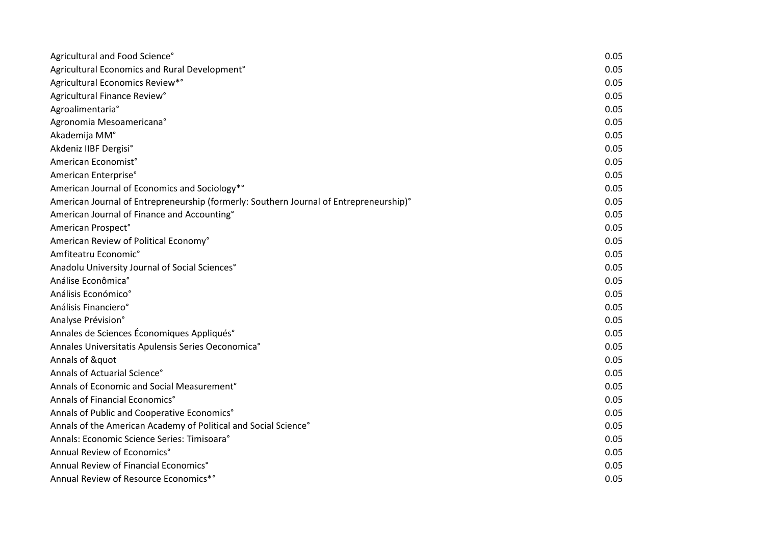| | |
|---|---|
| Agricultural and Food Science° | 0.05 |
| Agricultural Economics and Rural Development° | 0.05 |
| Agricultural Economics Review*° | 0.05 |
| Agricultural Finance Review° | 0.05 |
| Agroalimentaria° | 0.05 |
| Agronomia Mesoamericana° | 0.05 |
| Akademija MM° | 0.05 |
| Akdeniz IIBF Dergisi° | 0.05 |
| American Economist° | 0.05 |
| American Enterprise° | 0.05 |
| American Journal of Economics and Sociology*° | 0.05 |
| American Journal of Entrepreneurship (formerly: Southern Journal of Entrepreneurship)° | 0.05 |
| American Journal of Finance and Accounting° | 0.05 |
| American Prospect° | 0.05 |
| American Review of Political Economy° | 0.05 |
| Amfiteatru Economic° | 0.05 |
| Anadolu University Journal of Social Sciences° | 0.05 |
| Análise Econômica° | 0.05 |
| Análisis Económico° | 0.05 |
| Análisis Financiero° | 0.05 |
| Analyse Prévision° | 0.05 |
| Annales de Sciences Économiques Appliqués° | 0.05 |
| Annales Universitatis Apulensis Series Oeconomica° | 0.05 |
| Annals of &quot | 0.05 |
| Annals of Actuarial Science° | 0.05 |
| Annals of Economic and Social Measurement° | 0.05 |
| Annals of Financial Economics° | 0.05 |
| Annals of Public and Cooperative Economics° | 0.05 |
| Annals of the American Academy of Political and Social Science° | 0.05 |
| Annals: Economic Science Series: Timisoara° | 0.05 |
| Annual Review of Economics° | 0.05 |
| Annual Review of Financial Economics° | 0.05 |
| Annual Review of Resource Economics*° | 0.05 |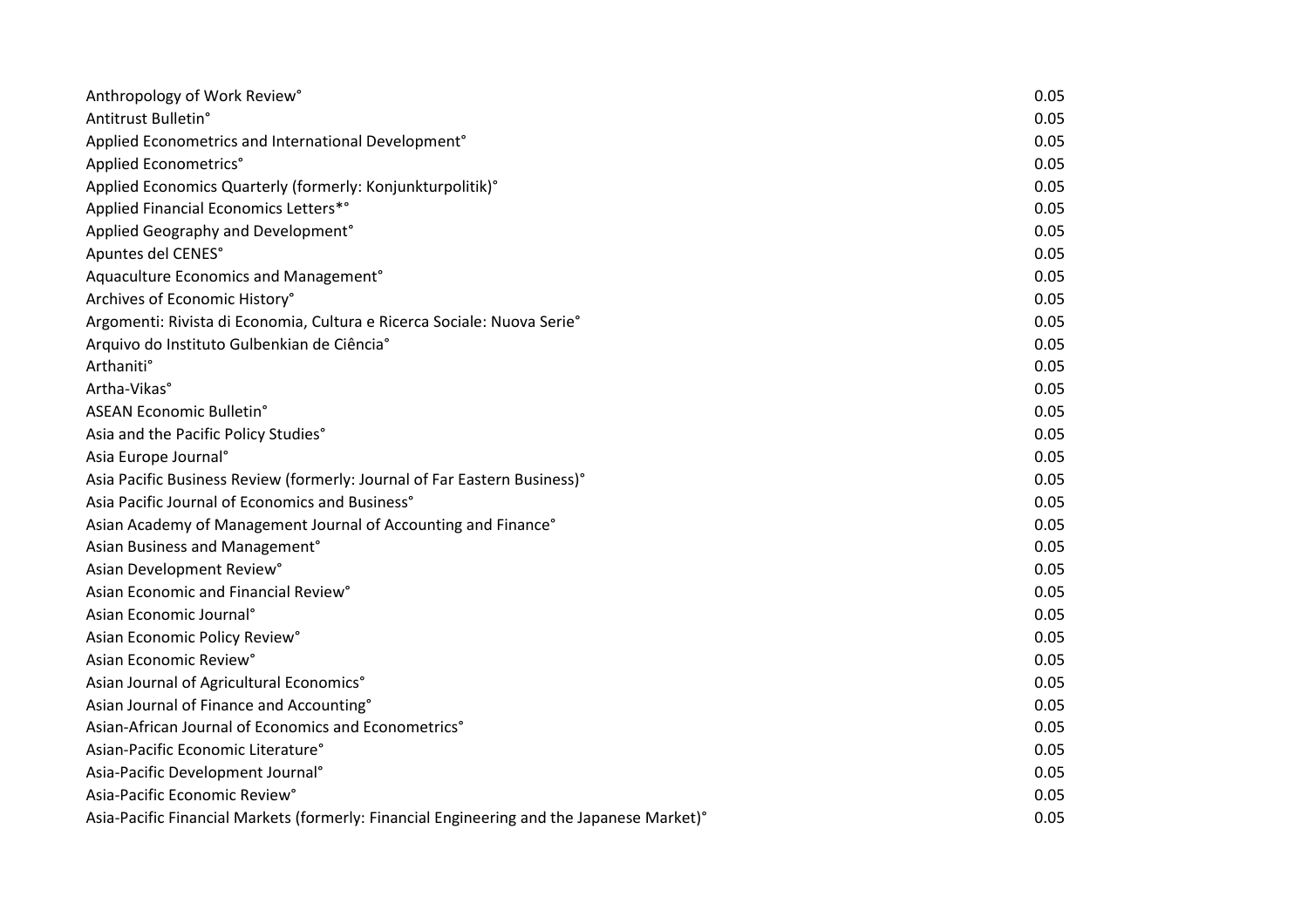| | |
|---|---|
| Anthropology of Work Review° | 0.05 |
| Antitrust Bulletin° | 0.05 |
| Applied Econometrics and International Development° | 0.05 |
| Applied Econometrics° | 0.05 |
| Applied Economics Quarterly (formerly: Konjunkturpolitik)° | 0.05 |
| Applied Financial Economics Letters*° | 0.05 |
| Applied Geography and Development° | 0.05 |
| Apuntes del CENES° | 0.05 |
| Aquaculture Economics and Management° | 0.05 |
| Archives of Economic History° | 0.05 |
| Argomenti: Rivista di Economia, Cultura e Ricerca Sociale: Nuova Serie° | 0.05 |
| Arquivo do Instituto Gulbenkian de Ciência° | 0.05 |
| Arthaniti° | 0.05 |
| Artha-Vikas° | 0.05 |
| ASEAN Economic Bulletin° | 0.05 |
| Asia and the Pacific Policy Studies° | 0.05 |
| Asia Europe Journal° | 0.05 |
| Asia Pacific Business Review (formerly: Journal of Far Eastern Business)° | 0.05 |
| Asia Pacific Journal of Economics and Business° | 0.05 |
| Asian Academy of Management Journal of Accounting and Finance° | 0.05 |
| Asian Business and Management° | 0.05 |
| Asian Development Review° | 0.05 |
| Asian Economic and Financial Review° | 0.05 |
| Asian Economic Journal° | 0.05 |
| Asian Economic Policy Review° | 0.05 |
| Asian Economic Review° | 0.05 |
| Asian Journal of Agricultural Economics° | 0.05 |
| Asian Journal of Finance and Accounting° | 0.05 |
| Asian-African Journal of Economics and Econometrics° | 0.05 |
| Asian-Pacific Economic Literature° | 0.05 |
| Asia-Pacific Development Journal° | 0.05 |
| Asia-Pacific Economic Review° | 0.05 |
| Asia-Pacific Financial Markets (formerly: Financial Engineering and the Japanese Market)° | 0.05 |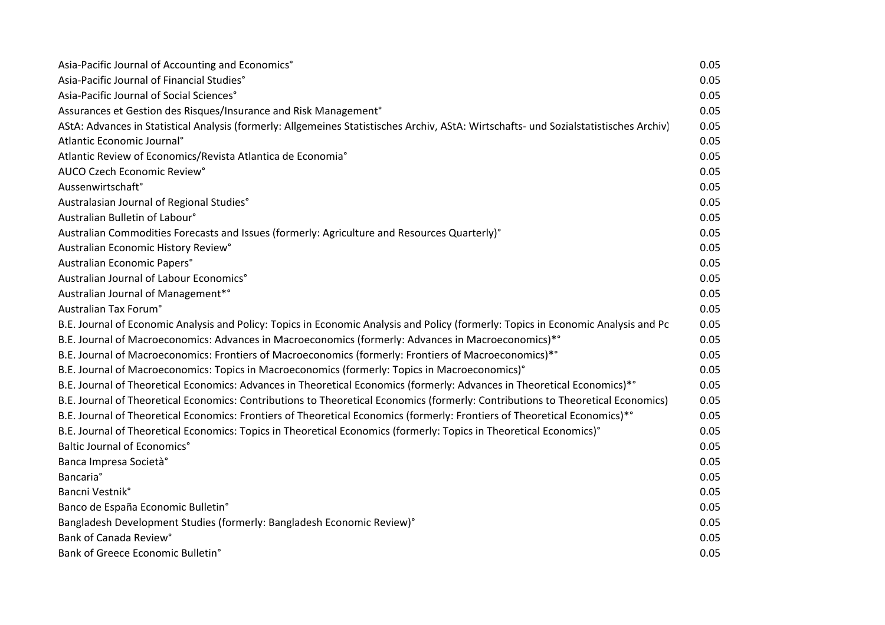| | |
|---|---|
| Asia-Pacific Journal of Accounting and Economics° | 0.05 |
| Asia-Pacific Journal of Financial Studies° | 0.05 |
| Asia-Pacific Journal of Social Sciences° | 0.05 |
| Assurances et Gestion des Risques/Insurance and Risk Management° | 0.05 |
| AStA: Advances in Statistical Analysis (formerly: Allgemeines Statistisches Archiv, AStA: Wirtschafts- und Sozialstatistisches Archiv) | 0.05 |
| Atlantic Economic Journal° | 0.05 |
| Atlantic Review of Economics/Revista Atlantica de Economia° | 0.05 |
| AUCO Czech Economic Review° | 0.05 |
| Aussenwirtschaft° | 0.05 |
| Australasian Journal of Regional Studies° | 0.05 |
| Australian Bulletin of Labour° | 0.05 |
| Australian Commodities Forecasts and Issues (formerly: Agriculture and Resources Quarterly)° | 0.05 |
| Australian Economic History Review° | 0.05 |
| Australian Economic Papers° | 0.05 |
| Australian Journal of Labour Economics° | 0.05 |
| Australian Journal of Management*° | 0.05 |
| Australian Tax Forum° | 0.05 |
| B.E. Journal of Economic Analysis and Policy: Topics in Economic Analysis and Policy (formerly: Topics in Economic Analysis and Pc | 0.05 |
| B.E. Journal of Macroeconomics: Advances in Macroeconomics (formerly: Advances in Macroeconomics)*° | 0.05 |
| B.E. Journal of Macroeconomics: Frontiers of Macroeconomics (formerly: Frontiers of Macroeconomics)*° | 0.05 |
| B.E. Journal of Macroeconomics: Topics in Macroeconomics (formerly: Topics in Macroeconomics)° | 0.05 |
| B.E. Journal of Theoretical Economics: Advances in Theoretical Economics (formerly: Advances in Theoretical Economics)*° | 0.05 |
| B.E. Journal of Theoretical Economics: Contributions to Theoretical Economics (formerly: Contributions to Theoretical Economics) | 0.05 |
| B.E. Journal of Theoretical Economics: Frontiers of Theoretical Economics (formerly: Frontiers of Theoretical Economics)*° | 0.05 |
| B.E. Journal of Theoretical Economics: Topics in Theoretical Economics (formerly: Topics in Theoretical Economics)° | 0.05 |
| Baltic Journal of Economics° | 0.05 |
| Banca Impresa Società° | 0.05 |
| Bancaria° | 0.05 |
| Bancni Vestnik° | 0.05 |
| Banco de España Economic Bulletin° | 0.05 |
| Bangladesh Development Studies (formerly: Bangladesh Economic Review)° | 0.05 |
| Bank of Canada Review° | 0.05 |
| Bank of Greece Economic Bulletin° | 0.05 |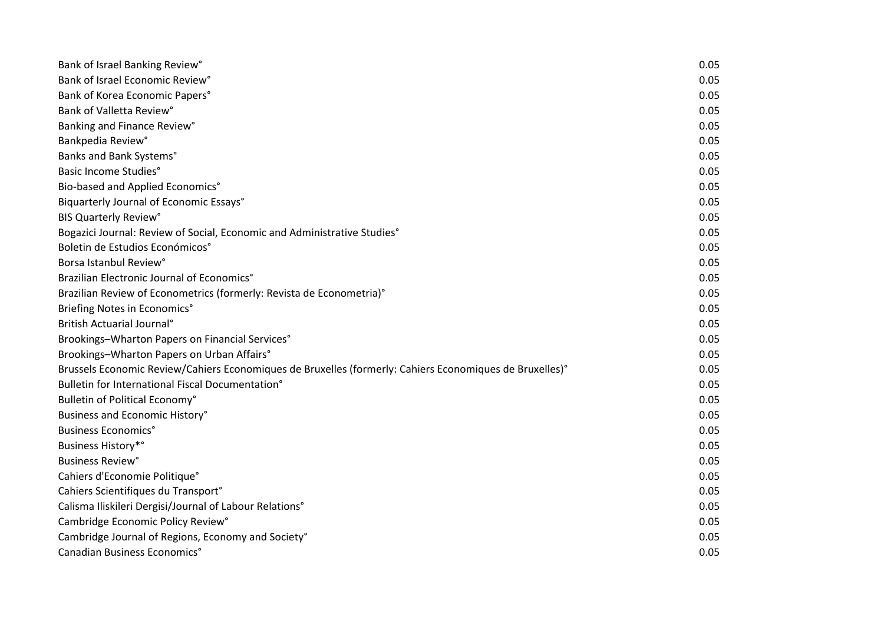| | |
|---|---|
| Bank of Israel Banking Review° | 0.05 |
| Bank of Israel Economic Review° | 0.05 |
| Bank of Korea Economic Papers° | 0.05 |
| Bank of Valletta Review° | 0.05 |
| Banking and Finance Review° | 0.05 |
| Bankpedia Review° | 0.05 |
| Banks and Bank Systems° | 0.05 |
| Basic Income Studies° | 0.05 |
| Bio-based and Applied Economics° | 0.05 |
| Biquarterly Journal of Economic Essays° | 0.05 |
| BIS Quarterly Review° | 0.05 |
| Bogazici Journal: Review of Social, Economic and Administrative Studies° | 0.05 |
| Boletin de Estudios Económicos° | 0.05 |
| Borsa Istanbul Review° | 0.05 |
| Brazilian Electronic Journal of Economics° | 0.05 |
| Brazilian Review of Econometrics (formerly: Revista de Econometria)° | 0.05 |
| Briefing Notes in Economics° | 0.05 |
| British Actuarial Journal° | 0.05 |
| Brookings–Wharton Papers on Financial Services° | 0.05 |
| Brookings–Wharton Papers on Urban Affairs° | 0.05 |
| Brussels Economic Review/Cahiers Economiques de Bruxelles (formerly: Cahiers Economiques de Bruxelles)° | 0.05 |
| Bulletin for International Fiscal Documentation° | 0.05 |
| Bulletin of Political Economy° | 0.05 |
| Business and Economic History° | 0.05 |
| Business Economics° | 0.05 |
| Business History*° | 0.05 |
| Business Review° | 0.05 |
| Cahiers d'Economie Politique° | 0.05 |
| Cahiers Scientifiques du Transport° | 0.05 |
| Calisma Iliskileri Dergisi/Journal of Labour Relations° | 0.05 |
| Cambridge Economic Policy Review° | 0.05 |
| Cambridge Journal of Regions, Economy and Society° | 0.05 |
| Canadian Business Economics° | 0.05 |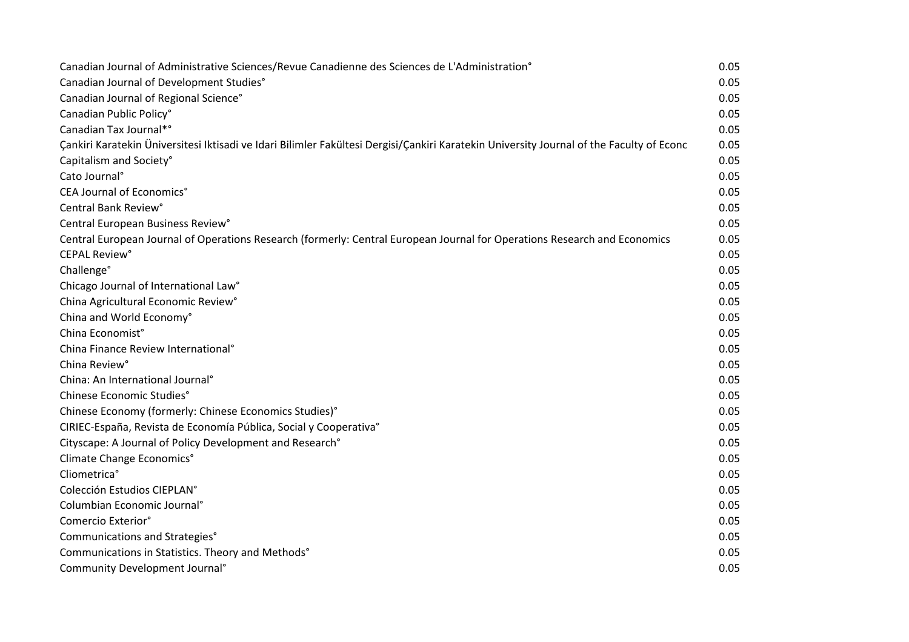| | |
|---|---|
| Canadian Journal of Administrative Sciences/Revue Canadienne des Sciences de L'Administration° | 0.05 |
| Canadian Journal of Development Studies° | 0.05 |
| Canadian Journal of Regional Science° | 0.05 |
| Canadian Public Policy° | 0.05 |
| Canadian Tax Journal*° | 0.05 |
| Çankiri Karatekin Üniversitesi Iktisadi ve Idari Bilimler Fakültesi Dergisi/Çankiri Karatekin University Journal of the Faculty of Econc | 0.05 |
| Capitalism and Society° | 0.05 |
| Cato Journal° | 0.05 |
| CEA Journal of Economics° | 0.05 |
| Central Bank Review° | 0.05 |
| Central European Business Review° | 0.05 |
| Central European Journal of Operations Research (formerly: Central European Journal for Operations Research and Economics | 0.05 |
| CEPAL Review° | 0.05 |
| Challenge° | 0.05 |
| Chicago Journal of International Law° | 0.05 |
| China Agricultural Economic Review° | 0.05 |
| China and World Economy° | 0.05 |
| China Economist° | 0.05 |
| China Finance Review International° | 0.05 |
| China Review° | 0.05 |
| China: An International Journal° | 0.05 |
| Chinese Economic Studies° | 0.05 |
| Chinese Economy (formerly: Chinese Economics Studies)° | 0.05 |
| CIRIEC-España, Revista de Economía Pública, Social y Cooperativa° | 0.05 |
| Cityscape: A Journal of Policy Development and Research° | 0.05 |
| Climate Change Economics° | 0.05 |
| Cliometrica° | 0.05 |
| Colección Estudios CIEPLAN° | 0.05 |
| Columbian Economic Journal° | 0.05 |
| Comercio Exterior° | 0.05 |
| Communications and Strategies° | 0.05 |
| Communications in Statistics. Theory and Methods° | 0.05 |
| Community Development Journal° | 0.05 |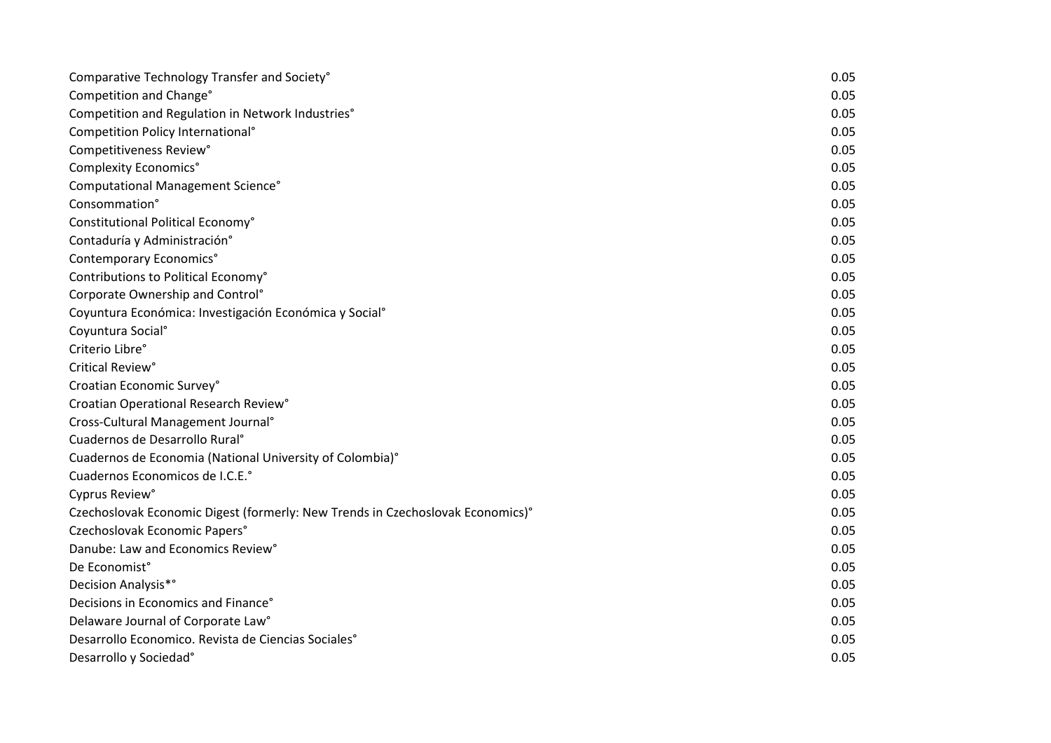| | |
|---|---|
| Comparative Technology Transfer and Society° | 0.05 |
| Competition and Change° | 0.05 |
| Competition and Regulation in Network Industries° | 0.05 |
| Competition Policy International° | 0.05 |
| Competitiveness Review° | 0.05 |
| Complexity Economics° | 0.05 |
| Computational Management Science° | 0.05 |
| Consommation° | 0.05 |
| Constitutional Political Economy° | 0.05 |
| Contaduría y Administración° | 0.05 |
| Contemporary Economics° | 0.05 |
| Contributions to Political Economy° | 0.05 |
| Corporate Ownership and Control° | 0.05 |
| Coyuntura Económica: Investigación Económica y Social° | 0.05 |
| Coyuntura Social° | 0.05 |
| Criterio Libre° | 0.05 |
| Critical Review° | 0.05 |
| Croatian Economic Survey° | 0.05 |
| Croatian Operational Research Review° | 0.05 |
| Cross-Cultural Management Journal° | 0.05 |
| Cuadernos de Desarrollo Rural° | 0.05 |
| Cuadernos de Economia (National University of Colombia)° | 0.05 |
| Cuadernos Economicos de I.C.E.° | 0.05 |
| Cyprus Review° | 0.05 |
| Czechoslovak Economic Digest (formerly: New Trends in Czechoslovak Economics)° | 0.05 |
| Czechoslovak Economic Papers° | 0.05 |
| Danube: Law and Economics Review° | 0.05 |
| De Economist° | 0.05 |
| Decision Analysis*° | 0.05 |
| Decisions in Economics and Finance° | 0.05 |
| Delaware Journal of Corporate Law° | 0.05 |
| Desarrollo Economico. Revista de Ciencias Sociales° | 0.05 |
| Desarrollo y Sociedad° | 0.05 |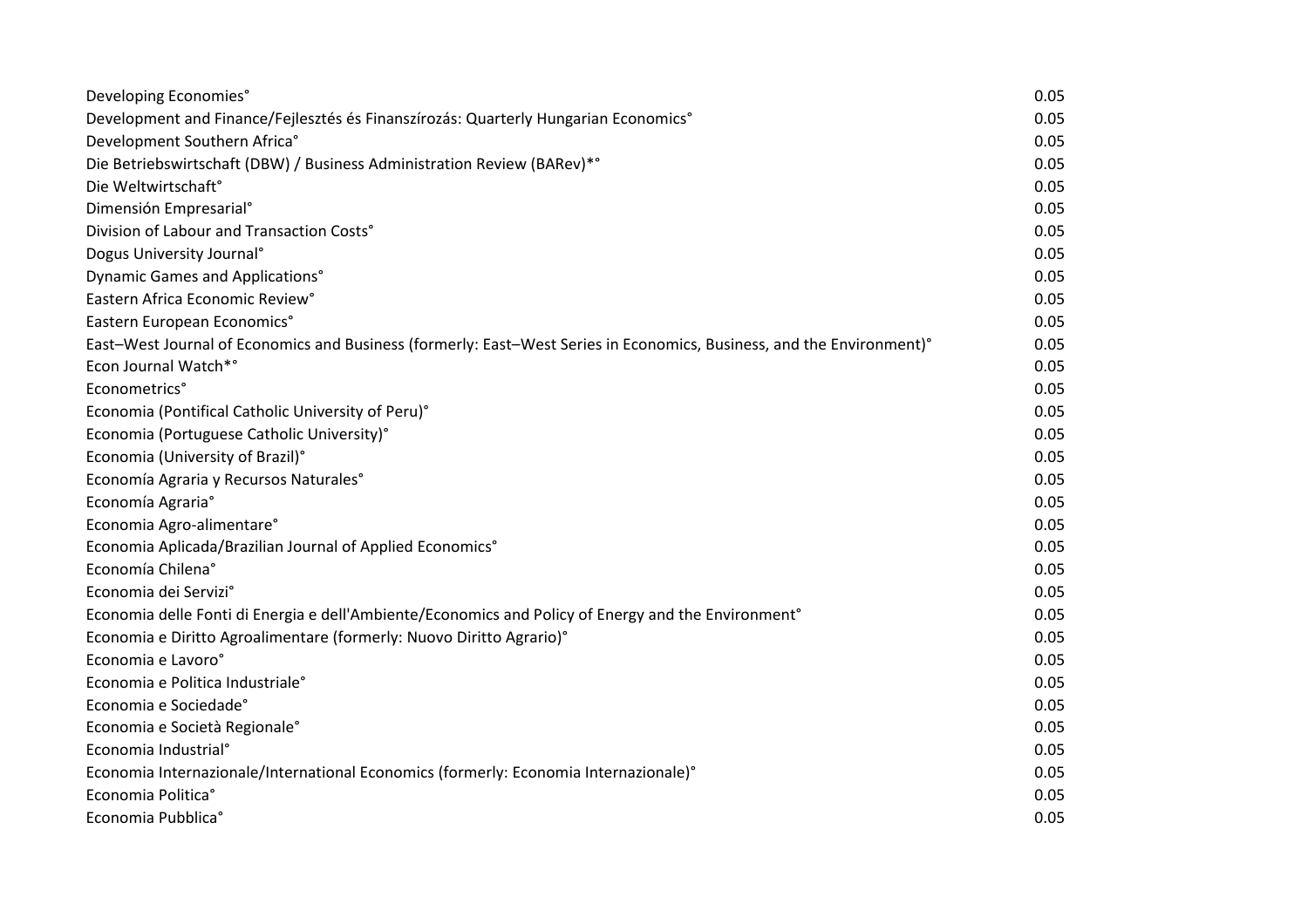| | |
|---|---|
| Developing Economies° | 0.05 |
| Development and Finance/Fejlesztés és Finanszírozás: Quarterly Hungarian Economics° | 0.05 |
| Development Southern Africa° | 0.05 |
| Die Betriebswirtschaft (DBW) / Business Administration Review (BARev)*° | 0.05 |
| Die Weltwirtschaft° | 0.05 |
| Dimensión Empresarial° | 0.05 |
| Division of Labour and Transaction Costs° | 0.05 |
| Dogus University Journal° | 0.05 |
| Dynamic Games and Applications° | 0.05 |
| Eastern Africa Economic Review° | 0.05 |
| Eastern European Economics° | 0.05 |
| East–West Journal of Economics and Business (formerly: East–West Series in Economics, Business, and the Environment)° | 0.05 |
| Econ Journal Watch*° | 0.05 |
| Econometrics° | 0.05 |
| Economia (Pontifical Catholic University of Peru)° | 0.05 |
| Economia (Portuguese Catholic University)° | 0.05 |
| Economia (University of Brazil)° | 0.05 |
| Economía Agraria y Recursos Naturales° | 0.05 |
| Economía Agraria° | 0.05 |
| Economia Agro-alimentare° | 0.05 |
| Economia Aplicada/Brazilian Journal of Applied Economics° | 0.05 |
| Economía Chilena° | 0.05 |
| Economia dei Servizi° | 0.05 |
| Economia delle Fonti di Energia e dell'Ambiente/Economics and Policy of Energy and the Environment° | 0.05 |
| Economia e Diritto Agroalimentare (formerly: Nuovo Diritto Agrario)° | 0.05 |
| Economia e Lavoro° | 0.05 |
| Economia e Politica Industriale° | 0.05 |
| Economia e Sociedade° | 0.05 |
| Economia e Società Regionale° | 0.05 |
| Economia Industrial° | 0.05 |
| Economia Internazionale/International Economics (formerly: Economia Internazionale)° | 0.05 |
| Economia Politica° | 0.05 |
| Economia Pubblica° | 0.05 |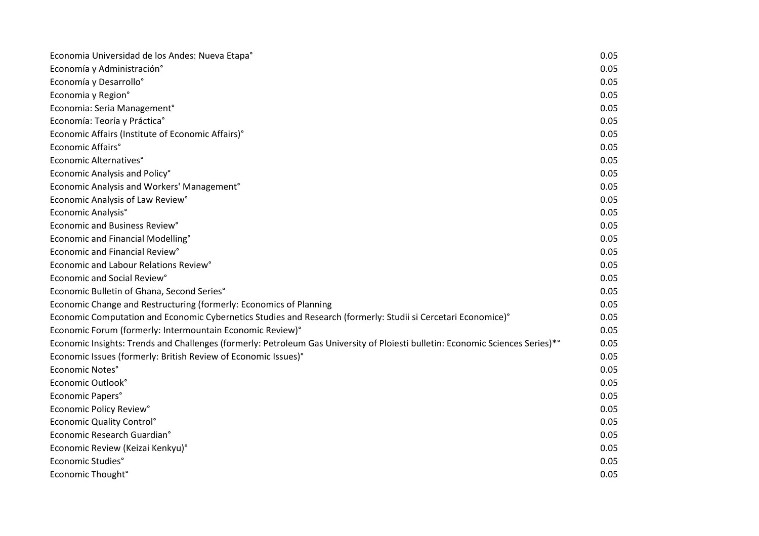| | |
|---|---|
| Economia Universidad de los Andes: Nueva Etapa° | 0.05 |
| Economía y Administración° | 0.05 |
| Economía y Desarrollo° | 0.05 |
| Economia y Region° | 0.05 |
| Economia: Seria Management° | 0.05 |
| Economía: Teoría y Práctica° | 0.05 |
| Economic Affairs (Institute of Economic Affairs)° | 0.05 |
| Economic Affairs° | 0.05 |
| Economic Alternatives° | 0.05 |
| Economic Analysis and Policy° | 0.05 |
| Economic Analysis and Workers' Management° | 0.05 |
| Economic Analysis of Law Review° | 0.05 |
| Economic Analysis° | 0.05 |
| Economic and Business Review° | 0.05 |
| Economic and Financial Modelling° | 0.05 |
| Economic and Financial Review° | 0.05 |
| Economic and Labour Relations Review° | 0.05 |
| Economic and Social Review° | 0.05 |
| Economic Bulletin of Ghana, Second Series° | 0.05 |
| Economic Change and Restructuring (formerly: Economics of Planning | 0.05 |
| Economic Computation and Economic Cybernetics Studies and Research (formerly: Studii si Cercetari Economice)° | 0.05 |
| Economic Forum (formerly: Intermountain Economic Review)° | 0.05 |
| Economic Insights: Trends and Challenges (formerly: Petroleum Gas University of Ploiesti bulletin: Economic Sciences Series)*° | 0.05 |
| Economic Issues (formerly: British Review of Economic Issues)° | 0.05 |
| Economic Notes° | 0.05 |
| Economic Outlook° | 0.05 |
| Economic Papers° | 0.05 |
| Economic Policy Review° | 0.05 |
| Economic Quality Control° | 0.05 |
| Economic Research Guardian° | 0.05 |
| Economic Review (Keizai Kenkyu)° | 0.05 |
| Economic Studies° | 0.05 |
| Economic Thought° | 0.05 |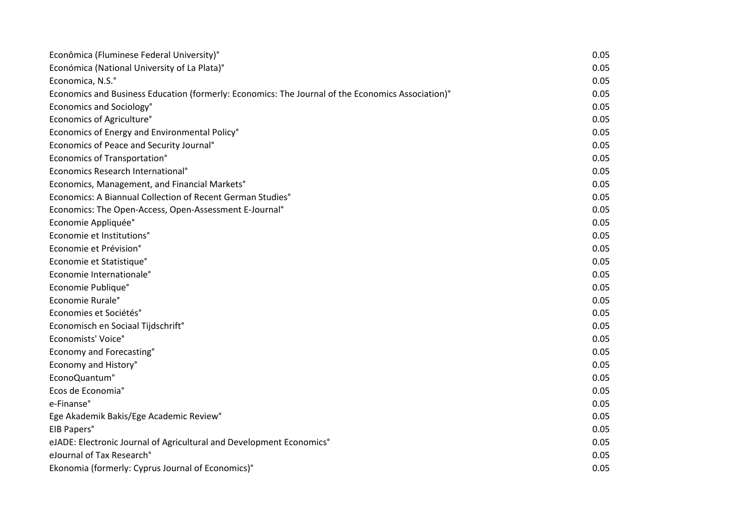| | |
|---|---|
| Econômica (Fluminese Federal University)° | 0.05 |
| Económica (National University of La Plata)° | 0.05 |
| Economica, N.S.° | 0.05 |
| Economics and Business Education (formerly: Economics: The Journal of the Economics Association)° | 0.05 |
| Economics and Sociology° | 0.05 |
| Economics of Agriculture° | 0.05 |
| Economics of Energy and Environmental Policy° | 0.05 |
| Economics of Peace and Security Journal° | 0.05 |
| Economics of Transportation° | 0.05 |
| Economics Research International° | 0.05 |
| Economics, Management, and Financial Markets° | 0.05 |
| Economics: A Biannual Collection of Recent German Studies° | 0.05 |
| Economics: The Open-Access, Open-Assessment E-Journal° | 0.05 |
| Economie Appliquée° | 0.05 |
| Economie et Institutions° | 0.05 |
| Economie et Prévision° | 0.05 |
| Economie et Statistique° | 0.05 |
| Economie Internationale° | 0.05 |
| Economie Publique° | 0.05 |
| Economie Rurale° | 0.05 |
| Economies et Sociétés° | 0.05 |
| Economisch en Sociaal Tijdschrift° | 0.05 |
| Economists' Voice° | 0.05 |
| Economy and Forecasting° | 0.05 |
| Economy and History° | 0.05 |
| EconoQuantum° | 0.05 |
| Ecos de Economia° | 0.05 |
| e-Finanse° | 0.05 |
| Ege Akademik Bakis/Ege Academic Review° | 0.05 |
| EIB Papers° | 0.05 |
| eJADE: Electronic Journal of Agricultural and Development Economics° | 0.05 |
| eJournal of Tax Research° | 0.05 |
| Ekonomia (formerly: Cyprus Journal of Economics)° | 0.05 |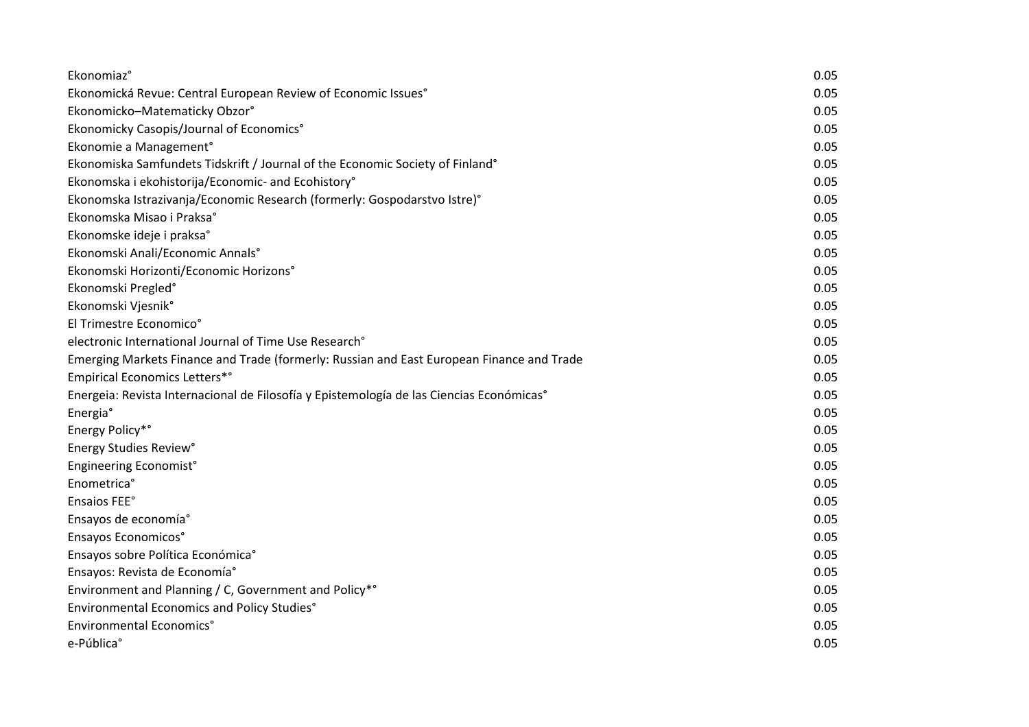| | |
|---|---|
| Ekonomiaz° | 0.05 |
| Ekonomická Revue: Central European Review of Economic Issues° | 0.05 |
| Ekonomicko–Matematicky Obzor° | 0.05 |
| Ekonomicky Casopis/Journal of Economics° | 0.05 |
| Ekonomie a Management° | 0.05 |
| Ekonomiska Samfundets Tidskrift / Journal of the Economic Society of Finland° | 0.05 |
| Ekonomska i ekohistorija/Economic- and Ecohistory° | 0.05 |
| Ekonomska Istrazivanja/Economic Research (formerly: Gospodarstvo Istre)° | 0.05 |
| Ekonomska Misao i Praksa° | 0.05 |
| Ekonomske ideje i praksa° | 0.05 |
| Ekonomski Anali/Economic Annals° | 0.05 |
| Ekonomski Horizonti/Economic Horizons° | 0.05 |
| Ekonomski Pregled° | 0.05 |
| Ekonomski Vjesnik° | 0.05 |
| El Trimestre Economico° | 0.05 |
| electronic International Journal of Time Use Research° | 0.05 |
| Emerging Markets Finance and Trade (formerly: Russian and East European Finance and Trade | 0.05 |
| Empirical Economics Letters*° | 0.05 |
| Energeia: Revista Internacional de Filosofía y Epistemología de las Ciencias Económicas° | 0.05 |
| Energia° | 0.05 |
| Energy Policy*° | 0.05 |
| Energy Studies Review° | 0.05 |
| Engineering Economist° | 0.05 |
| Enometrica° | 0.05 |
| Ensaios FEE° | 0.05 |
| Ensayos de economía° | 0.05 |
| Ensayos Economicos° | 0.05 |
| Ensayos sobre Política Económica° | 0.05 |
| Ensayos: Revista de Economía° | 0.05 |
| Environment and Planning / C, Government and Policy*° | 0.05 |
| Environmental Economics and Policy Studies° | 0.05 |
| Environmental Economics° | 0.05 |
| e-Pública° | 0.05 |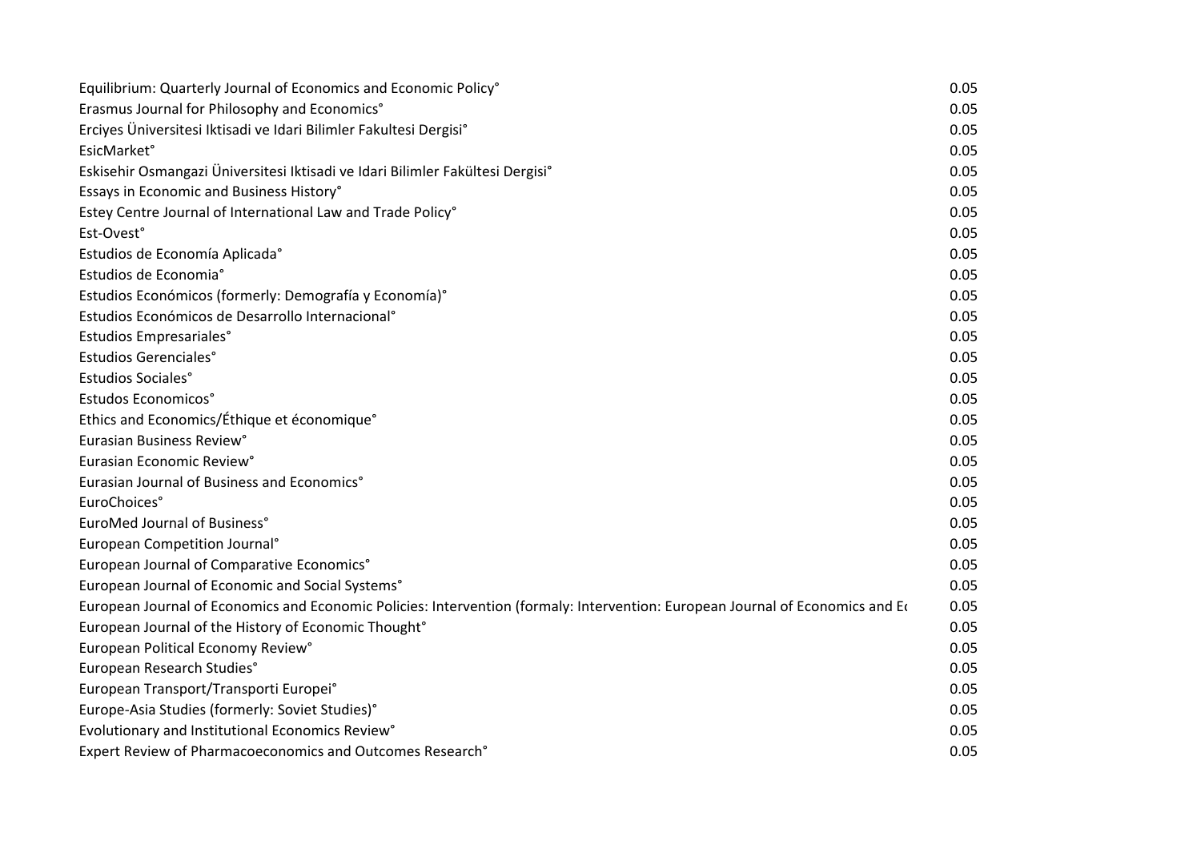| | |
|---|---|
| Equilibrium: Quarterly Journal of Economics and Economic Policy° | 0.05 |
| Erasmus Journal for Philosophy and Economics° | 0.05 |
| Erciyes Üniversitesi Iktisadi ve Idari Bilimler Fakultesi Dergisi° | 0.05 |
| EsicMarket° | 0.05 |
| Eskisehir Osmangazi Üniversitesi Iktisadi ve Idari Bilimler Fakültesi Dergisi° | 0.05 |
| Essays in Economic and Business History° | 0.05 |
| Estey Centre Journal of International Law and Trade Policy° | 0.05 |
| Est-Ovest° | 0.05 |
| Estudios de Economía Aplicada° | 0.05 |
| Estudios de Economia° | 0.05 |
| Estudios Económicos (formerly: Demografía y Economía)° | 0.05 |
| Estudios Económicos de Desarrollo Internacional° | 0.05 |
| Estudios Empresariales° | 0.05 |
| Estudios Gerenciales° | 0.05 |
| Estudios Sociales° | 0.05 |
| Estudos Economicos° | 0.05 |
| Ethics and Economics/Éthique et économique° | 0.05 |
| Eurasian Business Review° | 0.05 |
| Eurasian Economic Review° | 0.05 |
| Eurasian Journal of Business and Economics° | 0.05 |
| EuroChoices° | 0.05 |
| EuroMed Journal of Business° | 0.05 |
| European Competition Journal° | 0.05 |
| European Journal of Comparative Economics° | 0.05 |
| European Journal of Economic and Social Systems° | 0.05 |
| European Journal of Economics and Economic Policies: Intervention (formaly: Intervention: European Journal of Economics and Ec | 0.05 |
| European Journal of the History of Economic Thought° | 0.05 |
| European Political Economy Review° | 0.05 |
| European Research Studies° | 0.05 |
| European Transport/Transporti Europei° | 0.05 |
| Europe-Asia Studies (formerly: Soviet Studies)° | 0.05 |
| Evolutionary and Institutional Economics Review° | 0.05 |
| Expert Review of Pharmacoeconomics and Outcomes Research° | 0.05 |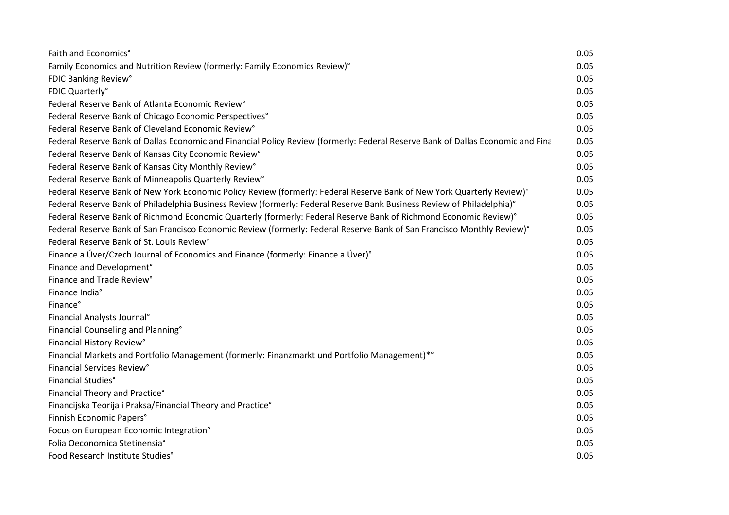| | |
|---|---|
| Faith and Economics° | 0.05 |
| Family Economics and Nutrition Review (formerly: Family Economics Review)° | 0.05 |
| FDIC Banking Review° | 0.05 |
| FDIC Quarterly° | 0.05 |
| Federal Reserve Bank of Atlanta Economic Review° | 0.05 |
| Federal Reserve Bank of Chicago Economic Perspectives° | 0.05 |
| Federal Reserve Bank of Cleveland Economic Review° | 0.05 |
| Federal Reserve Bank of Dallas Economic and Financial Policy Review (formerly: Federal Reserve Bank of Dallas Economic and Fina | 0.05 |
| Federal Reserve Bank of Kansas City Economic Review° | 0.05 |
| Federal Reserve Bank of Kansas City Monthly Review° | 0.05 |
| Federal Reserve Bank of Minneapolis Quarterly Review° | 0.05 |
| Federal Reserve Bank of New York Economic Policy Review (formerly: Federal Reserve Bank of New York Quarterly Review)° | 0.05 |
| Federal Reserve Bank of Philadelphia Business Review (formerly: Federal Reserve Bank Business Review of Philadelphia)° | 0.05 |
| Federal Reserve Bank of Richmond Economic Quarterly (formerly: Federal Reserve Bank of Richmond Economic Review)° | 0.05 |
| Federal Reserve Bank of San Francisco Economic Review (formerly: Federal Reserve Bank of San Francisco Monthly Review)° | 0.05 |
| Federal Reserve Bank of St. Louis Review° | 0.05 |
| Finance a Úver/Czech Journal of Economics and Finance (formerly: Finance a Úver)° | 0.05 |
| Finance and Development° | 0.05 |
| Finance and Trade Review° | 0.05 |
| Finance India° | 0.05 |
| Finance° | 0.05 |
| Financial Analysts Journal° | 0.05 |
| Financial Counseling and Planning° | 0.05 |
| Financial History Review° | 0.05 |
| Financial Markets and Portfolio Management (formerly: Finanzmarkt und Portfolio Management)*° | 0.05 |
| Financial Services Review° | 0.05 |
| Financial Studies° | 0.05 |
| Financial Theory and Practice° | 0.05 |
| Financijska Teorija i Praksa/Financial Theory and Practice° | 0.05 |
| Finnish Economic Papers° | 0.05 |
| Focus on European Economic Integration° | 0.05 |
| Folia Oeconomica Stetinensia° | 0.05 |
| Food Research Institute Studies° | 0.05 |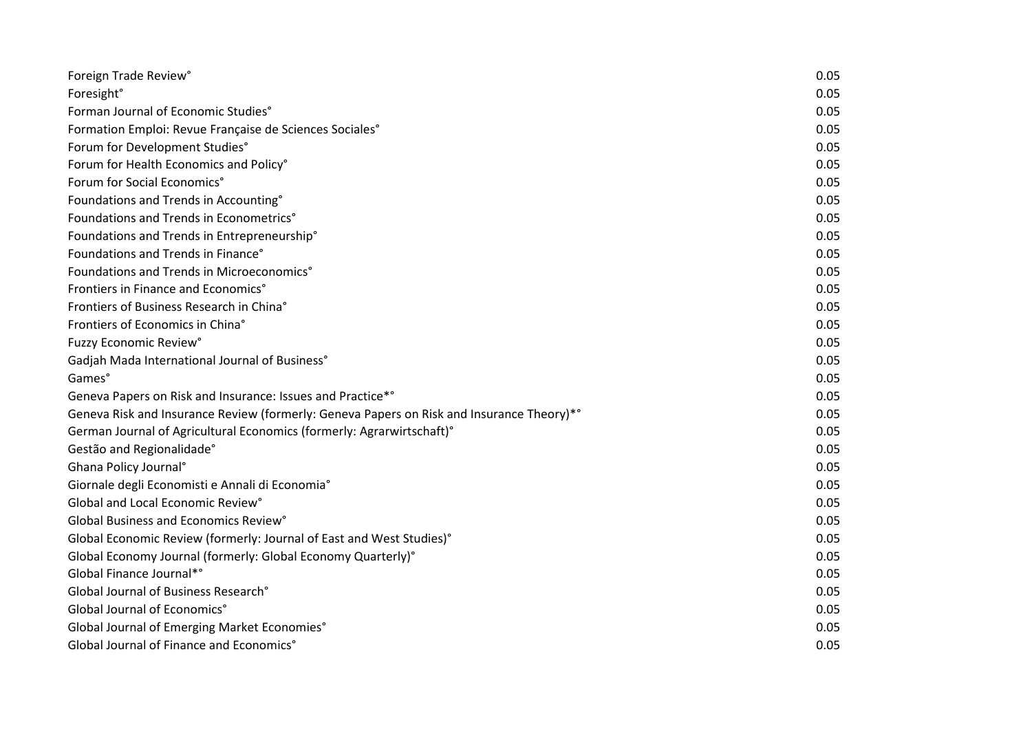| | |
|---|---|
| Foreign Trade Review° | 0.05 |
| Foresight° | 0.05 |
| Forman Journal of Economic Studies° | 0.05 |
| Formation Emploi: Revue Française de Sciences Sociales° | 0.05 |
| Forum for Development Studies° | 0.05 |
| Forum for Health Economics and Policy° | 0.05 |
| Forum for Social Economics° | 0.05 |
| Foundations and Trends in Accounting° | 0.05 |
| Foundations and Trends in Econometrics° | 0.05 |
| Foundations and Trends in Entrepreneurship° | 0.05 |
| Foundations and Trends in Finance° | 0.05 |
| Foundations and Trends in Microeconomics° | 0.05 |
| Frontiers in Finance and Economics° | 0.05 |
| Frontiers of Business Research in China° | 0.05 |
| Frontiers of Economics in China° | 0.05 |
| Fuzzy Economic Review° | 0.05 |
| Gadjah Mada International Journal of Business° | 0.05 |
| Games° | 0.05 |
| Geneva Papers on Risk and Insurance: Issues and Practice*° | 0.05 |
| Geneva Risk and Insurance Review (formerly: Geneva Papers on Risk and Insurance Theory)*° | 0.05 |
| German Journal of Agricultural Economics (formerly: Agrarwirtschaft)° | 0.05 |
| Gestão and Regionalidade° | 0.05 |
| Ghana Policy Journal° | 0.05 |
| Giornale degli Economisti e Annali di Economia° | 0.05 |
| Global and Local Economic Review° | 0.05 |
| Global Business and Economics Review° | 0.05 |
| Global Economic Review (formerly: Journal of East and West Studies)° | 0.05 |
| Global Economy Journal (formerly: Global Economy Quarterly)° | 0.05 |
| Global Finance Journal*° | 0.05 |
| Global Journal of Business Research° | 0.05 |
| Global Journal of Economics° | 0.05 |
| Global Journal of Emerging Market Economies° | 0.05 |
| Global Journal of Finance and Economics° | 0.05 |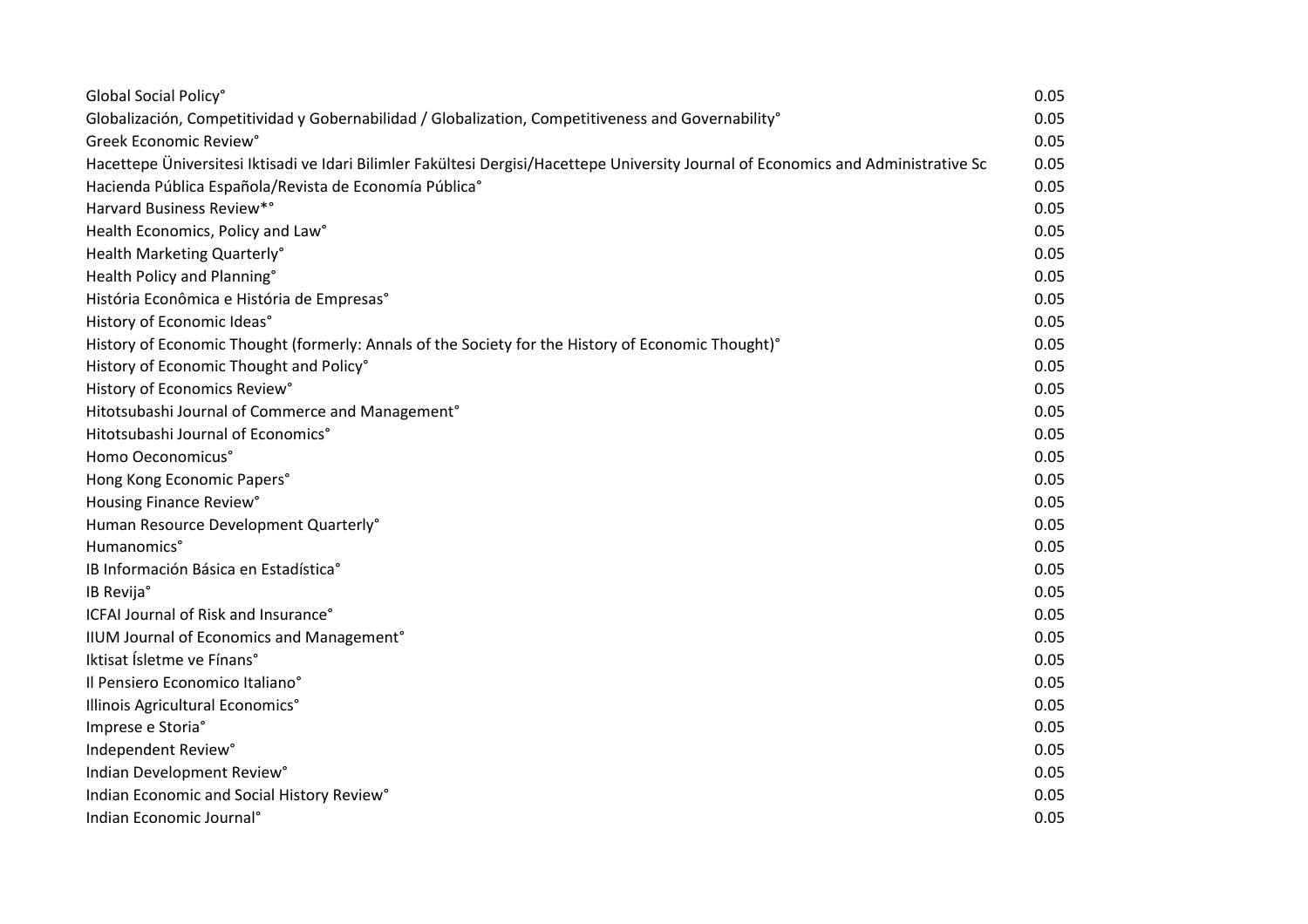| | |
|---|---|
| Global Social Policy° | 0.05 |
| Globalización, Competitividad y Gobernabilidad / Globalization, Competitiveness and Governability° | 0.05 |
| Greek Economic Review° | 0.05 |
| Hacettepe Üniversitesi Iktisadi ve Idari Bilimler Fakültesi Dergisi/Hacettepe University Journal of Economics and Administrative Sc | 0.05 |
| Hacienda Pública Española/Revista de Economía Pública° | 0.05 |
| Harvard Business Review*° | 0.05 |
| Health Economics, Policy and Law° | 0.05 |
| Health Marketing Quarterly° | 0.05 |
| Health Policy and Planning° | 0.05 |
| História Econômica e História de Empresas° | 0.05 |
| History of Economic Ideas° | 0.05 |
| History of Economic Thought (formerly: Annals of the Society for the History of Economic Thought)° | 0.05 |
| History of Economic Thought and Policy° | 0.05 |
| History of Economics Review° | 0.05 |
| Hitotsubashi Journal of Commerce and Management° | 0.05 |
| Hitotsubashi Journal of Economics° | 0.05 |
| Homo Oeconomicus° | 0.05 |
| Hong Kong Economic Papers° | 0.05 |
| Housing Finance Review° | 0.05 |
| Human Resource Development Quarterly° | 0.05 |
| Humanomics° | 0.05 |
| IB Información Básica en Estadística° | 0.05 |
| IB Revija° | 0.05 |
| ICFAI Journal of Risk and Insurance° | 0.05 |
| IIUM Journal of Economics and Management° | 0.05 |
| Iktisat Ísletme ve Fínans° | 0.05 |
| Il Pensiero Economico Italiano° | 0.05 |
| Illinois Agricultural Economics° | 0.05 |
| Imprese e Storia° | 0.05 |
| Independent Review° | 0.05 |
| Indian Development Review° | 0.05 |
| Indian Economic and Social History Review° | 0.05 |
| Indian Economic Journal° | 0.05 |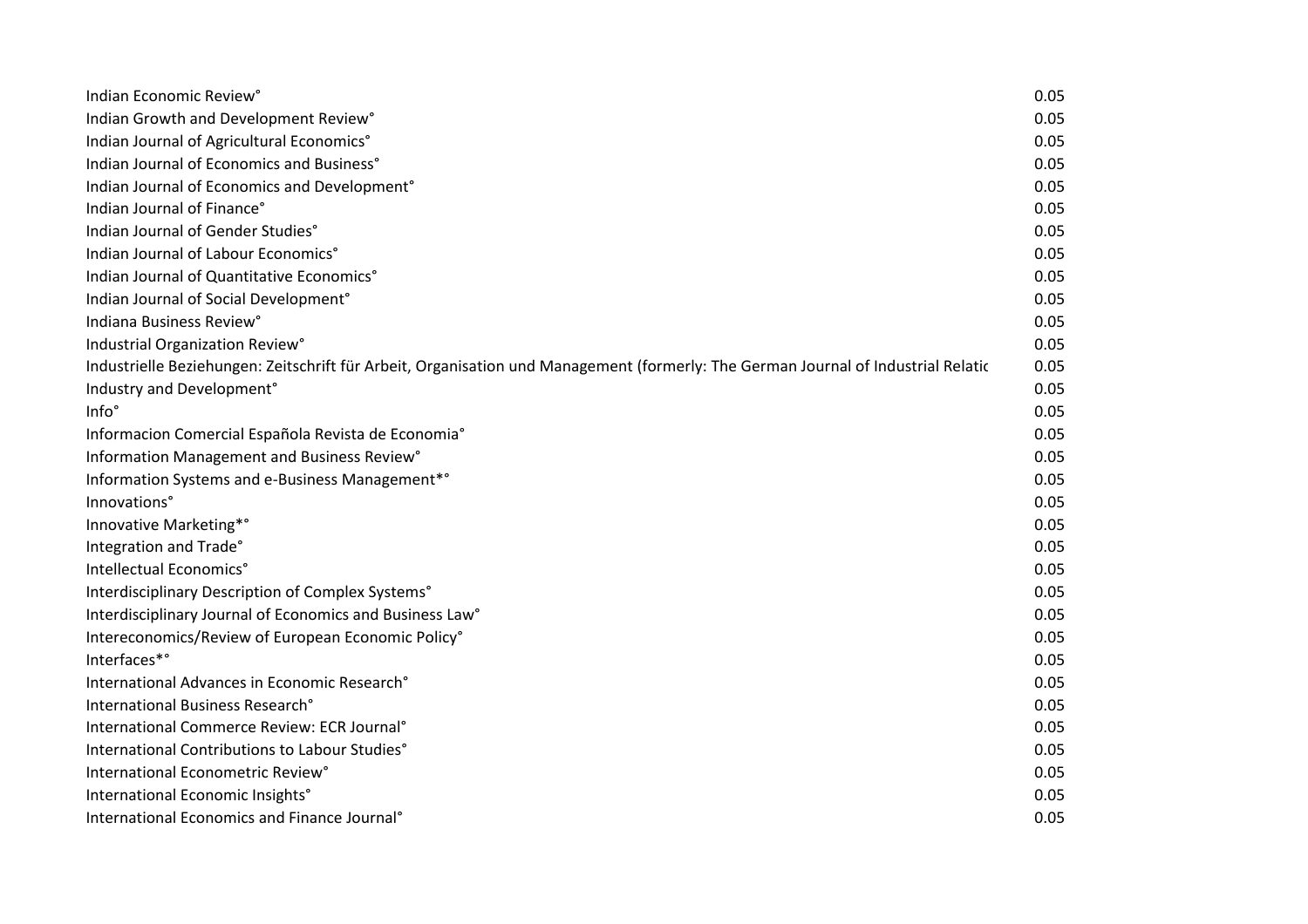| | |
|---|---|
| Indian Economic Review° | 0.05 |
| Indian Growth and Development Review° | 0.05 |
| Indian Journal of Agricultural Economics° | 0.05 |
| Indian Journal of Economics and Business° | 0.05 |
| Indian Journal of Economics and Development° | 0.05 |
| Indian Journal of Finance° | 0.05 |
| Indian Journal of Gender Studies° | 0.05 |
| Indian Journal of Labour Economics° | 0.05 |
| Indian Journal of Quantitative Economics° | 0.05 |
| Indian Journal of Social Development° | 0.05 |
| Indiana Business Review° | 0.05 |
| Industrial Organization Review° | 0.05 |
| Industrielle Beziehungen: Zeitschrift für Arbeit, Organisation und Management (formerly: The German Journal of Industrial Relatic | 0.05 |
| Industry and Development° | 0.05 |
| Info° | 0.05 |
| Informacion Comercial Española Revista de Economia° | 0.05 |
| Information Management and Business Review° | 0.05 |
| Information Systems and e-Business Management*° | 0.05 |
| Innovations° | 0.05 |
| Innovative Marketing*° | 0.05 |
| Integration and Trade° | 0.05 |
| Intellectual Economics° | 0.05 |
| Interdisciplinary Description of Complex Systems° | 0.05 |
| Interdisciplinary Journal of Economics and Business Law° | 0.05 |
| Intereconomics/Review of European Economic Policy° | 0.05 |
| Interfaces*° | 0.05 |
| International Advances in Economic Research° | 0.05 |
| International Business Research° | 0.05 |
| International Commerce Review: ECR Journal° | 0.05 |
| International Contributions to Labour Studies° | 0.05 |
| International Econometric Review° | 0.05 |
| International Economic Insights° | 0.05 |
| International Economics and Finance Journal° | 0.05 |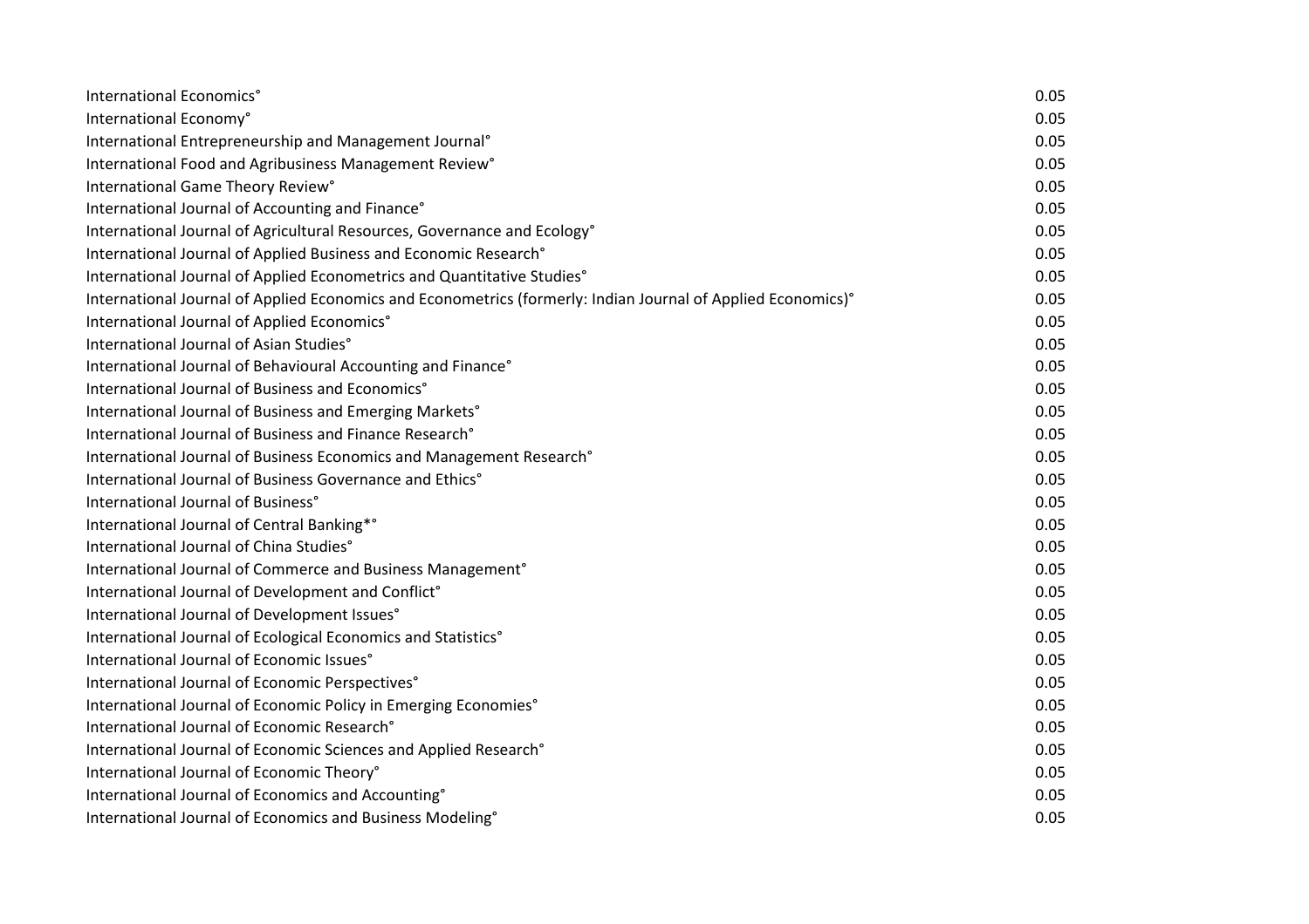| | |
|---|---|
| International Economics° | 0.05 |
| International Economy° | 0.05 |
| International Entrepreneurship and Management Journal° | 0.05 |
| International Food and Agribusiness Management Review° | 0.05 |
| International Game Theory Review° | 0.05 |
| International Journal of Accounting and Finance° | 0.05 |
| International Journal of Agricultural Resources, Governance and Ecology° | 0.05 |
| International Journal of Applied Business and Economic Research° | 0.05 |
| International Journal of Applied Econometrics and Quantitative Studies° | 0.05 |
| International Journal of Applied Economics and Econometrics (formerly: Indian Journal of Applied Economics)° | 0.05 |
| International Journal of Applied Economics° | 0.05 |
| International Journal of Asian Studies° | 0.05 |
| International Journal of Behavioural Accounting and Finance° | 0.05 |
| International Journal of Business and Economics° | 0.05 |
| International Journal of Business and Emerging Markets° | 0.05 |
| International Journal of Business and Finance Research° | 0.05 |
| International Journal of Business Economics and Management Research° | 0.05 |
| International Journal of Business Governance and Ethics° | 0.05 |
| International Journal of Business° | 0.05 |
| International Journal of Central Banking*° | 0.05 |
| International Journal of China Studies° | 0.05 |
| International Journal of Commerce and Business Management° | 0.05 |
| International Journal of Development and Conflict° | 0.05 |
| International Journal of Development Issues° | 0.05 |
| International Journal of Ecological Economics and Statistics° | 0.05 |
| International Journal of Economic Issues° | 0.05 |
| International Journal of Economic Perspectives° | 0.05 |
| International Journal of Economic Policy in Emerging Economies° | 0.05 |
| International Journal of Economic Research° | 0.05 |
| International Journal of Economic Sciences and Applied Research° | 0.05 |
| International Journal of Economic Theory° | 0.05 |
| International Journal of Economics and Accounting° | 0.05 |
| International Journal of Economics and Business Modeling° | 0.05 |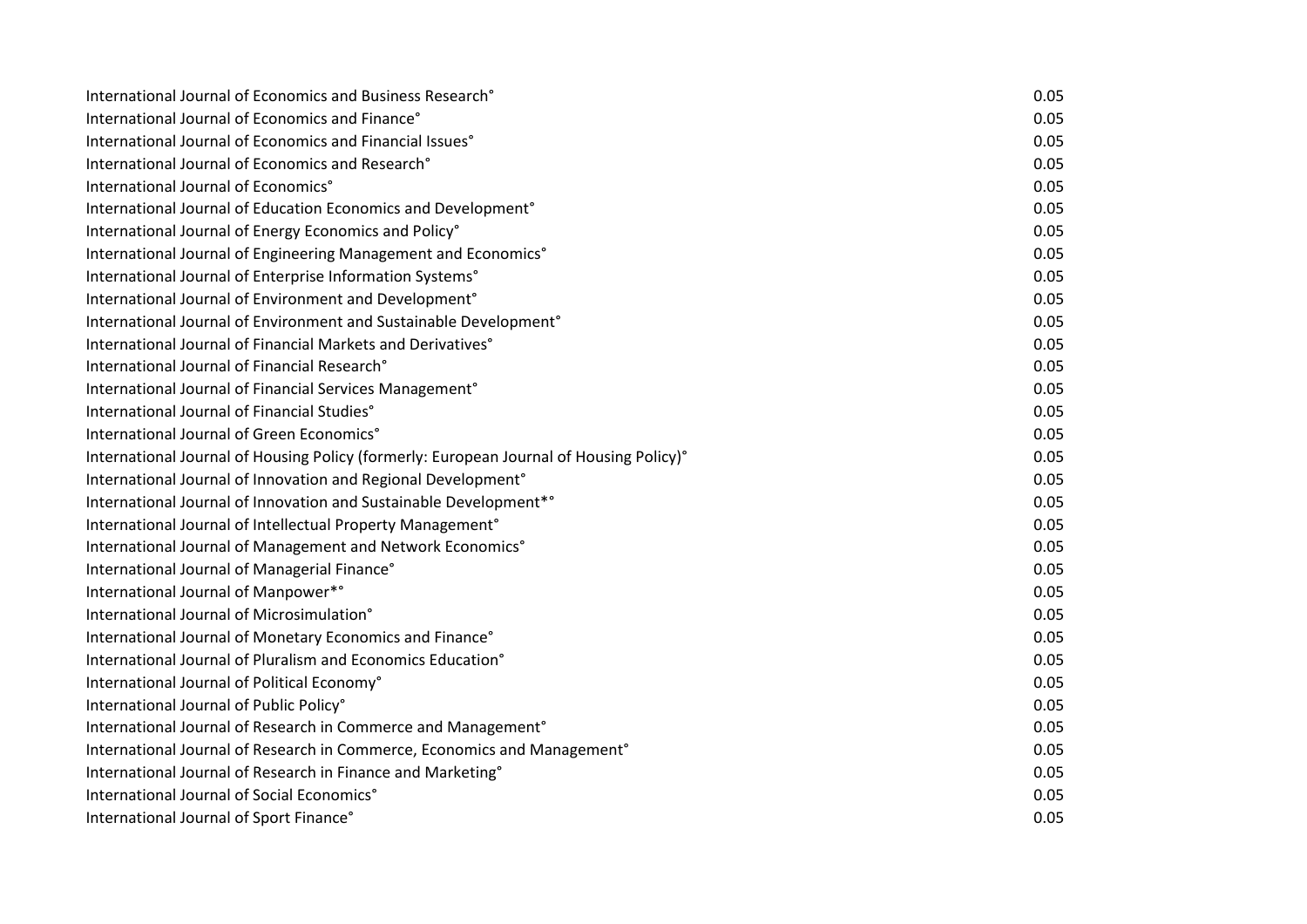| | |
|---|---|
| International Journal of Economics and Business Research° | 0.05 |
| International Journal of Economics and Finance° | 0.05 |
| International Journal of Economics and Financial Issues° | 0.05 |
| International Journal of Economics and Research° | 0.05 |
| International Journal of Economics° | 0.05 |
| International Journal of Education Economics and Development° | 0.05 |
| International Journal of Energy Economics and Policy° | 0.05 |
| International Journal of Engineering Management and Economics° | 0.05 |
| International Journal of Enterprise Information Systems° | 0.05 |
| International Journal of Environment and Development° | 0.05 |
| International Journal of Environment and Sustainable Development° | 0.05 |
| International Journal of Financial Markets and Derivatives° | 0.05 |
| International Journal of Financial Research° | 0.05 |
| International Journal of Financial Services Management° | 0.05 |
| International Journal of Financial Studies° | 0.05 |
| International Journal of Green Economics° | 0.05 |
| International Journal of Housing Policy (formerly: European Journal of Housing Policy)° | 0.05 |
| International Journal of Innovation and Regional Development° | 0.05 |
| International Journal of Innovation and Sustainable Development*° | 0.05 |
| International Journal of Intellectual Property Management° | 0.05 |
| International Journal of Management and Network Economics° | 0.05 |
| International Journal of Managerial Finance° | 0.05 |
| International Journal of Manpower*° | 0.05 |
| International Journal of Microsimulation° | 0.05 |
| International Journal of Monetary Economics and Finance° | 0.05 |
| International Journal of Pluralism and Economics Education° | 0.05 |
| International Journal of Political Economy° | 0.05 |
| International Journal of Public Policy° | 0.05 |
| International Journal of Research in Commerce and Management° | 0.05 |
| International Journal of Research in Commerce, Economics and Management° | 0.05 |
| International Journal of Research in Finance and Marketing° | 0.05 |
| International Journal of Social Economics° | 0.05 |
| International Journal of Sport Finance° | 0.05 |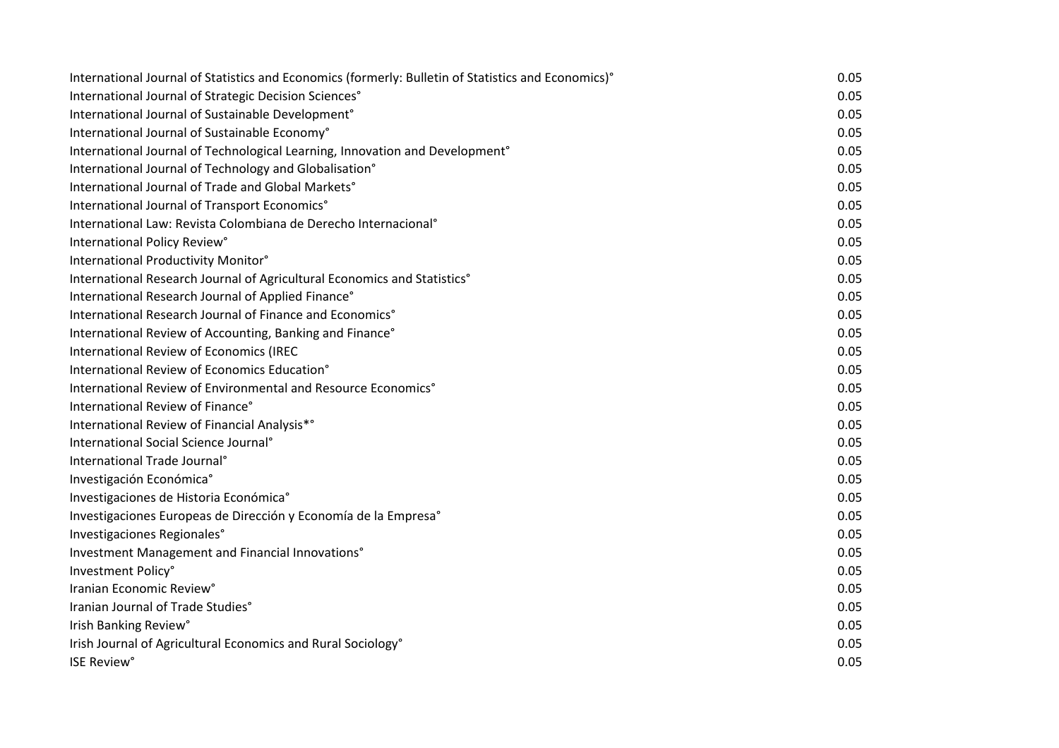| | |
|---|---|
| International Journal of Statistics and Economics (formerly: Bulletin of Statistics and Economics)° | 0.05 |
| International Journal of Strategic Decision Sciences° | 0.05 |
| International Journal of Sustainable Development° | 0.05 |
| International Journal of Sustainable Economy° | 0.05 |
| International Journal of Technological Learning, Innovation and Development° | 0.05 |
| International Journal of Technology and Globalisation° | 0.05 |
| International Journal of Trade and Global Markets° | 0.05 |
| International Journal of Transport Economics° | 0.05 |
| International Law: Revista Colombiana de Derecho Internacional° | 0.05 |
| International Policy Review° | 0.05 |
| International Productivity Monitor° | 0.05 |
| International Research Journal of Agricultural Economics and Statistics° | 0.05 |
| International Research Journal of Applied Finance° | 0.05 |
| International Research Journal of Finance and Economics° | 0.05 |
| International Review of Accounting, Banking and Finance° | 0.05 |
| International Review of Economics (IREC | 0.05 |
| International Review of Economics Education° | 0.05 |
| International Review of Environmental and Resource Economics° | 0.05 |
| International Review of Finance° | 0.05 |
| International Review of Financial Analysis*° | 0.05 |
| International Social Science Journal° | 0.05 |
| International Trade Journal° | 0.05 |
| Investigación Económica° | 0.05 |
| Investigaciones de Historia Económica° | 0.05 |
| Investigaciones Europeas de Dirección y Economía de la Empresa° | 0.05 |
| Investigaciones Regionales° | 0.05 |
| Investment Management and Financial Innovations° | 0.05 |
| Investment Policy° | 0.05 |
| Iranian Economic Review° | 0.05 |
| Iranian Journal of Trade Studies° | 0.05 |
| Irish Banking Review° | 0.05 |
| Irish Journal of Agricultural Economics and Rural Sociology° | 0.05 |
| ISE Review° | 0.05 |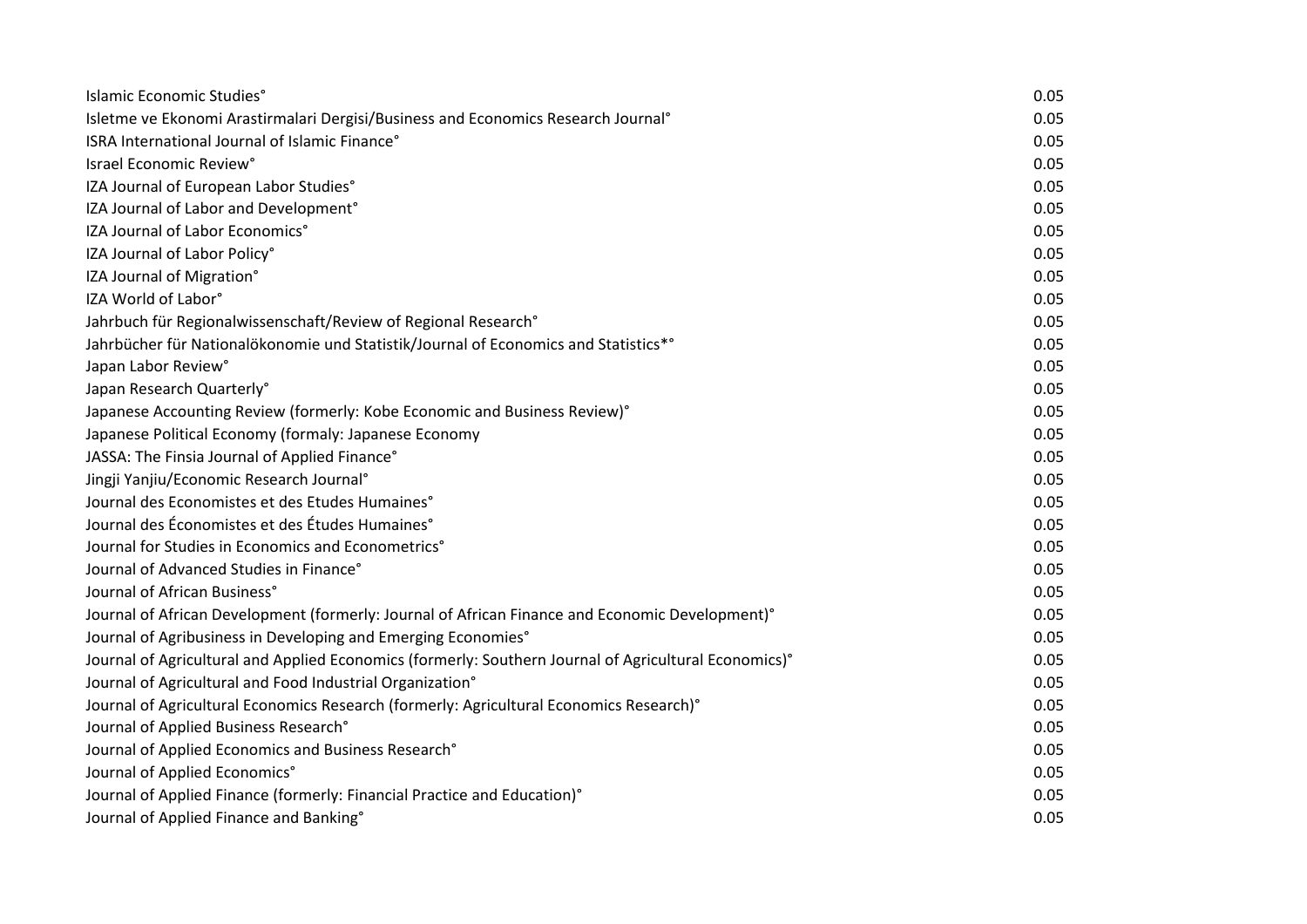| | |
|---|---|
| Islamic Economic Studies° | 0.05 |
| Isletme ve Ekonomi Arastirmalari Dergisi/Business and Economics Research Journal° | 0.05 |
| ISRA International Journal of Islamic Finance° | 0.05 |
| Israel Economic Review° | 0.05 |
| IZA Journal of European Labor Studies° | 0.05 |
| IZA Journal of Labor and Development° | 0.05 |
| IZA Journal of Labor Economics° | 0.05 |
| IZA Journal of Labor Policy° | 0.05 |
| IZA Journal of Migration° | 0.05 |
| IZA World of Labor° | 0.05 |
| Jahrbuch für Regionalwissenschaft/Review of Regional Research° | 0.05 |
| Jahrbücher für Nationalökonomie und Statistik/Journal of Economics and Statistics*° | 0.05 |
| Japan Labor Review° | 0.05 |
| Japan Research Quarterly° | 0.05 |
| Japanese Accounting Review (formerly: Kobe Economic and Business Review)° | 0.05 |
| Japanese Political Economy (formaly: Japanese Economy | 0.05 |
| JASSA: The Finsia Journal of Applied Finance° | 0.05 |
| Jingji Yanjiu/Economic Research Journal° | 0.05 |
| Journal des Economistes et des Etudes Humaines° | 0.05 |
| Journal des Économistes et des Études Humaines° | 0.05 |
| Journal for Studies in Economics and Econometrics° | 0.05 |
| Journal of Advanced Studies in Finance° | 0.05 |
| Journal of African Business° | 0.05 |
| Journal of African Development (formerly: Journal of African Finance and Economic Development)° | 0.05 |
| Journal of Agribusiness in Developing and Emerging Economies° | 0.05 |
| Journal of Agricultural and Applied Economics (formerly: Southern Journal of Agricultural Economics)° | 0.05 |
| Journal of Agricultural and Food Industrial Organization° | 0.05 |
| Journal of Agricultural Economics Research (formerly: Agricultural Economics Research)° | 0.05 |
| Journal of Applied Business Research° | 0.05 |
| Journal of Applied Economics and Business Research° | 0.05 |
| Journal of Applied Economics° | 0.05 |
| Journal of Applied Finance (formerly: Financial Practice and Education)° | 0.05 |
| Journal of Applied Finance and Banking° | 0.05 |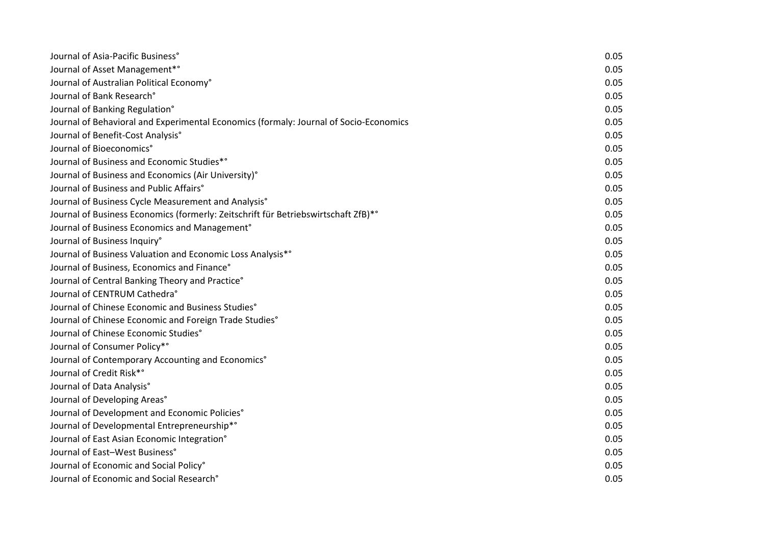| | |
|---|---|
| Journal of Asia-Pacific Business° | 0.05 |
| Journal of Asset Management*° | 0.05 |
| Journal of Australian Political Economy° | 0.05 |
| Journal of Bank Research° | 0.05 |
| Journal of Banking Regulation° | 0.05 |
| Journal of Behavioral and Experimental Economics (formaly: Journal of Socio-Economics | 0.05 |
| Journal of Benefit-Cost Analysis° | 0.05 |
| Journal of Bioeconomics° | 0.05 |
| Journal of Business and Economic Studies*° | 0.05 |
| Journal of Business and Economics (Air University)° | 0.05 |
| Journal of Business and Public Affairs° | 0.05 |
| Journal of Business Cycle Measurement and Analysis° | 0.05 |
| Journal of Business Economics (formerly: Zeitschrift für Betriebswirtschaft ZfB)*° | 0.05 |
| Journal of Business Economics and Management° | 0.05 |
| Journal of Business Inquiry° | 0.05 |
| Journal of Business Valuation and Economic Loss Analysis*° | 0.05 |
| Journal of Business, Economics and Finance° | 0.05 |
| Journal of Central Banking Theory and Practice° | 0.05 |
| Journal of CENTRUM Cathedra° | 0.05 |
| Journal of Chinese Economic and Business Studies° | 0.05 |
| Journal of Chinese Economic and Foreign Trade Studies° | 0.05 |
| Journal of Chinese Economic Studies° | 0.05 |
| Journal of Consumer Policy*° | 0.05 |
| Journal of Contemporary Accounting and Economics° | 0.05 |
| Journal of Credit Risk*° | 0.05 |
| Journal of Data Analysis° | 0.05 |
| Journal of Developing Areas° | 0.05 |
| Journal of Development and Economic Policies° | 0.05 |
| Journal of Developmental Entrepreneurship*° | 0.05 |
| Journal of East Asian Economic Integration° | 0.05 |
| Journal of East–West Business° | 0.05 |
| Journal of Economic and Social Policy° | 0.05 |
| Journal of Economic and Social Research° | 0.05 |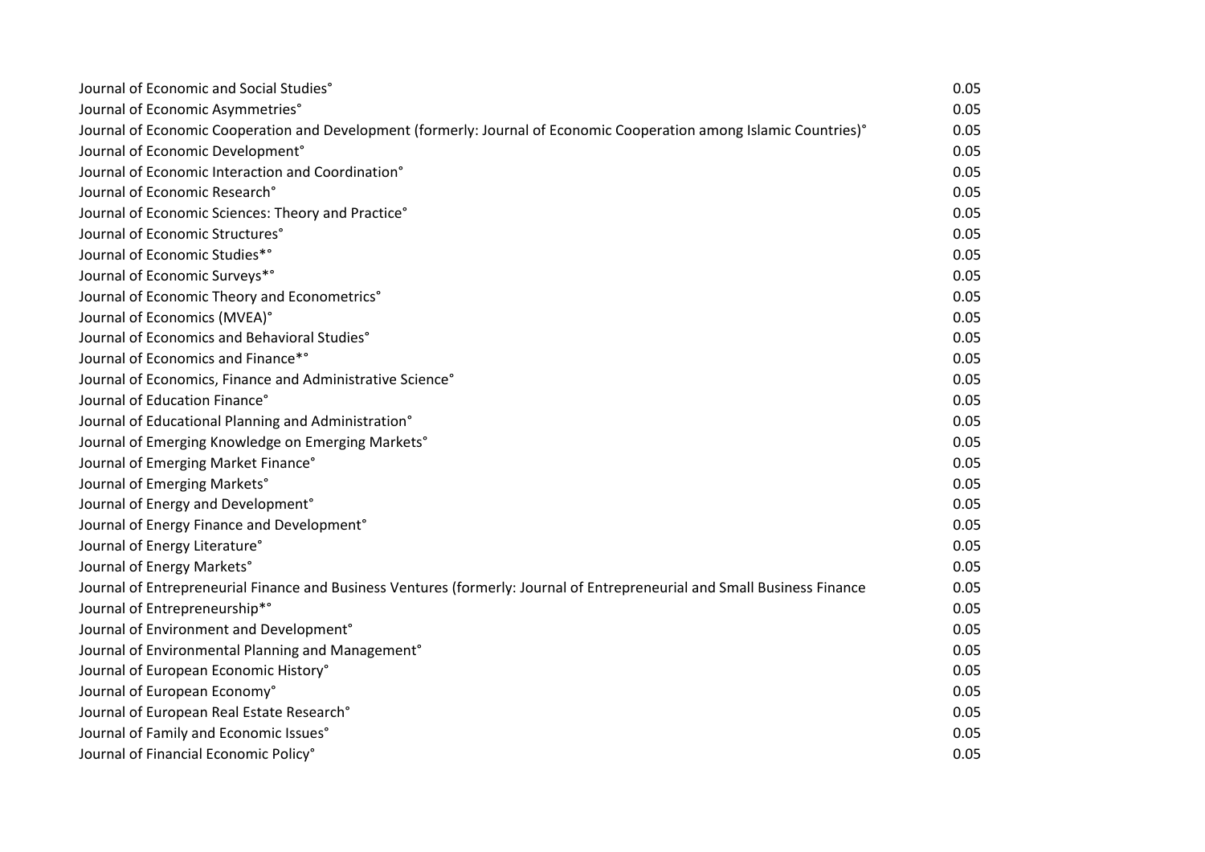| | |
|---|---|
| Journal of Economic and Social Studies° | 0.05 |
| Journal of Economic Asymmetries° | 0.05 |
| Journal of Economic Cooperation and Development (formerly: Journal of Economic Cooperation among Islamic Countries)° | 0.05 |
| Journal of Economic Development° | 0.05 |
| Journal of Economic Interaction and Coordination° | 0.05 |
| Journal of Economic Research° | 0.05 |
| Journal of Economic Sciences: Theory and Practice° | 0.05 |
| Journal of Economic Structures° | 0.05 |
| Journal of Economic Studies*° | 0.05 |
| Journal of Economic Surveys*° | 0.05 |
| Journal of Economic Theory and Econometrics° | 0.05 |
| Journal of Economics (MVEA)° | 0.05 |
| Journal of Economics and Behavioral Studies° | 0.05 |
| Journal of Economics and Finance*° | 0.05 |
| Journal of Economics, Finance and Administrative Science° | 0.05 |
| Journal of Education Finance° | 0.05 |
| Journal of Educational Planning and Administration° | 0.05 |
| Journal of Emerging Knowledge on Emerging Markets° | 0.05 |
| Journal of Emerging Market Finance° | 0.05 |
| Journal of Emerging Markets° | 0.05 |
| Journal of Energy and Development° | 0.05 |
| Journal of Energy Finance and Development° | 0.05 |
| Journal of Energy Literature° | 0.05 |
| Journal of Energy Markets° | 0.05 |
| Journal of Entrepreneurial Finance and Business Ventures (formerly: Journal of Entrepreneurial and Small Business Finance | 0.05 |
| Journal of Entrepreneurship*° | 0.05 |
| Journal of Environment and Development° | 0.05 |
| Journal of Environmental Planning and Management° | 0.05 |
| Journal of European Economic History° | 0.05 |
| Journal of European Economy° | 0.05 |
| Journal of European Real Estate Research° | 0.05 |
| Journal of Family and Economic Issues° | 0.05 |
| Journal of Financial Economic Policy° | 0.05 |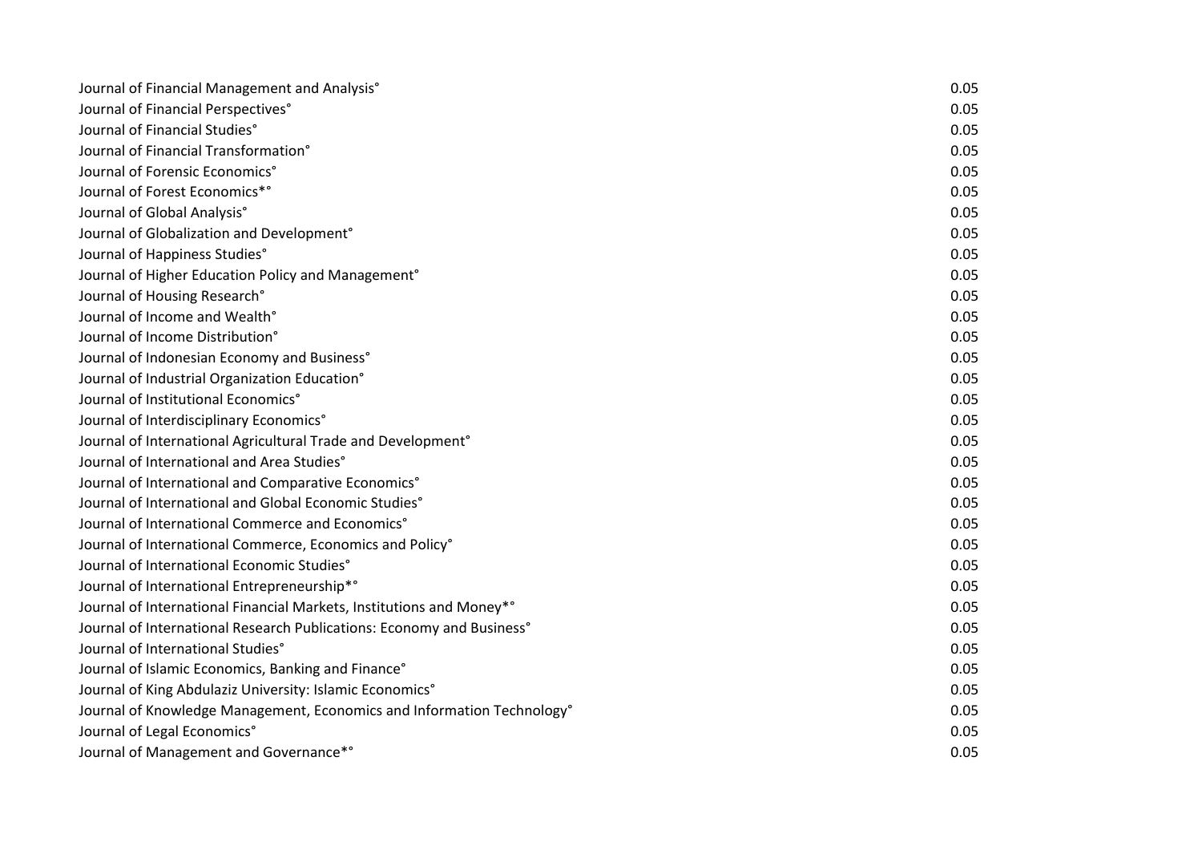| | |
|---|---|
| Journal of Financial Management and Analysis° | 0.05 |
| Journal of Financial Perspectives° | 0.05 |
| Journal of Financial Studies° | 0.05 |
| Journal of Financial Transformation° | 0.05 |
| Journal of Forensic Economics° | 0.05 |
| Journal of Forest Economics*° | 0.05 |
| Journal of Global Analysis° | 0.05 |
| Journal of Globalization and Development° | 0.05 |
| Journal of Happiness Studies° | 0.05 |
| Journal of Higher Education Policy and Management° | 0.05 |
| Journal of Housing Research° | 0.05 |
| Journal of Income and Wealth° | 0.05 |
| Journal of Income Distribution° | 0.05 |
| Journal of Indonesian Economy and Business° | 0.05 |
| Journal of Industrial Organization Education° | 0.05 |
| Journal of Institutional Economics° | 0.05 |
| Journal of Interdisciplinary Economics° | 0.05 |
| Journal of International Agricultural Trade and Development° | 0.05 |
| Journal of International and Area Studies° | 0.05 |
| Journal of International and Comparative Economics° | 0.05 |
| Journal of International and Global Economic Studies° | 0.05 |
| Journal of International Commerce and Economics° | 0.05 |
| Journal of International Commerce, Economics and Policy° | 0.05 |
| Journal of International Economic Studies° | 0.05 |
| Journal of International Entrepreneurship*° | 0.05 |
| Journal of International Financial Markets, Institutions and Money*° | 0.05 |
| Journal of International Research Publications: Economy and Business° | 0.05 |
| Journal of International Studies° | 0.05 |
| Journal of Islamic Economics, Banking and Finance° | 0.05 |
| Journal of King Abdulaziz University: Islamic Economics° | 0.05 |
| Journal of Knowledge Management, Economics and Information Technology° | 0.05 |
| Journal of Legal Economics° | 0.05 |
| Journal of Management and Governance*° | 0.05 |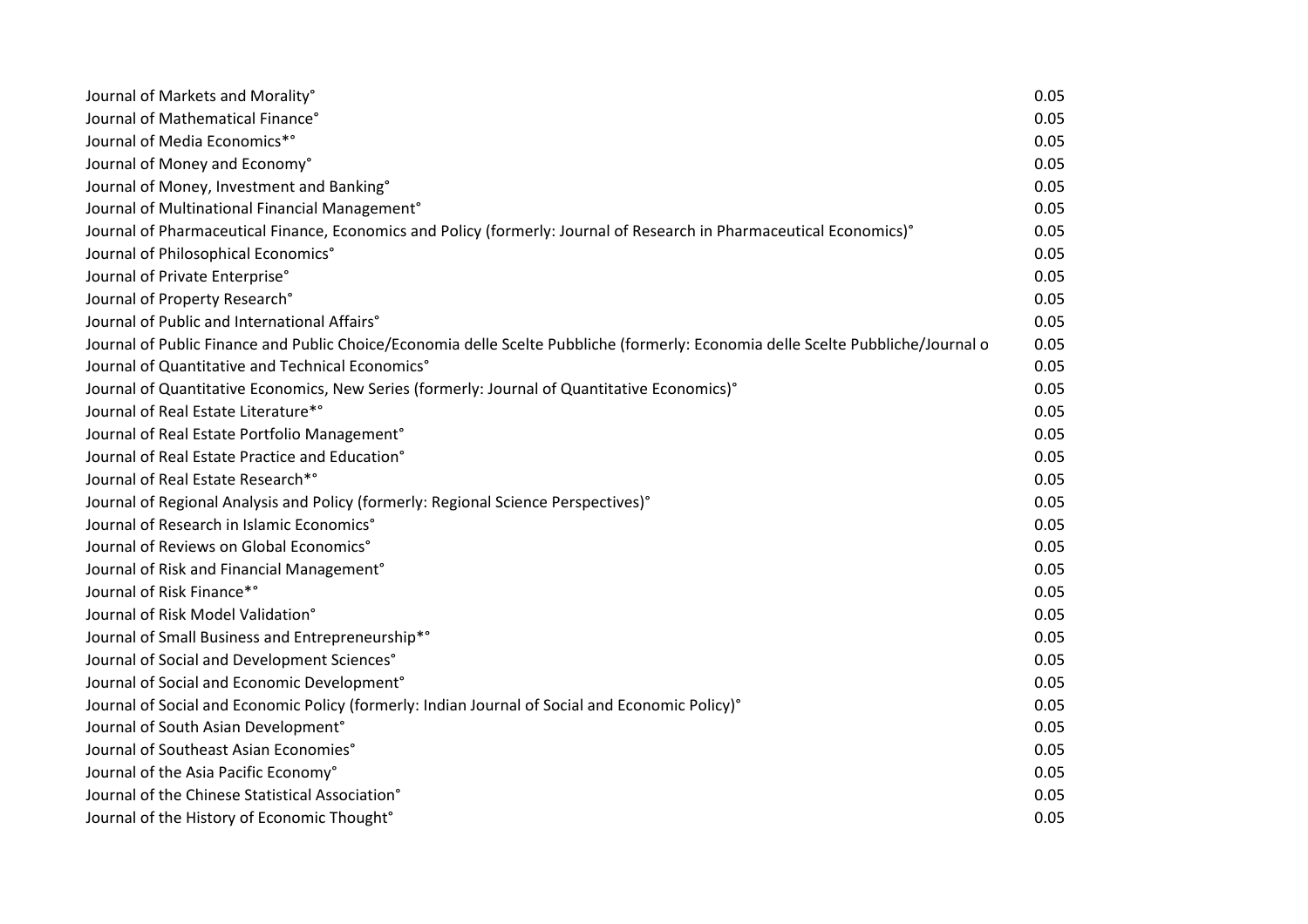| | |
|---|---|
| Journal of Markets and Morality° | 0.05 |
| Journal of Mathematical Finance° | 0.05 |
| Journal of Media Economics*° | 0.05 |
| Journal of Money and Economy° | 0.05 |
| Journal of Money, Investment and Banking° | 0.05 |
| Journal of Multinational Financial Management° | 0.05 |
| Journal of Pharmaceutical Finance, Economics and Policy (formerly: Journal of Research in Pharmaceutical Economics)° | 0.05 |
| Journal of Philosophical Economics° | 0.05 |
| Journal of Private Enterprise° | 0.05 |
| Journal of Property Research° | 0.05 |
| Journal of Public and International Affairs° | 0.05 |
| Journal of Public Finance and Public Choice/Economia delle Scelte Pubbliche (formerly: Economia delle Scelte Pubbliche/Journal o | 0.05 |
| Journal of Quantitative and Technical Economics° | 0.05 |
| Journal of Quantitative Economics, New Series (formerly: Journal of Quantitative Economics)° | 0.05 |
| Journal of Real Estate Literature*° | 0.05 |
| Journal of Real Estate Portfolio Management° | 0.05 |
| Journal of Real Estate Practice and Education° | 0.05 |
| Journal of Real Estate Research*° | 0.05 |
| Journal of Regional Analysis and Policy (formerly: Regional Science Perspectives)° | 0.05 |
| Journal of Research in Islamic Economics° | 0.05 |
| Journal of Reviews on Global Economics° | 0.05 |
| Journal of Risk and Financial Management° | 0.05 |
| Journal of Risk Finance*° | 0.05 |
| Journal of Risk Model Validation° | 0.05 |
| Journal of Small Business and Entrepreneurship*° | 0.05 |
| Journal of Social and Development Sciences° | 0.05 |
| Journal of Social and Economic Development° | 0.05 |
| Journal of Social and Economic Policy (formerly: Indian Journal of Social and Economic Policy)° | 0.05 |
| Journal of South Asian Development° | 0.05 |
| Journal of Southeast Asian Economies° | 0.05 |
| Journal of the Asia Pacific Economy° | 0.05 |
| Journal of the Chinese Statistical Association° | 0.05 |
| Journal of the History of Economic Thought° | 0.05 |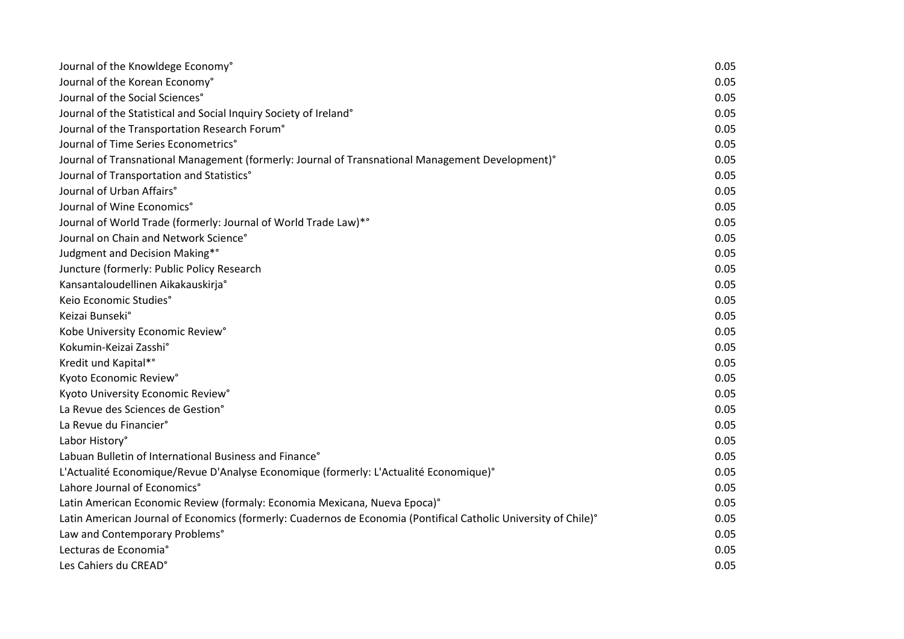| | |
|---|---|
| Journal of the Knowldege Economy° | 0.05 |
| Journal of the Korean Economy° | 0.05 |
| Journal of the Social Sciences° | 0.05 |
| Journal of the Statistical and Social Inquiry Society of Ireland° | 0.05 |
| Journal of the Transportation Research Forum° | 0.05 |
| Journal of Time Series Econometrics° | 0.05 |
| Journal of Transnational Management (formerly: Journal of Transnational Management Development)° | 0.05 |
| Journal of Transportation and Statistics° | 0.05 |
| Journal of Urban Affairs° | 0.05 |
| Journal of Wine Economics° | 0.05 |
| Journal of World Trade (formerly: Journal of World Trade Law)*° | 0.05 |
| Journal on Chain and Network Science° | 0.05 |
| Judgment and Decision Making*° | 0.05 |
| Juncture (formerly: Public Policy Research | 0.05 |
| Kansantaloudellinen Aikakauskirja° | 0.05 |
| Keio Economic Studies° | 0.05 |
| Keizai Bunseki° | 0.05 |
| Kobe University Economic Review° | 0.05 |
| Kokumin-Keizai Zasshi° | 0.05 |
| Kredit und Kapital*° | 0.05 |
| Kyoto Economic Review° | 0.05 |
| Kyoto University Economic Review° | 0.05 |
| La Revue des Sciences de Gestion° | 0.05 |
| La Revue du Financier° | 0.05 |
| Labor History° | 0.05 |
| Labuan Bulletin of International Business and Finance° | 0.05 |
| L'Actualité Economique/Revue D'Analyse Economique (formerly: L'Actualité Economique)° | 0.05 |
| Lahore Journal of Economics° | 0.05 |
| Latin American Economic Review (formaly: Economia Mexicana, Nueva Epoca)° | 0.05 |
| Latin American Journal of Economics (formerly: Cuadernos de Economia (Pontifical Catholic University of Chile)° | 0.05 |
| Law and Contemporary Problems° | 0.05 |
| Lecturas de Economia° | 0.05 |
| Les Cahiers du CREAD° | 0.05 |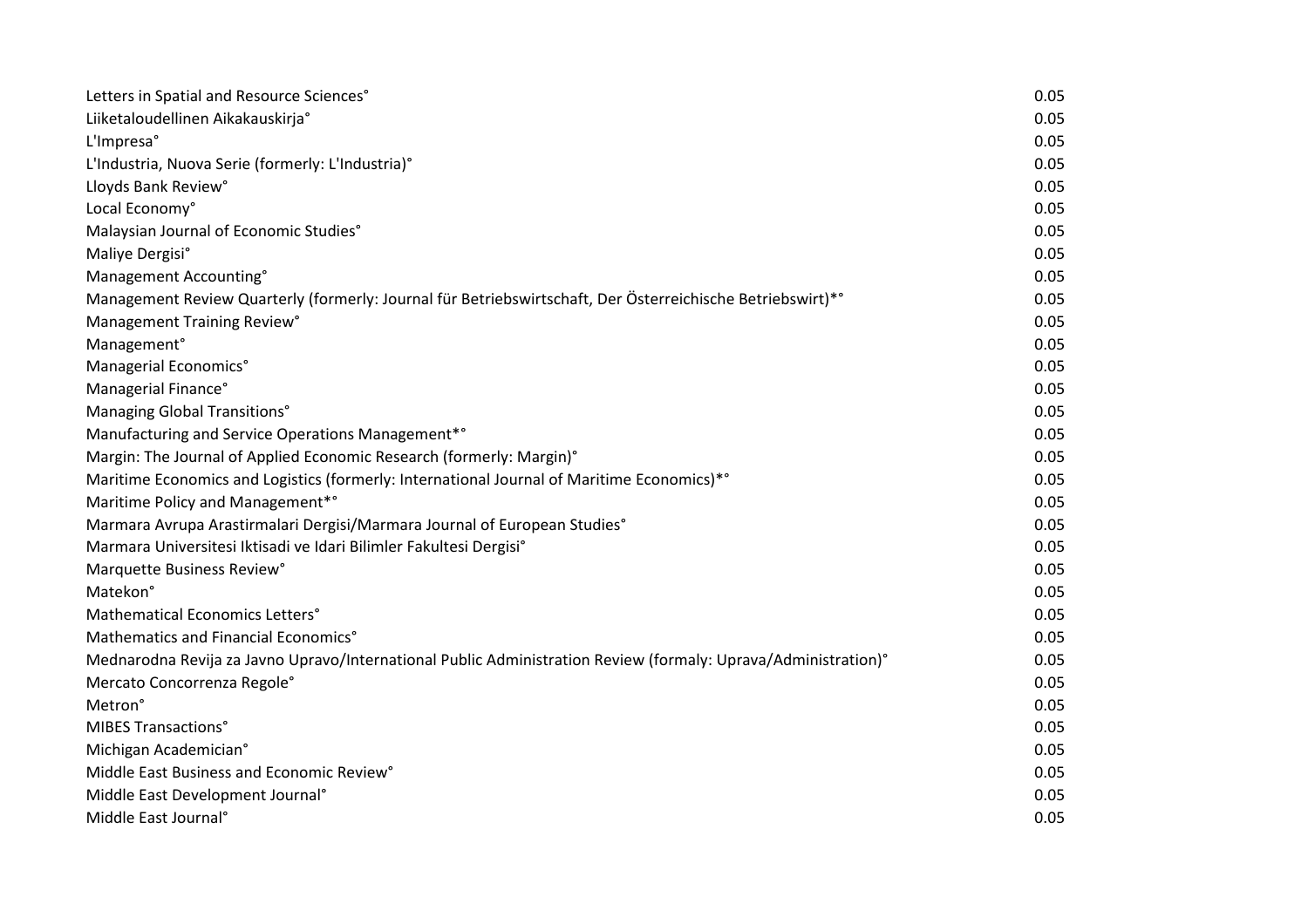| | |
|---|---|
| Letters in Spatial and Resource Sciences° | 0.05 |
| Liiketaloudellinen Aikakauskirja° | 0.05 |
| L'Impresa° | 0.05 |
| L'Industria, Nuova Serie (formerly: L'Industria)° | 0.05 |
| Lloyds Bank Review° | 0.05 |
| Local Economy° | 0.05 |
| Malaysian Journal of Economic Studies° | 0.05 |
| Maliye Dergisi° | 0.05 |
| Management Accounting° | 0.05 |
| Management Review Quarterly (formerly: Journal für Betriebswirtschaft, Der Österreichische Betriebswirt)*° | 0.05 |
| Management Training Review° | 0.05 |
| Management° | 0.05 |
| Managerial Economics° | 0.05 |
| Managerial Finance° | 0.05 |
| Managing Global Transitions° | 0.05 |
| Manufacturing and Service Operations Management*° | 0.05 |
| Margin: The Journal of Applied Economic Research (formerly: Margin)° | 0.05 |
| Maritime Economics and Logistics (formerly: International Journal of Maritime Economics)*° | 0.05 |
| Maritime Policy and Management*° | 0.05 |
| Marmara Avrupa Arastirmalari Dergisi/Marmara Journal of European Studies° | 0.05 |
| Marmara Universitesi Iktisadi ve Idari Bilimler Fakultesi Dergisi° | 0.05 |
| Marquette Business Review° | 0.05 |
| Matekon° | 0.05 |
| Mathematical Economics Letters° | 0.05 |
| Mathematics and Financial Economics° | 0.05 |
| Mednarodna Revija za Javno Upravo/International Public Administration Review (formaly: Uprava/Administration)° | 0.05 |
| Mercato Concorrenza Regole° | 0.05 |
| Metron° | 0.05 |
| MIBES Transactions° | 0.05 |
| Michigan Academician° | 0.05 |
| Middle East Business and Economic Review° | 0.05 |
| Middle East Development Journal° | 0.05 |
| Middle East Journal° | 0.05 |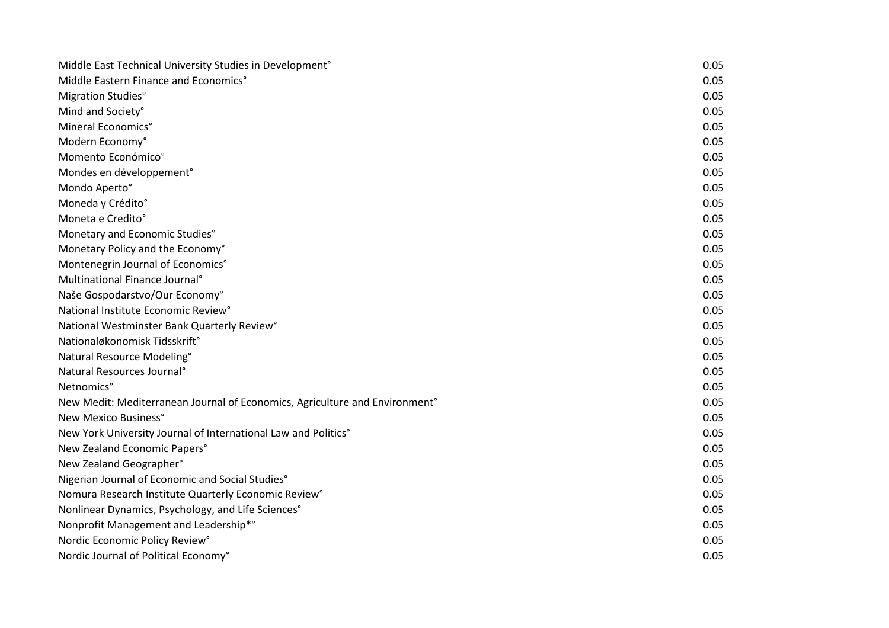| | |
|---|---|
| Middle East Technical University Studies in Development° | 0.05 |
| Middle Eastern Finance and Economics° | 0.05 |
| Migration Studies° | 0.05 |
| Mind and Society° | 0.05 |
| Mineral Economics° | 0.05 |
| Modern Economy° | 0.05 |
| Momento Económico° | 0.05 |
| Mondes en développement° | 0.05 |
| Mondo Aperto° | 0.05 |
| Moneda y Crédito° | 0.05 |
| Moneta e Credito° | 0.05 |
| Monetary and Economic Studies° | 0.05 |
| Monetary Policy and the Economy° | 0.05 |
| Montenegrin Journal of Economics° | 0.05 |
| Multinational Finance Journal° | 0.05 |
| Naše Gospodarstvo/Our Economy° | 0.05 |
| National Institute Economic Review° | 0.05 |
| National Westminster Bank Quarterly Review° | 0.05 |
| Nationaløkonomisk Tidsskrift° | 0.05 |
| Natural Resource Modeling° | 0.05 |
| Natural Resources Journal° | 0.05 |
| Netnomics° | 0.05 |
| New Medit: Mediterranean Journal of Economics, Agriculture and Environment° | 0.05 |
| New Mexico Business° | 0.05 |
| New York University Journal of International Law and Politics° | 0.05 |
| New Zealand Economic Papers° | 0.05 |
| New Zealand Geographer° | 0.05 |
| Nigerian Journal of Economic and Social Studies° | 0.05 |
| Nomura Research Institute Quarterly Economic Review° | 0.05 |
| Nonlinear Dynamics, Psychology, and Life Sciences° | 0.05 |
| Nonprofit Management and Leadership*° | 0.05 |
| Nordic Economic Policy Review° | 0.05 |
| Nordic Journal of Political Economy° | 0.05 |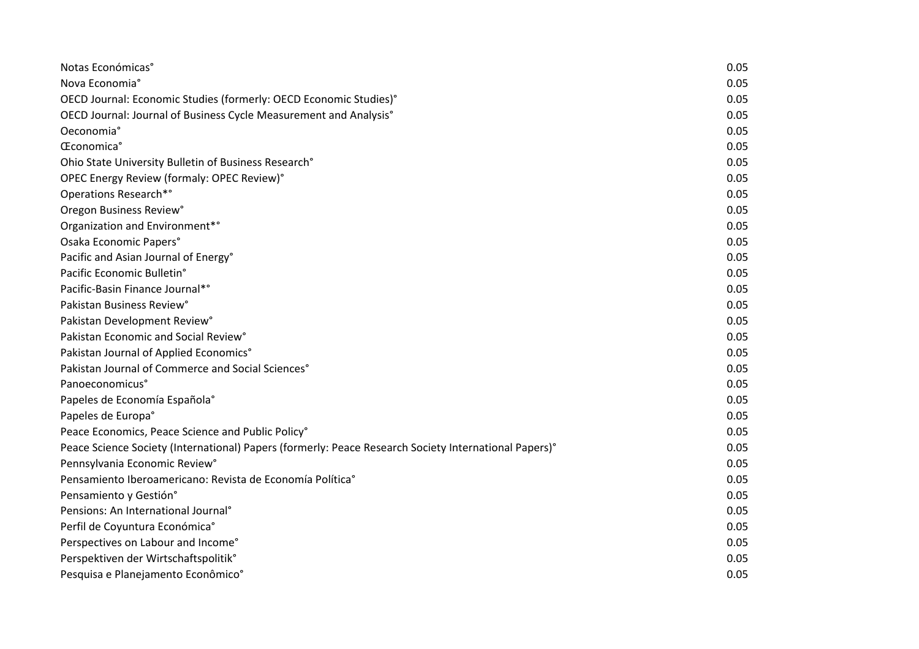| | |
|---|---|
| Notas Económicas° | 0.05 |
| Nova Economia° | 0.05 |
| OECD Journal: Economic Studies (formerly: OECD Economic Studies)° | 0.05 |
| OECD Journal: Journal of Business Cycle Measurement and Analysis° | 0.05 |
| Oeconomia° | 0.05 |
| Œconomica° | 0.05 |
| Ohio State University Bulletin of Business Research° | 0.05 |
| OPEC Energy Review (formaly: OPEC Review)° | 0.05 |
| Operations Research*° | 0.05 |
| Oregon Business Review° | 0.05 |
| Organization and Environment*° | 0.05 |
| Osaka Economic Papers° | 0.05 |
| Pacific and Asian Journal of Energy° | 0.05 |
| Pacific Economic Bulletin° | 0.05 |
| Pacific-Basin Finance Journal*° | 0.05 |
| Pakistan Business Review° | 0.05 |
| Pakistan Development Review° | 0.05 |
| Pakistan Economic and Social Review° | 0.05 |
| Pakistan Journal of Applied Economics° | 0.05 |
| Pakistan Journal of Commerce and Social Sciences° | 0.05 |
| Panoeconomicus° | 0.05 |
| Papeles de Economía Española° | 0.05 |
| Papeles de Europa° | 0.05 |
| Peace Economics, Peace Science and Public Policy° | 0.05 |
| Peace Science Society (International) Papers (formerly: Peace Research Society International Papers)° | 0.05 |
| Pennsylvania Economic Review° | 0.05 |
| Pensamiento Iberoamericano: Revista de Economía Política° | 0.05 |
| Pensamiento y Gestión° | 0.05 |
| Pensions: An International Journal° | 0.05 |
| Perfil de Coyuntura Económica° | 0.05 |
| Perspectives on Labour and Income° | 0.05 |
| Perspektiven der Wirtschaftspolitik° | 0.05 |
| Pesquisa e Planejamento Econômico° | 0.05 |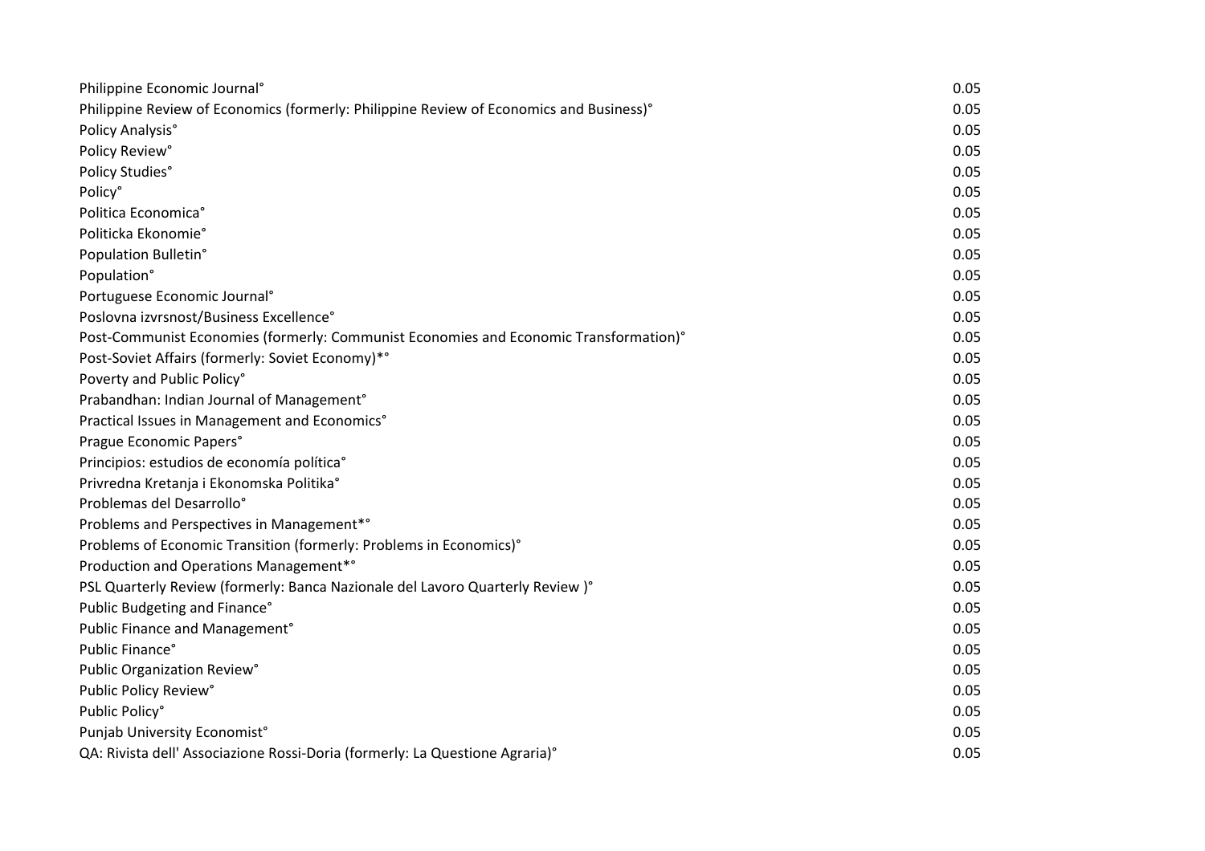| | |
|---|---|
| Philippine Economic Journal° | 0.05 |
| Philippine Review of Economics (formerly: Philippine Review of Economics and Business)° | 0.05 |
| Policy Analysis° | 0.05 |
| Policy Review° | 0.05 |
| Policy Studies° | 0.05 |
| Policy° | 0.05 |
| Politica Economica° | 0.05 |
| Politicka Ekonomie° | 0.05 |
| Population Bulletin° | 0.05 |
| Population° | 0.05 |
| Portuguese Economic Journal° | 0.05 |
| Poslovna izvrsnost/Business Excellence° | 0.05 |
| Post-Communist Economies (formerly: Communist Economies and Economic Transformation)° | 0.05 |
| Post-Soviet Affairs (formerly: Soviet Economy)*° | 0.05 |
| Poverty and Public Policy° | 0.05 |
| Prabandhan: Indian Journal of Management° | 0.05 |
| Practical Issues in Management and Economics° | 0.05 |
| Prague Economic Papers° | 0.05 |
| Principios: estudios de economía política° | 0.05 |
| Privredna Kretanja i Ekonomska Politika° | 0.05 |
| Problemas del Desarrollo° | 0.05 |
| Problems and Perspectives in Management*° | 0.05 |
| Problems of Economic Transition (formerly: Problems in Economics)° | 0.05 |
| Production and Operations Management*° | 0.05 |
| PSL Quarterly Review (formerly: Banca Nazionale del Lavoro Quarterly Review )° | 0.05 |
| Public Budgeting and Finance° | 0.05 |
| Public Finance and Management° | 0.05 |
| Public Finance° | 0.05 |
| Public Organization Review° | 0.05 |
| Public Policy Review° | 0.05 |
| Public Policy° | 0.05 |
| Punjab University Economist° | 0.05 |
| QA: Rivista dell' Associazione Rossi-Doria (formerly: La Questione Agraria)° | 0.05 |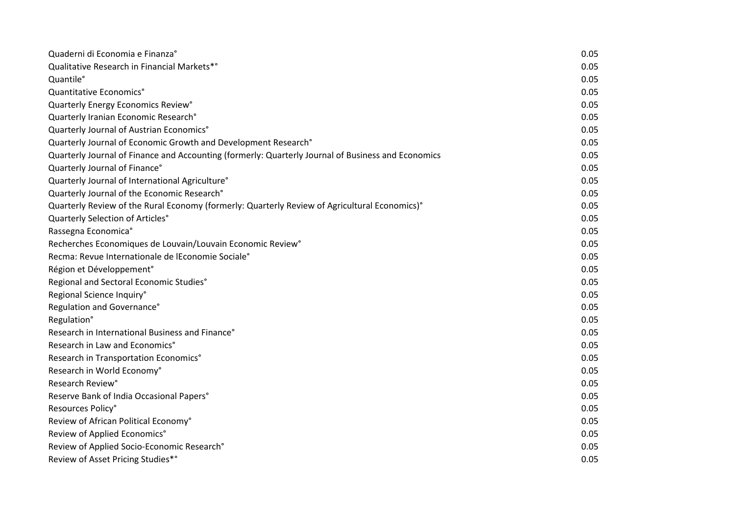| | |
|---|---|
| Quaderni di Economia e Finanza° | 0.05 |
| Qualitative Research in Financial Markets*° | 0.05 |
| Quantile° | 0.05 |
| Quantitative Economics° | 0.05 |
| Quarterly Energy Economics Review° | 0.05 |
| Quarterly Iranian Economic Research° | 0.05 |
| Quarterly Journal of Austrian Economics° | 0.05 |
| Quarterly Journal of Economic Growth and Development Research° | 0.05 |
| Quarterly Journal of Finance and Accounting (formerly: Quarterly Journal of Business and Economics | 0.05 |
| Quarterly Journal of Finance° | 0.05 |
| Quarterly Journal of International Agriculture° | 0.05 |
| Quarterly Journal of the Economic Research° | 0.05 |
| Quarterly Review of the Rural Economy (formerly: Quarterly Review of Agricultural Economics)° | 0.05 |
| Quarterly Selection of Articles° | 0.05 |
| Rassegna Economica° | 0.05 |
| Recherches Economiques de Louvain/Louvain Economic Review° | 0.05 |
| Recma: Revue Internationale de lEconomie Sociale° | 0.05 |
| Région et Développement° | 0.05 |
| Regional and Sectoral Economic Studies° | 0.05 |
| Regional Science Inquiry° | 0.05 |
| Regulation and Governance° | 0.05 |
| Regulation° | 0.05 |
| Research in International Business and Finance° | 0.05 |
| Research in Law and Economics° | 0.05 |
| Research in Transportation Economics° | 0.05 |
| Research in World Economy° | 0.05 |
| Research Review° | 0.05 |
| Reserve Bank of India Occasional Papers° | 0.05 |
| Resources Policy° | 0.05 |
| Review of African Political Economy° | 0.05 |
| Review of Applied Economics° | 0.05 |
| Review of Applied Socio-Economic Research° | 0.05 |
| Review of Asset Pricing Studies*° | 0.05 |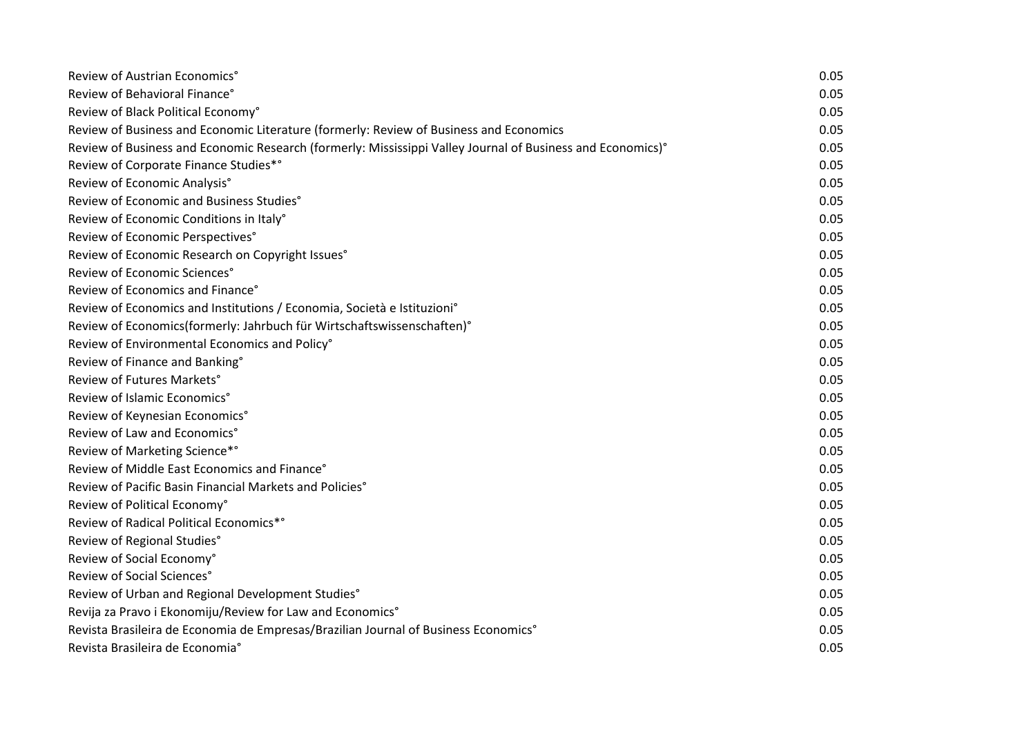| | |
|---|---|
| Review of Austrian Economics° | 0.05 |
| Review of Behavioral Finance° | 0.05 |
| Review of Black Political Economy° | 0.05 |
| Review of Business and Economic Literature (formerly: Review of Business and Economics | 0.05 |
| Review of Business and Economic Research (formerly: Mississippi Valley Journal of Business and Economics)° | 0.05 |
| Review of Corporate Finance Studies*° | 0.05 |
| Review of Economic Analysis° | 0.05 |
| Review of Economic and Business Studies° | 0.05 |
| Review of Economic Conditions in Italy° | 0.05 |
| Review of Economic Perspectives° | 0.05 |
| Review of Economic Research on Copyright Issues° | 0.05 |
| Review of Economic Sciences° | 0.05 |
| Review of Economics and Finance° | 0.05 |
| Review of Economics and Institutions / Economia, Società e Istituzioni° | 0.05 |
| Review of Economics(formerly: Jahrbuch für Wirtschaftswissenschaften)° | 0.05 |
| Review of Environmental Economics and Policy° | 0.05 |
| Review of Finance and Banking° | 0.05 |
| Review of Futures Markets° | 0.05 |
| Review of Islamic Economics° | 0.05 |
| Review of Keynesian Economics° | 0.05 |
| Review of Law and Economics° | 0.05 |
| Review of Marketing Science*° | 0.05 |
| Review of Middle East Economics and Finance° | 0.05 |
| Review of Pacific Basin Financial Markets and Policies° | 0.05 |
| Review of Political Economy° | 0.05 |
| Review of Radical Political Economics*° | 0.05 |
| Review of Regional Studies° | 0.05 |
| Review of Social Economy° | 0.05 |
| Review of Social Sciences° | 0.05 |
| Review of Urban and Regional Development Studies° | 0.05 |
| Revija za Pravo i Ekonomiju/Review for Law and Economics° | 0.05 |
| Revista Brasileira de Economia de Empresas/Brazilian Journal of Business Economics° | 0.05 |
| Revista Brasileira de Economia° | 0.05 |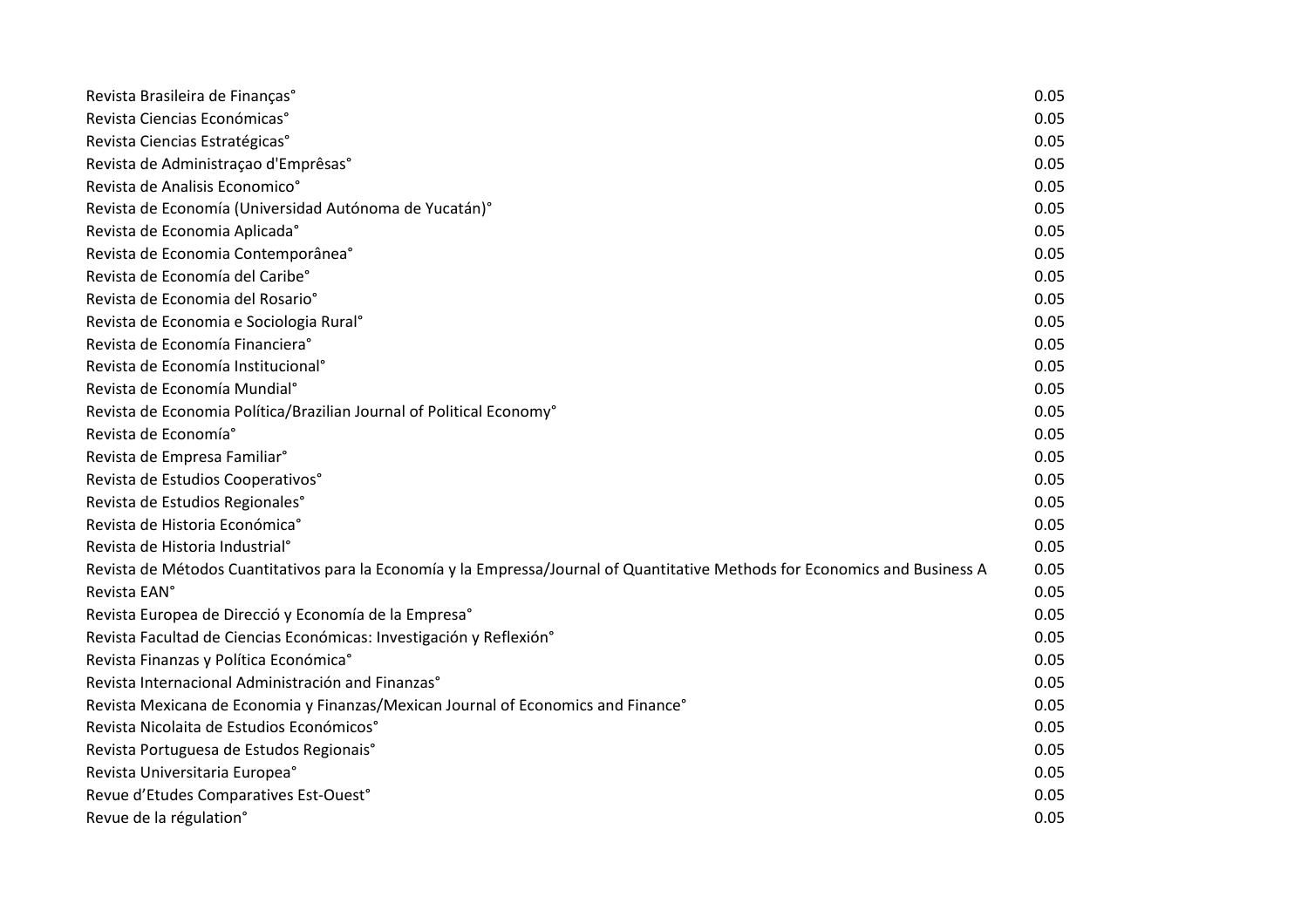| | |
|---|---|
| Revista Brasileira de Finanças° | 0.05 |
| Revista Ciencias Económicas° | 0.05 |
| Revista Ciencias Estratégicas° | 0.05 |
| Revista de Administraçao d'Emprêsas° | 0.05 |
| Revista de Analisis Economico° | 0.05 |
| Revista de Economía (Universidad Autónoma de Yucatán)° | 0.05 |
| Revista de Economia Aplicada° | 0.05 |
| Revista de Economia Contemporânea° | 0.05 |
| Revista de Economía del Caribe° | 0.05 |
| Revista de Economia del Rosario° | 0.05 |
| Revista de Economia e Sociologia Rural° | 0.05 |
| Revista de Economía Financiera° | 0.05 |
| Revista de Economía Institucional° | 0.05 |
| Revista de Economía Mundial° | 0.05 |
| Revista de Economia Política/Brazilian Journal of Political Economy° | 0.05 |
| Revista de Economía° | 0.05 |
| Revista de Empresa Familiar° | 0.05 |
| Revista de Estudios Cooperativos° | 0.05 |
| Revista de Estudios Regionales° | 0.05 |
| Revista de Historia Económica° | 0.05 |
| Revista de Historia Industrial° | 0.05 |
| Revista de Métodos Cuantitativos para la Economía y la Empressa/Journal of Quantitative Methods for Economics and Business A | 0.05 |
| Revista EAN° | 0.05 |
| Revista Europea de Direcció y Economía de la Empresa° | 0.05 |
| Revista Facultad de Ciencias Económicas: Investigación y Reflexión° | 0.05 |
| Revista Finanzas y Política Económica° | 0.05 |
| Revista Internacional Administración and Finanzas° | 0.05 |
| Revista Mexicana de Economia y Finanzas/Mexican Journal of Economics and Finance° | 0.05 |
| Revista Nicolaita de Estudios Económicos° | 0.05 |
| Revista Portuguesa de Estudos Regionais° | 0.05 |
| Revista Universitaria Europea° | 0.05 |
| Revue d'Etudes Comparatives Est-Ouest° | 0.05 |
| Revue de la régulation° | 0.05 |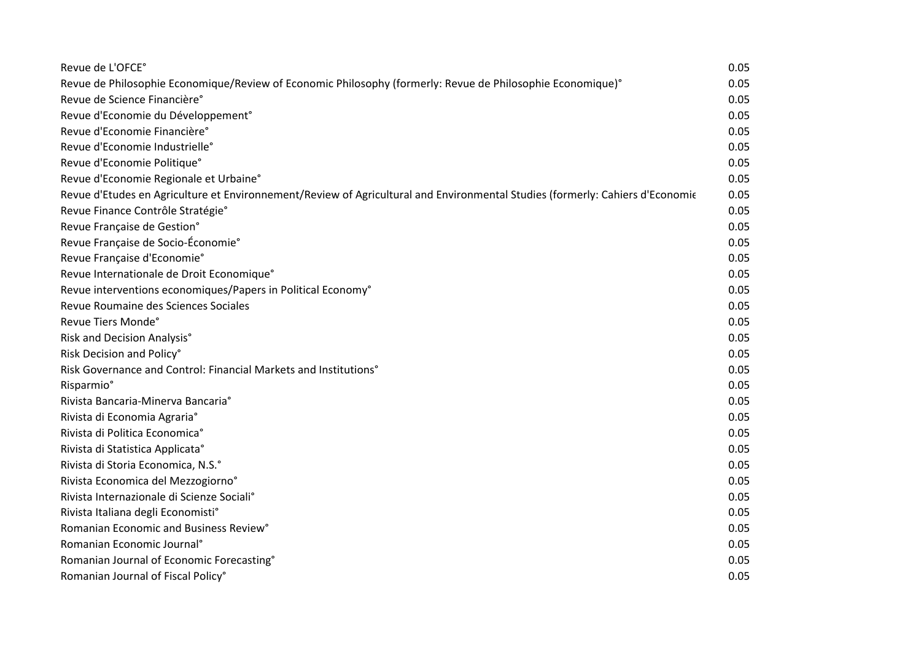| | |
|---|---|
| Revue de L'OFCE° | 0.05 |
| Revue de Philosophie Economique/Review of Economic Philosophy (formerly: Revue de Philosophie Economique)° | 0.05 |
| Revue de Science Financière° | 0.05 |
| Revue d'Economie du Développement° | 0.05 |
| Revue d'Economie Financière° | 0.05 |
| Revue d'Economie Industrielle° | 0.05 |
| Revue d'Economie Politique° | 0.05 |
| Revue d'Economie Regionale et Urbaine° | 0.05 |
| Revue d'Etudes en Agriculture et Environnement/Review of Agricultural and Environmental Studies (formerly: Cahiers d'Economie | 0.05 |
| Revue Finance Contrôle Stratégie° | 0.05 |
| Revue Française de Gestion° | 0.05 |
| Revue Française de Socio-Économie° | 0.05 |
| Revue Française d'Economie° | 0.05 |
| Revue Internationale de Droit Economique° | 0.05 |
| Revue interventions economiques/Papers in Political Economy° | 0.05 |
| Revue Roumaine des Sciences Sociales | 0.05 |
| Revue Tiers Monde° | 0.05 |
| Risk and Decision Analysis° | 0.05 |
| Risk Decision and Policy° | 0.05 |
| Risk Governance and Control: Financial Markets and Institutions° | 0.05 |
| Risparmio° | 0.05 |
| Rivista Bancaria-Minerva Bancaria° | 0.05 |
| Rivista di Economia Agraria° | 0.05 |
| Rivista di Politica Economica° | 0.05 |
| Rivista di Statistica Applicata° | 0.05 |
| Rivista di Storia Economica, N.S.° | 0.05 |
| Rivista Economica del Mezzogiorno° | 0.05 |
| Rivista Internazionale di Scienze Sociali° | 0.05 |
| Rivista Italiana degli Economisti° | 0.05 |
| Romanian Economic and Business Review° | 0.05 |
| Romanian Economic Journal° | 0.05 |
| Romanian Journal of Economic Forecasting° | 0.05 |
| Romanian Journal of Fiscal Policy° | 0.05 |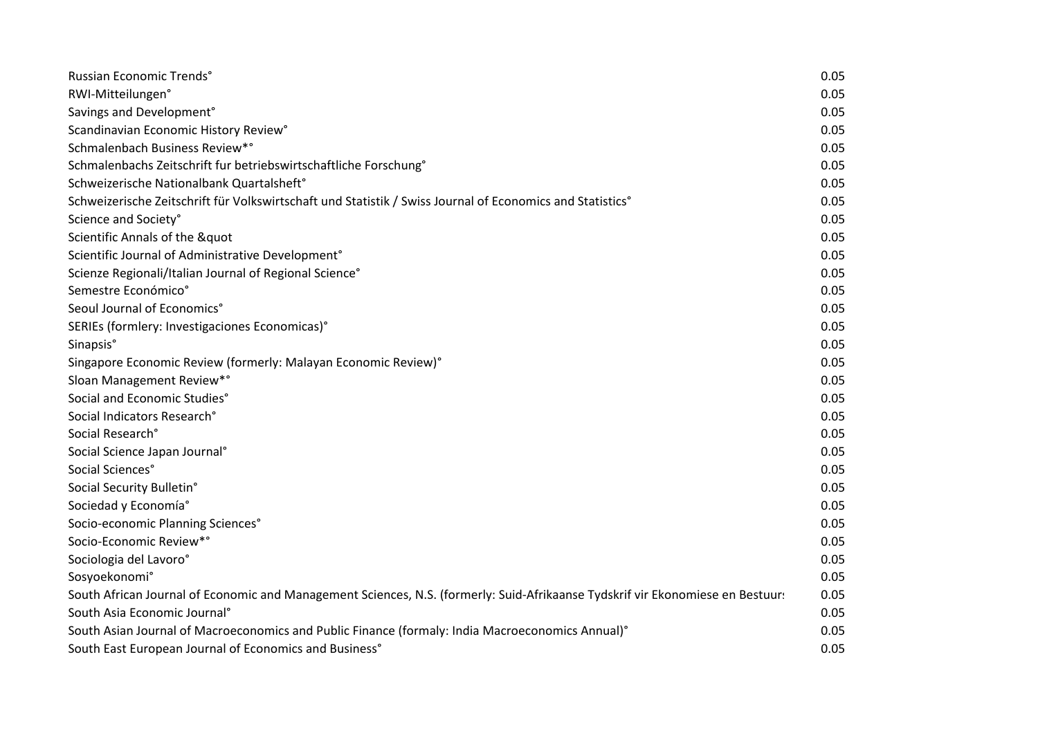| | |
|---|---|
| Russian Economic Trends° | 0.05 |
| RWI-Mitteilungen° | 0.05 |
| Savings and Development° | 0.05 |
| Scandinavian Economic History Review° | 0.05 |
| Schmalenbach Business Review*° | 0.05 |
| Schmalenbachs Zeitschrift fur betriebswirtschaftliche Forschung° | 0.05 |
| Schweizerische Nationalbank Quartalsheft° | 0.05 |
| Schweizerische Zeitschrift für Volkswirtschaft und Statistik / Swiss Journal of Economics and Statistics° | 0.05 |
| Science and Society° | 0.05 |
| Scientific Annals of the &quot | 0.05 |
| Scientific Journal of Administrative Development° | 0.05 |
| Scienze Regionali/Italian Journal of Regional Science° | 0.05 |
| Semestre Económico° | 0.05 |
| Seoul Journal of Economics° | 0.05 |
| SERIEs (formlery: Investigaciones Economicas)° | 0.05 |
| Sinapsis° | 0.05 |
| Singapore Economic Review (formerly: Malayan Economic Review)° | 0.05 |
| Sloan Management Review*° | 0.05 |
| Social and Economic Studies° | 0.05 |
| Social Indicators Research° | 0.05 |
| Social Research° | 0.05 |
| Social Science Japan Journal° | 0.05 |
| Social Sciences° | 0.05 |
| Social Security Bulletin° | 0.05 |
| Sociedad y Economía° | 0.05 |
| Socio-economic Planning Sciences° | 0.05 |
| Socio-Economic Review*° | 0.05 |
| Sociologia del Lavoro° | 0.05 |
| Sosyoekonomi° | 0.05 |
| South African Journal of Economic and Management Sciences, N.S. (formerly: Suid-Afrikaanse Tydskrif vir Ekonomiese en Bestuurs | 0.05 |
| South Asia Economic Journal° | 0.05 |
| South Asian Journal of Macroeconomics and Public Finance (formaly: India Macroeconomics Annual)° | 0.05 |
| South East European Journal of Economics and Business° | 0.05 |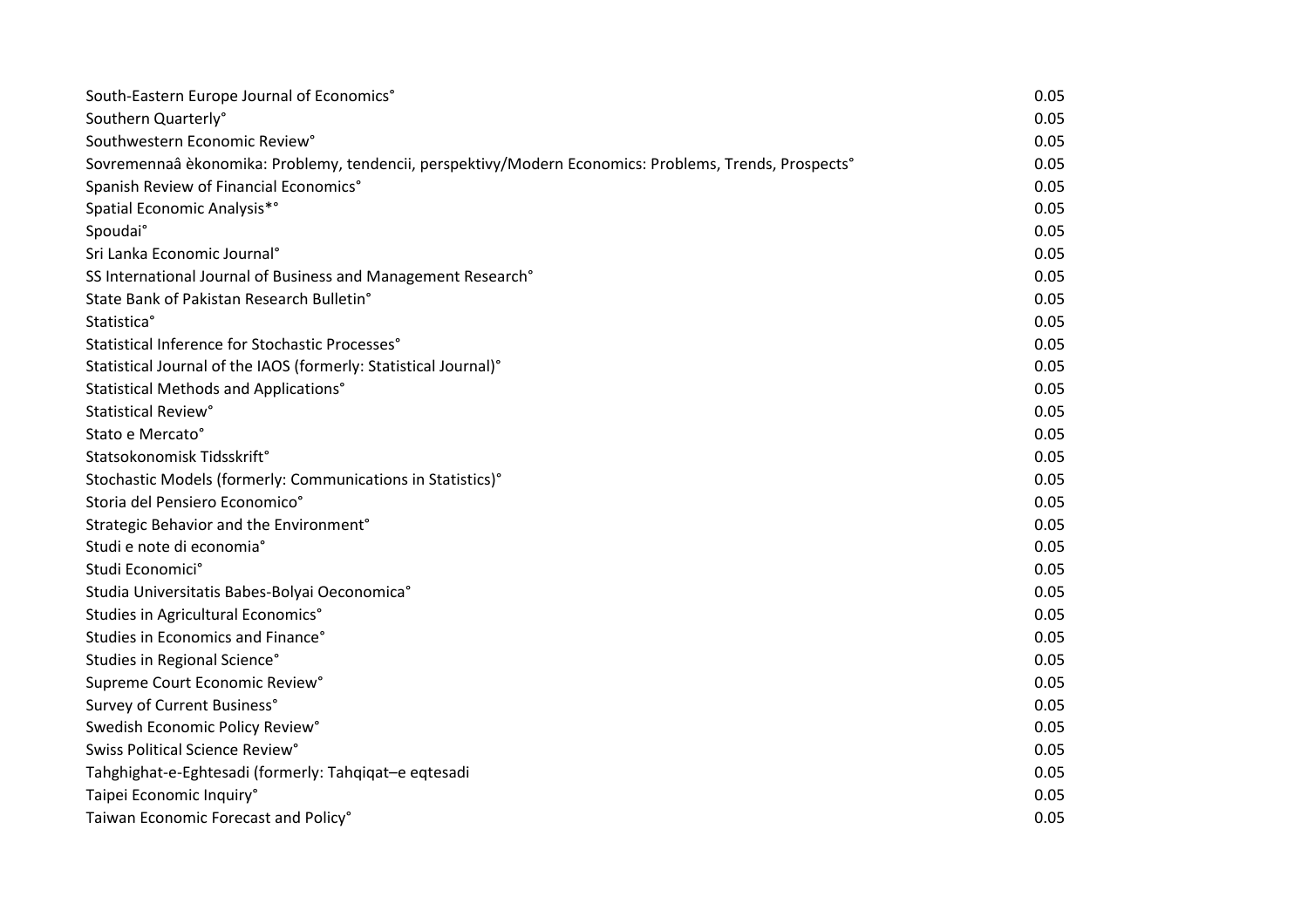| | |
|---|---|
| South-Eastern Europe Journal of Economics° | 0.05 |
| Southern Quarterly° | 0.05 |
| Southwestern Economic Review° | 0.05 |
| Sovremennaâ èkonomika: Problemy, tendencii, perspektivy/Modern Economics: Problems, Trends, Prospects° | 0.05 |
| Spanish Review of Financial Economics° | 0.05 |
| Spatial Economic Analysis*° | 0.05 |
| Spoudai° | 0.05 |
| Sri Lanka Economic Journal° | 0.05 |
| SS International Journal of Business and Management Research° | 0.05 |
| State Bank of Pakistan Research Bulletin° | 0.05 |
| Statistica° | 0.05 |
| Statistical Inference for Stochastic Processes° | 0.05 |
| Statistical Journal of the IAOS (formerly: Statistical Journal)° | 0.05 |
| Statistical Methods and Applications° | 0.05 |
| Statistical Review° | 0.05 |
| Stato e Mercato° | 0.05 |
| Statsokonomisk Tidsskrift° | 0.05 |
| Stochastic Models (formerly: Communications in Statistics)° | 0.05 |
| Storia del Pensiero Economico° | 0.05 |
| Strategic Behavior and the Environment° | 0.05 |
| Studi e note di economia° | 0.05 |
| Studi Economici° | 0.05 |
| Studia Universitatis Babes-Bolyai Oeconomica° | 0.05 |
| Studies in Agricultural Economics° | 0.05 |
| Studies in Economics and Finance° | 0.05 |
| Studies in Regional Science° | 0.05 |
| Supreme Court Economic Review° | 0.05 |
| Survey of Current Business° | 0.05 |
| Swedish Economic Policy Review° | 0.05 |
| Swiss Political Science Review° | 0.05 |
| Tahghighat-e-Eghtesadi (formerly: Tahqiqat–e eqtesadi | 0.05 |
| Taipei Economic Inquiry° | 0.05 |
| Taiwan Economic Forecast and Policy° | 0.05 |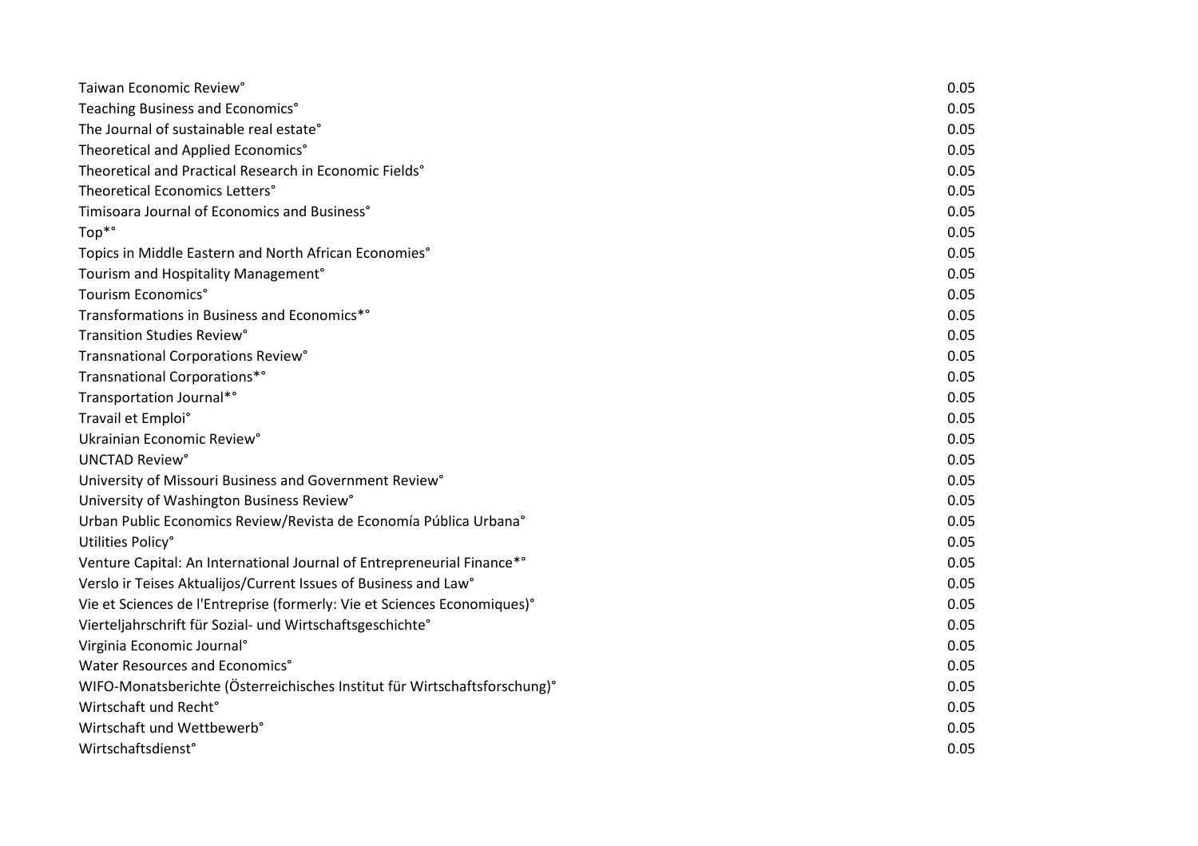| | |
|---|---|
| Taiwan Economic Review° | 0.05 |
| Teaching Business and Economics° | 0.05 |
| The Journal of sustainable real estate° | 0.05 |
| Theoretical and Applied Economics° | 0.05 |
| Theoretical and Practical Research in Economic Fields° | 0.05 |
| Theoretical Economics Letters° | 0.05 |
| Timisoara Journal of Economics and Business° | 0.05 |
| Top*° | 0.05 |
| Topics in Middle Eastern and North African Economies° | 0.05 |
| Tourism and Hospitality Management° | 0.05 |
| Tourism Economics° | 0.05 |
| Transformations in Business and Economics*° | 0.05 |
| Transition Studies Review° | 0.05 |
| Transnational Corporations Review° | 0.05 |
| Transnational Corporations*° | 0.05 |
| Transportation Journal*° | 0.05 |
| Travail et Emploi° | 0.05 |
| Ukrainian Economic Review° | 0.05 |
| UNCTAD Review° | 0.05 |
| University of Missouri Business and Government Review° | 0.05 |
| University of Washington Business Review° | 0.05 |
| Urban Public Economics Review/Revista de Economía Pública Urbana° | 0.05 |
| Utilities Policy° | 0.05 |
| Venture Capital: An International Journal of Entrepreneurial Finance*° | 0.05 |
| Verslo ir Teises Aktualijos/Current Issues of Business and Law° | 0.05 |
| Vie et Sciences de l'Entreprise (formerly: Vie et Sciences Economiques)° | 0.05 |
| Vierteljahrschrift für Sozial- und Wirtschaftsgeschichte° | 0.05 |
| Virginia Economic Journal° | 0.05 |
| Water Resources and Economics° | 0.05 |
| WIFO-Monatsberichte (Österreichisches Institut für Wirtschaftsforschung)° | 0.05 |
| Wirtschaft und Recht° | 0.05 |
| Wirtschaft und Wettbewerb° | 0.05 |
| Wirtschaftsdienst° | 0.05 |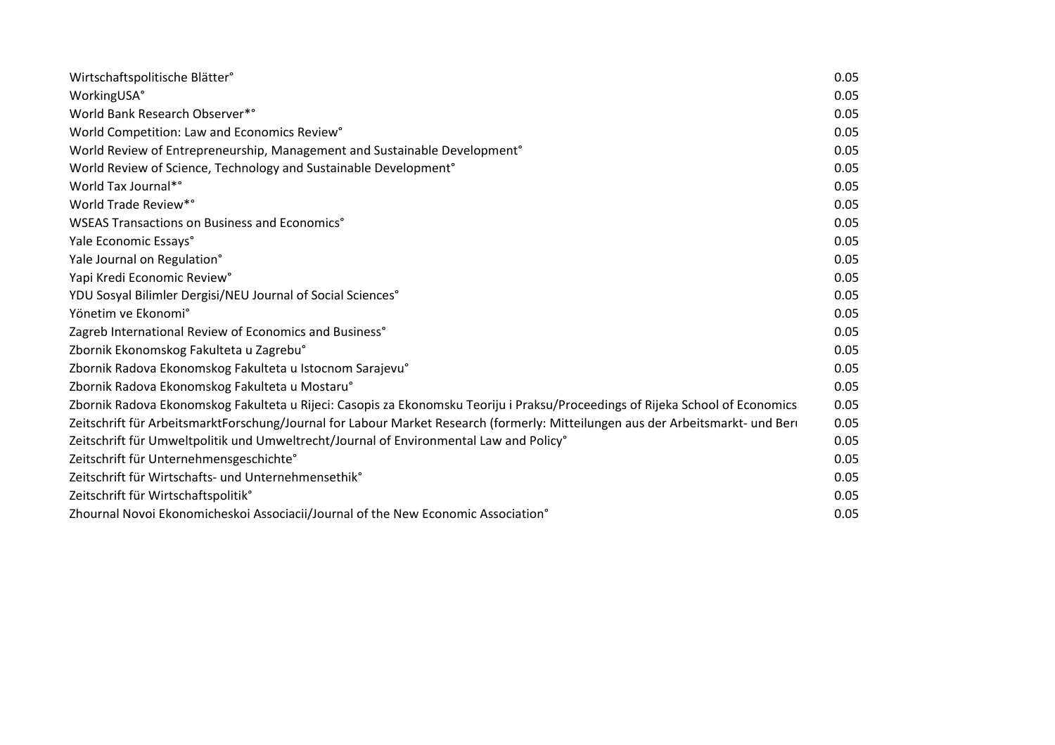| | |
|---|---|
| Wirtschaftspolitische Blätter° | 0.05 |
| WorkingUSA° | 0.05 |
| World Bank Research Observer*° | 0.05 |
| World Competition: Law and Economics Review° | 0.05 |
| World Review of Entrepreneurship, Management and Sustainable Development° | 0.05 |
| World Review of Science, Technology and Sustainable Development° | 0.05 |
| World Tax Journal*° | 0.05 |
| World Trade Review*° | 0.05 |
| WSEAS Transactions on Business and Economics° | 0.05 |
| Yale Economic Essays° | 0.05 |
| Yale Journal on Regulation° | 0.05 |
| Yapi Kredi Economic Review° | 0.05 |
| YDU Sosyal Bilimler Dergisi/NEU Journal of Social Sciences° | 0.05 |
| Yönetim ve Ekonomi° | 0.05 |
| Zagreb International Review of Economics and Business° | 0.05 |
| Zbornik Ekonomskog Fakulteta u Zagrebu° | 0.05 |
| Zbornik Radova Ekonomskog Fakulteta u Istocnom Sarajevu° | 0.05 |
| Zbornik Radova Ekonomskog Fakulteta u Mostaru° | 0.05 |
| Zbornik Radova Ekonomskog Fakulteta u Rijeci: Casopis za Ekonomsku Teoriju i Praksu/Proceedings of Rijeka School of Economics | 0.05 |
| Zeitschrift für ArbeitsmarktForschung/Journal for Labour Market Research (formerly: Mitteilungen aus der Arbeitsmarkt- und Beru | 0.05 |
| Zeitschrift für Umweltpolitik und Umweltrecht/Journal of Environmental Law and Policy° | 0.05 |
| Zeitschrift für Unternehmensgeschichte° | 0.05 |
| Zeitschrift für Wirtschafts- und Unternehmensethik° | 0.05 |
| Zeitschrift für Wirtschaftspolitik° | 0.05 |
| Zhournal Novoi Ekonomicheskoi Associacii/Journal of the New Economic Association° | 0.05 |